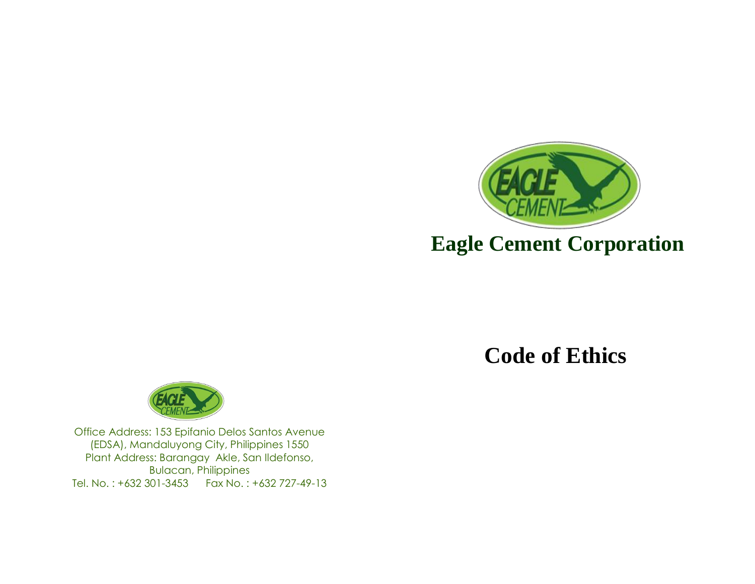# Eagle Cement Corporation

## Code of Ethics

Office Address: 153 Epifanio Delos Santos Avenue (EDSA), Mandaluyong City, Philippines 1550
Plant Address: Barangay Akle, San Ildefonso, Bulacan, Philippines
Tel. No. : +632 301-3453 Fax No. : +632 727-49-13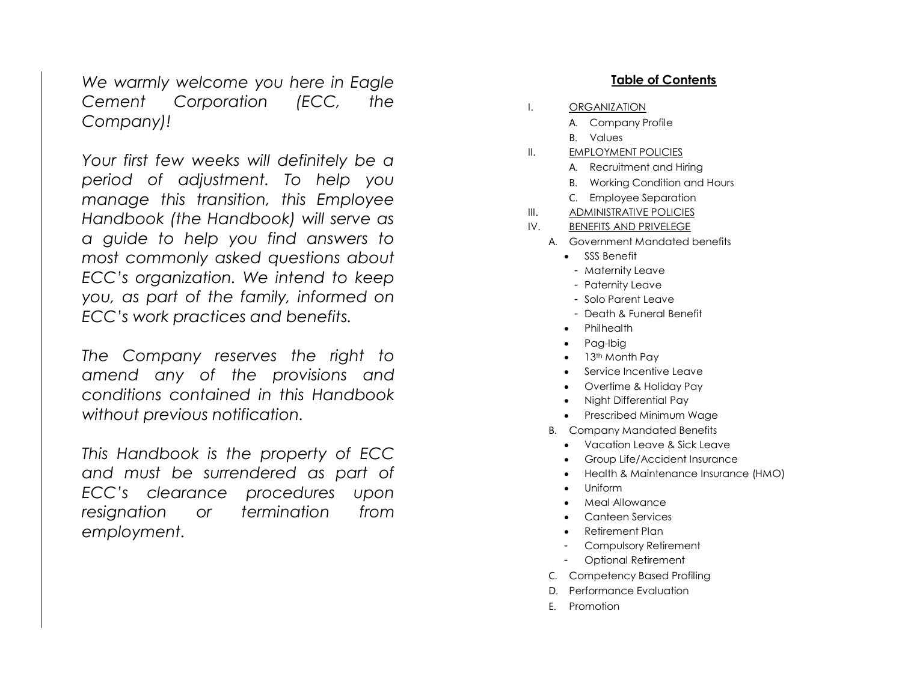*We warmly welcome you here in Eagle Cement Corporation (ECC, the Company)!*

*Your first few weeks will definitely be a period of adjustment. To help you manage this transition, this Employee Handbook (the Handbook) will serve as a guide to help you find answers to most commonly asked questions about ECC's organization. We intend to keep you, as part of the family, informed on ECC's work practices and benefits.*

*The Company reserves the right to amend any of the provisions and conditions contained in this Handbook without previous notification.*

*This Handbook is the property of ECC and must be surrendered as part of ECC's clearance procedures upon resignation or termination from employment.*

## Table of Contents

I. ORGANIZATION
   A. Company Profile
   B. Values

II. EMPLOYMENT POLICIES
   A. Recruitment and Hiring
   B. Working Condition and Hours
   C. Employee Separation

III. ADMINISTRATIVE POLICIES

IV. BENEFITS AND PRIVELEGE
   A. Government Mandated benefits
      - SSS Benefit
         - Maternity Leave
         - Paternity Leave
         - Solo Parent Leave
         - Death & Funeral Benefit
      - Philhealth
      - Pag-Ibig
      - 13th Month Pay
      - Service Incentive Leave
      - Overtime & Holiday Pay
      - Night Differential Pay
      - Prescribed Minimum Wage
   B. Company Mandated Benefits
      - Vacation Leave & Sick Leave
      - Group Life/Accident Insurance
      - Health & Maintenance Insurance (HMO)
      - Uniform
      - Meal Allowance
      - Canteen Services
      - Retirement Plan
         - Compulsory Retirement
         - Optional Retirement
   C. Competency Based Profiling
   D. Performance Evaluation
   E. Promotion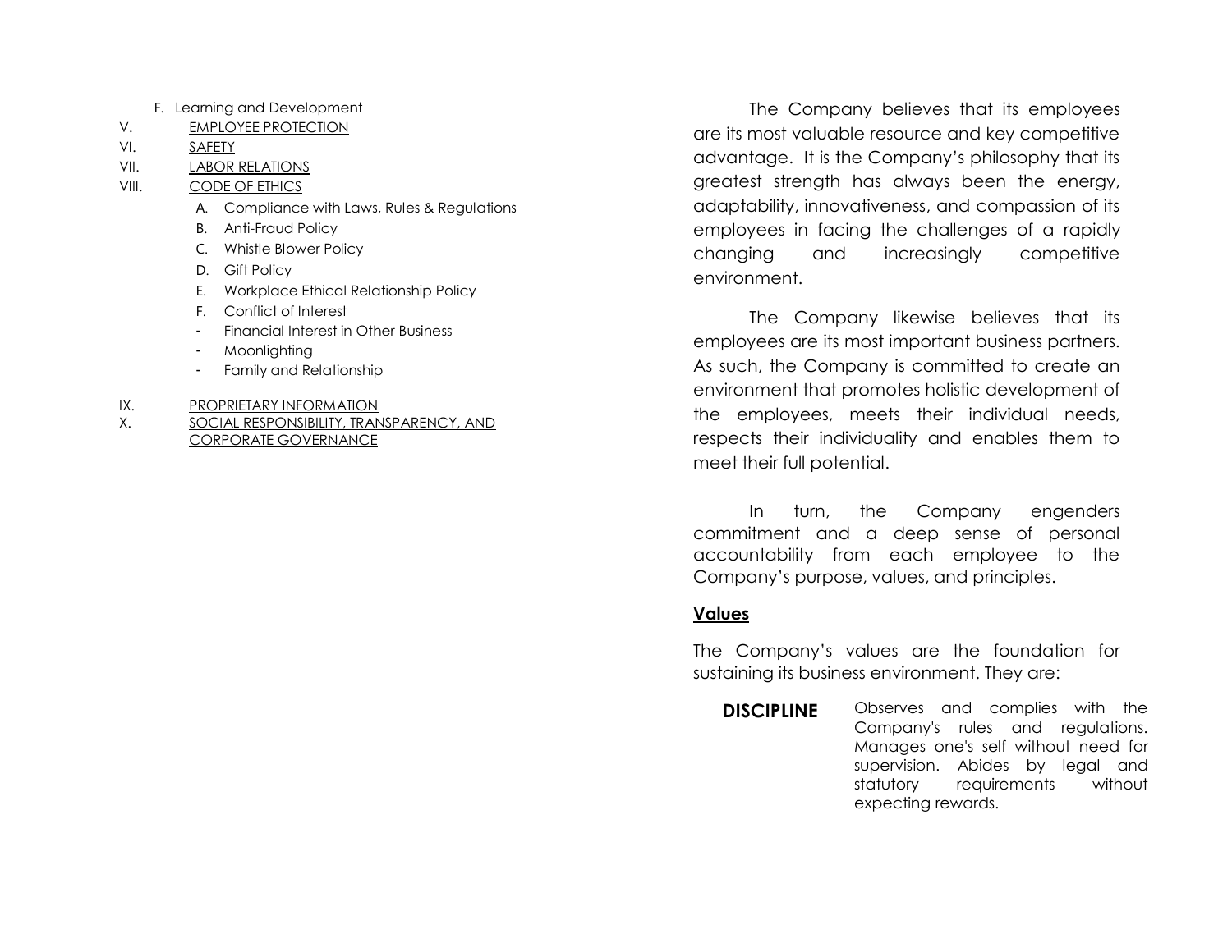F. Learning and Development

V. EMPLOYEE PROTECTION

VI. SAFETY

VII. LABOR RELATIONS

VIII. CODE OF ETHICS

   A. Compliance with Laws, Rules & Regulations
   B. Anti-Fraud Policy
   C. Whistle Blower Policy
   D. Gift Policy
   E. Workplace Ethical Relationship Policy
   F. Conflict of Interest
   - Financial Interest in Other Business
   - Moonlighting
   - Family and Relationship

IX. PROPRIETARY INFORMATION

X. SOCIAL RESPONSIBILITY, TRANSPARENCY, AND CORPORATE GOVERNANCE

The Company believes that its employees are its most valuable resource and key competitive advantage. It is the Company's philosophy that its greatest strength has always been the energy, adaptability, innovativeness, and compassion of its employees in facing the challenges of a rapidly changing and increasingly competitive environment.

The Company likewise believes that its employees are its most important business partners. As such, the Company is committed to create an environment that promotes holistic development of the employees, meets their individual needs, respects their individuality and enables them to meet their full potential.

In turn, the Company engenders commitment and a deep sense of personal accountability from each employee to the Company's purpose, values, and principles.

**Values**

The Company's values are the foundation for sustaining its business environment. They are:

**DISCIPLINE** Observes and complies with the Company's rules and regulations. Manages one's self without need for supervision. Abides by legal and statutory requirements without expecting rewards.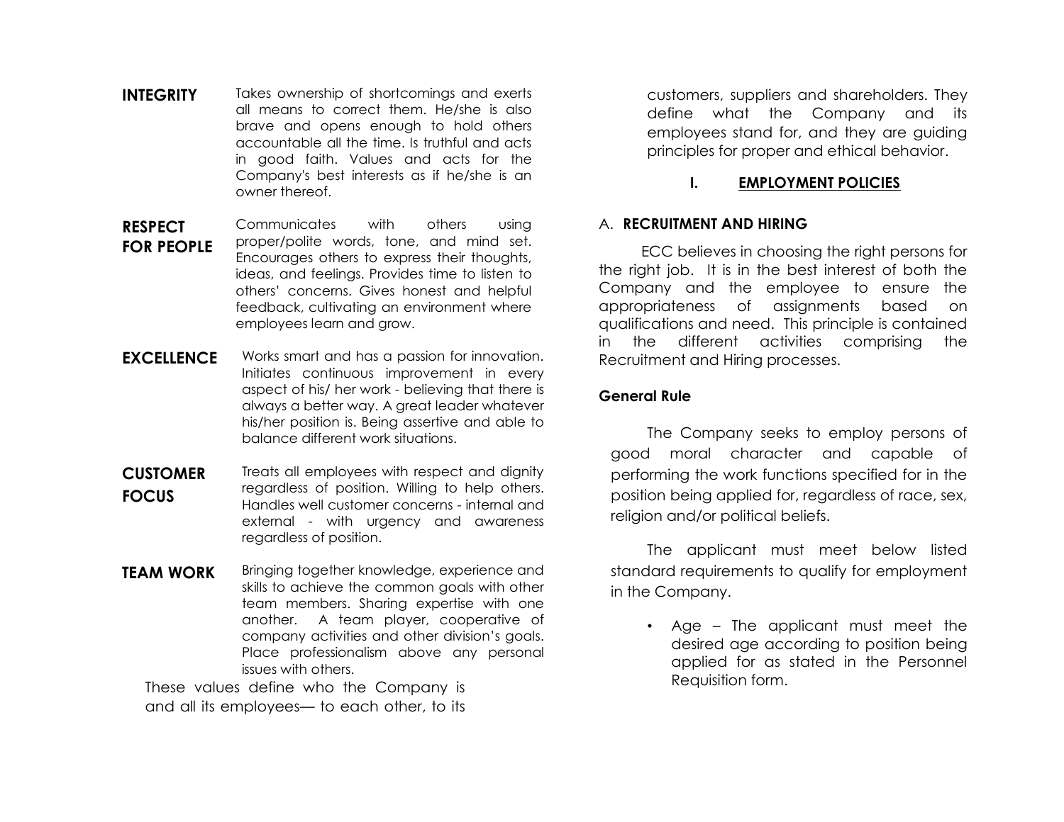**INTEGRITY** Takes ownership of shortcomings and exerts all means to correct them. He/she is also brave and opens enough to hold others accountable all the time. Is truthful and acts in good faith. Values and acts for the Company's best interests as if he/she is an owner thereof.

**RESPECT FOR PEOPLE** Communicates with others using proper/polite words, tone, and mind set. Encourages others to express their thoughts, ideas, and feelings. Provides time to listen to others' concerns. Gives honest and helpful feedback, cultivating an environment where employees learn and grow.

**EXCELLENCE** Works smart and has a passion for innovation. Initiates continuous improvement in every aspect of his/ her work - believing that there is always a better way. A great leader whatever his/her position is. Being assertive and able to balance different work situations.

**CUSTOMER FOCUS** Treats all employees with respect and dignity regardless of position. Willing to help others. Handles well customer concerns - internal and external - with urgency and awareness regardless of position.

**TEAM WORK** Bringing together knowledge, experience and skills to achieve the common goals with other team members. Sharing expertise with one another. A team player, cooperative of company activities and other division's goals. Place professionalism above any personal issues with others.

These values define who the Company is and all its employees— to each other, to its customers, suppliers and shareholders. They define what the Company and its employees stand for, and they are guiding principles for proper and ethical behavior.

## I. EMPLOYMENT POLICIES

### A. RECRUITMENT AND HIRING

ECC believes in choosing the right persons for the right job. It is in the best interest of both the Company and the employee to ensure the appropriateness of assignments based on qualifications and need. This principle is contained in the different activities comprising the Recruitment and Hiring processes.

**General Rule**

The Company seeks to employ persons of good moral character and capable of performing the work functions specified for in the position being applied for, regardless of race, sex, religion and/or political beliefs.

The applicant must meet below listed standard requirements to qualify for employment in the Company.

- Age – The applicant must meet the desired age according to position being applied for as stated in the Personnel Requisition form.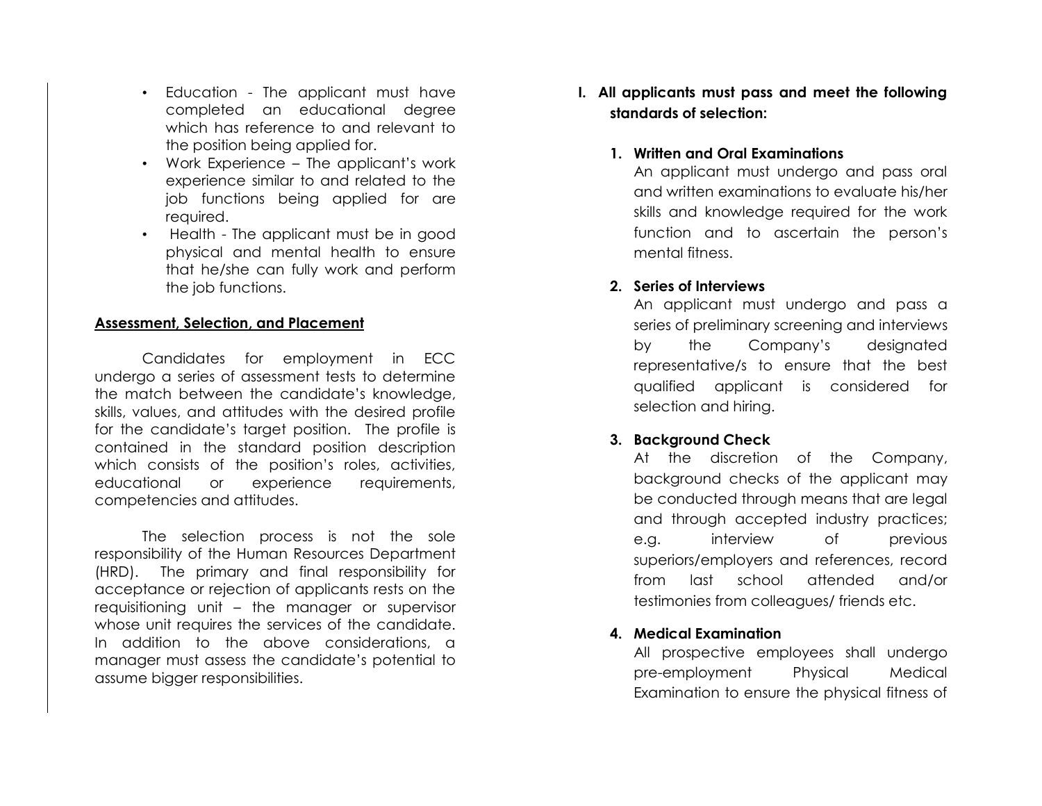- Education - The applicant must have completed an educational degree which has reference to and relevant to the position being applied for.
- Work Experience – The applicant's work experience similar to and related to the job functions being applied for are required.
- Health - The applicant must be in good physical and mental health to ensure that he/she can fully work and perform the job functions.

**<u>Assessment, Selection, and Placement</u>**

Candidates for employment in ECC undergo a series of assessment tests to determine the match between the candidate's knowledge, skills, values, and attitudes with the desired profile for the candidate's target position. The profile is contained in the standard position description which consists of the position's roles, activities, educational or experience requirements, competencies and attitudes.

The selection process is not the sole responsibility of the Human Resources Department (HRD). The primary and final responsibility for acceptance or rejection of applicants rests on the requisitioning unit – the manager or supervisor whose unit requires the services of the candidate. In addition to the above considerations, a manager must assess the candidate's potential to assume bigger responsibilities.

**I. All applicants must pass and meet the following standards of selection:**

1. **Written and Oral Examinations**
   An applicant must undergo and pass oral and written examinations to evaluate his/her skills and knowledge required for the work function and to ascertain the person's mental fitness.

2. **Series of Interviews**
   An applicant must undergo and pass a series of preliminary screening and interviews by the Company's designated representative/s to ensure that the best qualified applicant is considered for selection and hiring.

3. **Background Check**
   At the discretion of the Company, background checks of the applicant may be conducted through means that are legal and through accepted industry practices; e.g. interview of previous superiors/employers and references, record from last school attended and/or testimonies from colleagues/ friends etc.

4. **Medical Examination**
   All prospective employees shall undergo pre-employment Physical Medical Examination to ensure the physical fitness of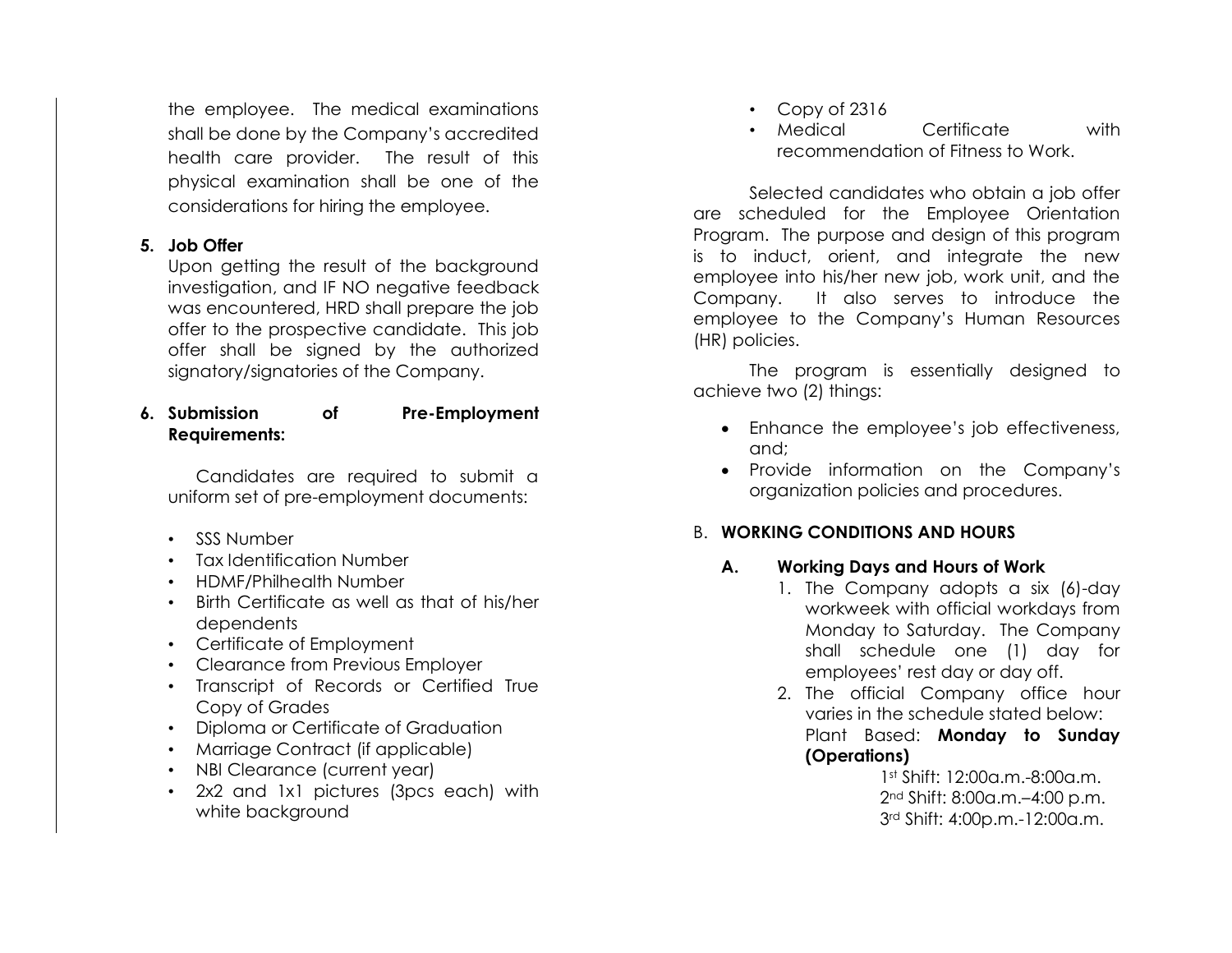the employee. The medical examinations shall be done by the Company's accredited health care provider. The result of this physical examination shall be one of the considerations for hiring the employee.

**5. Job Offer**

Upon getting the result of the background investigation, and IF NO negative feedback was encountered, HRD shall prepare the job offer to the prospective candidate. This job offer shall be signed by the authorized signatory/signatories of the Company.

**6. Submission of Pre-Employment Requirements:**

Candidates are required to submit a uniform set of pre-employment documents:

- SSS Number
- Tax Identification Number
- HDMF/Philhealth Number
- Birth Certificate as well as that of his/her dependents
- Certificate of Employment
- Clearance from Previous Employer
- Transcript of Records or Certified True Copy of Grades
- Diploma or Certificate of Graduation
- Marriage Contract (if applicable)
- NBI Clearance (current year)
- 2x2 and 1x1 pictures (3pcs each) with white background
- Copy of 2316
- Medical Certificate with recommendation of Fitness to Work.

Selected candidates who obtain a job offer are scheduled for the Employee Orientation Program. The purpose and design of this program is to induct, orient, and integrate the new employee into his/her new job, work unit, and the Company. It also serves to introduce the employee to the Company's Human Resources (HR) policies.

The program is essentially designed to achieve two (2) things:

- Enhance the employee's job effectiveness, and;
- Provide information on the Company's organization policies and procedures.

## B. WORKING CONDITIONS AND HOURS

### A. Working Days and Hours of Work

1. The Company adopts a six (6)-day workweek with official workdays from Monday to Saturday. The Company shall schedule one (1) day for employees' rest day or day off.
2. The official Company office hour varies in the schedule stated below:

   Plant Based: **Monday to Sunday (Operations)**

   1st Shift: 12:00a.m.-8:00a.m.
   2nd Shift: 8:00a.m.–4:00 p.m.
   3rd Shift: 4:00p.m.-12:00a.m.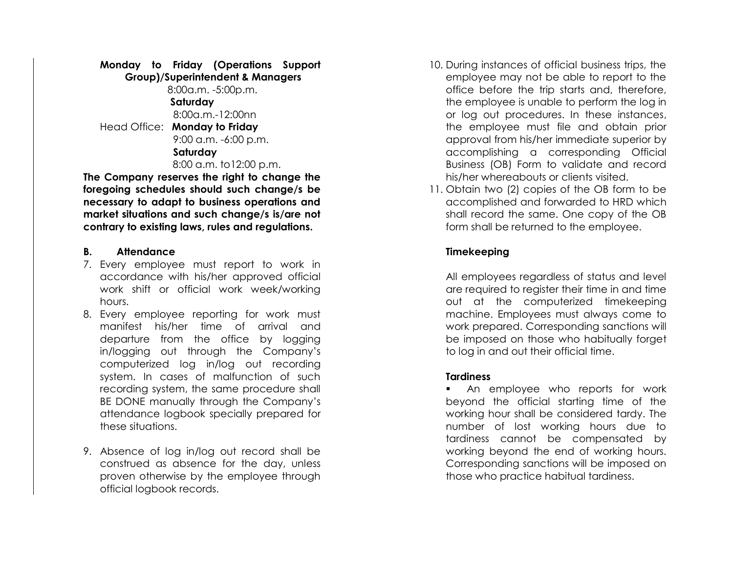**Monday to Friday (Operations Support Group)/Superintendent & Managers**

8:00a.m. -5:00p.m.

**Saturday**

8:00a.m.-12:00nn

Head Office: **Monday to Friday**

9:00 a.m. -6:00 p.m.

**Saturday**

8:00 a.m. to12:00 p.m.

**The Company reserves the right to change the foregoing schedules should such change/s be necessary to adapt to business operations and market situations and such change/s is/are not contrary to existing laws, rules and regulations.**

**B. Attendance**

7. Every employee must report to work in accordance with his/her approved official work shift or official work week/working hours.
8. Every employee reporting for work must manifest his/her time of arrival and departure from the office by logging in/logging out through the Company's computerized log in/log out recording system. In cases of malfunction of such recording system, the same procedure shall BE DONE manually through the Company's attendance logbook specially prepared for these situations.
9. Absence of log in/log out record shall be construed as absence for the day, unless proven otherwise by the employee through official logbook records.
10. During instances of official business trips, the employee may not be able to report to the office before the trip starts and, therefore, the employee is unable to perform the log in or log out procedures. In these instances, the employee must file and obtain prior approval from his/her immediate superior by accomplishing a corresponding Official Business (OB) Form to validate and record his/her whereabouts or clients visited.
11. Obtain two (2) copies of the OB form to be accomplished and forwarded to HRD which shall record the same. One copy of the OB form shall be returned to the employee.

**Timekeeping**

All employees regardless of status and level are required to register their time in and time out at the computerized timekeeping machine. Employees must always come to work prepared. Corresponding sanctions will be imposed on those who habitually forget to log in and out their official time.

**Tardiness**

- An employee who reports for work beyond the official starting time of the working hour shall be considered tardy. The number of lost working hours due to tardiness cannot be compensated by working beyond the end of working hours. Corresponding sanctions will be imposed on those who practice habitual tardiness.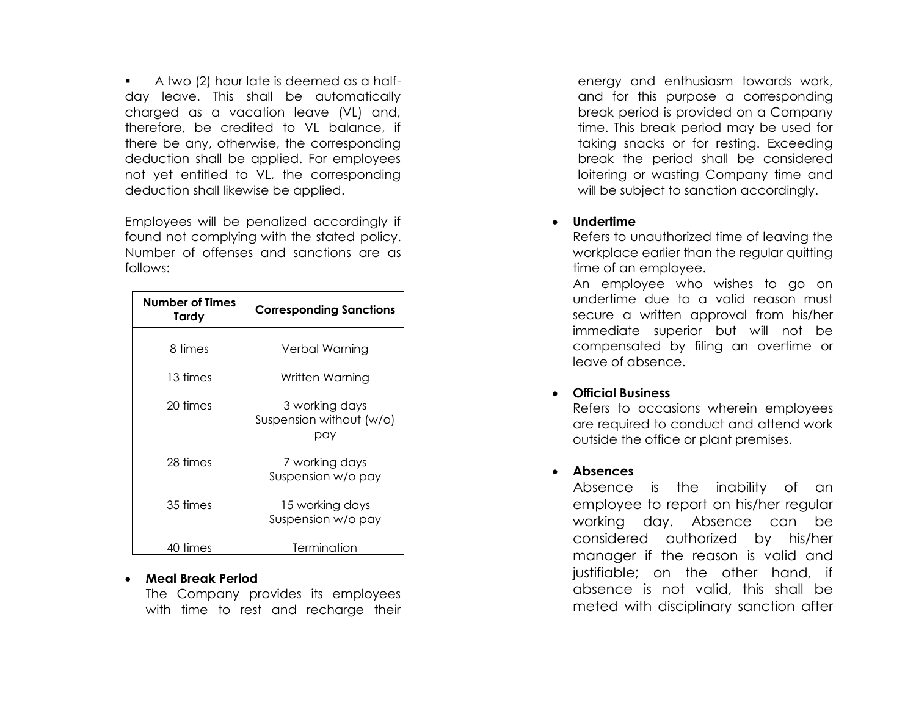- A two (2) hour late is deemed as a half-day leave. This shall be automatically charged as a vacation leave (VL) and, therefore, be credited to VL balance, if there be any, otherwise, the corresponding deduction shall be applied. For employees not yet entitled to VL, the corresponding deduction shall likewise be applied.

Employees will be penalized accordingly if found not complying with the stated policy. Number of offenses and sanctions are as follows:

| Number of Times Tardy | Corresponding Sanctions |
|---|---|
| 8 times | Verbal Warning |
| 13 times | Written Warning |
| 20 times | 3 working days Suspension without (w/o) pay |
| 28 times | 7 working days Suspension w/o pay |
| 35 times | 15 working days Suspension w/o pay |
| 40 times | Termination |

- **Meal Break Period**
  The Company provides its employees with time to rest and recharge their energy and enthusiasm towards work, and for this purpose a corresponding break period is provided on a Company time. This break period may be used for taking snacks or for resting. Exceeding break the period shall be considered loitering or wasting Company time and will be subject to sanction accordingly.

- **Undertime**
  Refers to unauthorized time of leaving the workplace earlier than the regular quitting time of an employee.
  An employee who wishes to go on undertime due to a valid reason must secure a written approval from his/her immediate superior but will not be compensated by filing an overtime or leave of absence.

- **Official Business**
  Refers to occasions wherein employees are required to conduct and attend work outside the office or plant premises.

- **Absences**
  Absence is the inability of an employee to report on his/her regular working day. Absence can be considered authorized by his/her manager if the reason is valid and justifiable; on the other hand, if absence is not valid, this shall be meted with disciplinary sanction after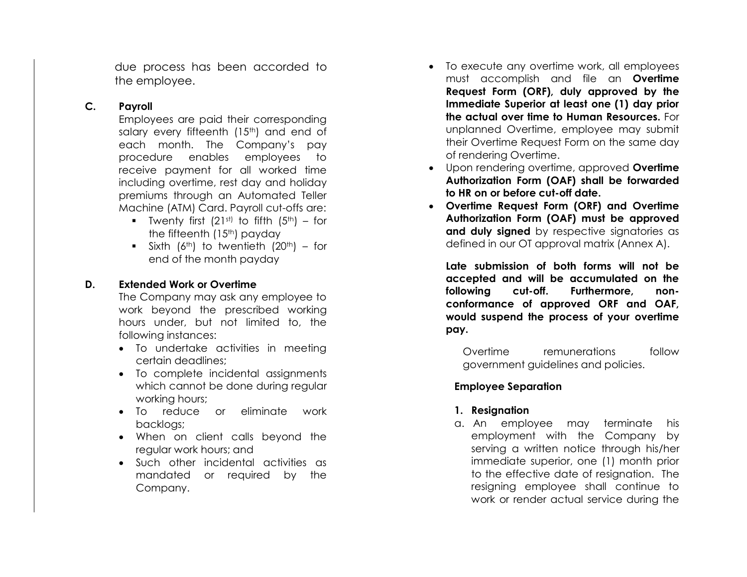due process has been accorded to the employee.

### C. Payroll

Employees are paid their corresponding salary every fifteenth (15th) and end of each month. The Company's pay procedure enables employees to receive payment for all worked time including overtime, rest day and holiday premiums through an Automated Teller Machine (ATM) Card. Payroll cut-offs are:

- Twenty first (21st) to fifth (5th) – for the fifteenth (15th) payday
- Sixth (6th) to twentieth (20th) – for end of the month payday

### D. Extended Work or Overtime

The Company may ask any employee to work beyond the prescribed working hours under, but not limited to, the following instances:

- To undertake activities in meeting certain deadlines;
- To complete incidental assignments which cannot be done during regular working hours;
- To reduce or eliminate work backlogs;
- When on client calls beyond the regular work hours; and
- Such other incidental activities as mandated or required by the Company.

- To execute any overtime work, all employees must accomplish and file an **Overtime Request Form (ORF), duly approved by the Immediate Superior at least one (1) day prior the actual over time to Human Resources.** For unplanned Overtime, employee may submit their Overtime Request Form on the same day of rendering Overtime.
- Upon rendering overtime, approved **Overtime Authorization Form (OAF) shall be forwarded to HR on or before cut-off date.**
- **Overtime Request Form (ORF) and Overtime Authorization Form (OAF) must be approved and duly signed** by respective signatories as defined in our OT approval matrix (Annex A).

**Late submission of both forms will not be accepted and will be accumulated on the following cut-off. Furthermore, non-conformance of approved ORF and OAF, would suspend the process of your overtime pay.**

Overtime remunerations follow government guidelines and policies.

### Employee Separation

**1. Resignation**

a. An employee may terminate his employment with the Company by serving a written notice through his/her immediate superior, one (1) month prior to the effective date of resignation. The resigning employee shall continue to work or render actual service during the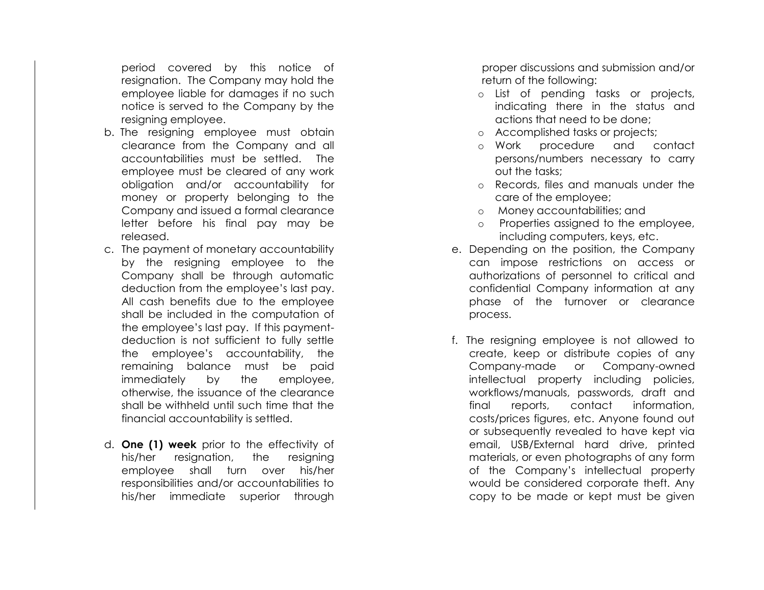period covered by this notice of resignation. The Company may hold the employee liable for damages if no such notice is served to the Company by the resigning employee.

b. The resigning employee must obtain clearance from the Company and all accountabilities must be settled. The employee must be cleared of any work obligation and/or accountability for money or property belonging to the Company and issued a formal clearance letter before his final pay may be released.

c. The payment of monetary accountability by the resigning employee to the Company shall be through automatic deduction from the employee's last pay. All cash benefits due to the employee shall be included in the computation of the employee's last pay. If this payment-deduction is not sufficient to fully settle the employee's accountability, the remaining balance must be paid immediately by the employee, otherwise, the issuance of the clearance shall be withheld until such time that the financial accountability is settled.

d. **One (1) week** prior to the effectivity of his/her resignation, the resigning employee shall turn over his/her responsibilities and/or accountabilities to his/her immediate superior through proper discussions and submission and/or return of the following:
   - List of pending tasks or projects, indicating there in the status and actions that need to be done;
   - Accomplished tasks or projects;
   - Work procedure and contact persons/numbers necessary to carry out the tasks;
   - Records, files and manuals under the care of the employee;
   - Money accountabilities; and
   - Properties assigned to the employee, including computers, keys, etc.

e. Depending on the position, the Company can impose restrictions on access or authorizations of personnel to critical and confidential Company information at any phase of the turnover or clearance process.

f. The resigning employee is not allowed to create, keep or distribute copies of any Company-made or Company-owned intellectual property including policies, workflows/manuals, passwords, draft and final reports, contact information, costs/prices figures, etc. Anyone found out or subsequently revealed to have kept via email, USB/External hard drive, printed materials, or even photographs of any form of the Company's intellectual property would be considered corporate theft. Any copy to be made or kept must be given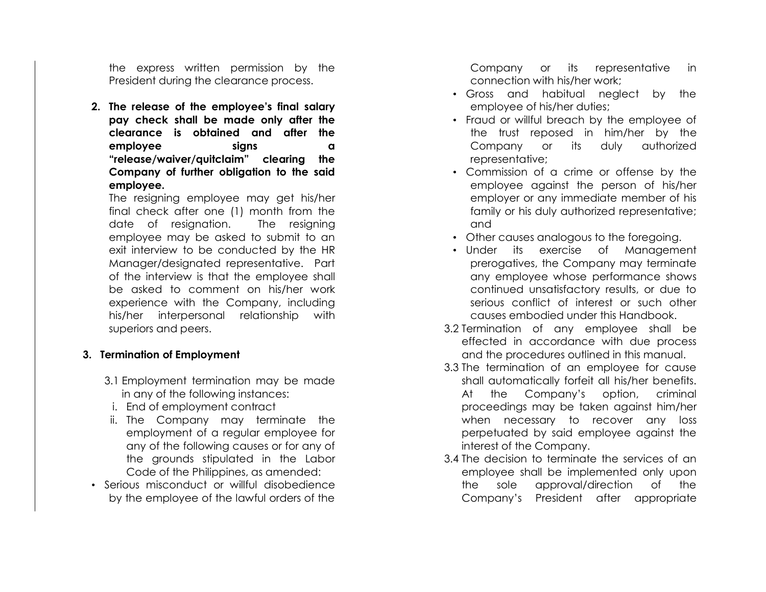the express written permission by the President during the clearance process.

2. **The release of the employee's final salary pay check shall be made only after the clearance is obtained and after the employee signs a "release/waiver/quitclaim" clearing the Company of further obligation to the said employee.**

   The resigning employee may get his/her final check after one (1) month from the date of resignation. The resigning employee may be asked to submit to an exit interview to be conducted by the HR Manager/designated representative. Part of the interview is that the employee shall be asked to comment on his/her work experience with the Company, including his/her interpersonal relationship with superiors and peers.

3. **Termination of Employment**

   3.1 Employment termination may be made in any of the following instances:

   i. End of employment contract

   ii. The Company may terminate the employment of a regular employee for any of the following causes or for any of the grounds stipulated in the Labor Code of the Philippines, as amended:

   - Serious misconduct or willful disobedience by the employee of the lawful orders of the Company or its representative in connection with his/her work;
   - Gross and habitual neglect by the employee of his/her duties;
   - Fraud or willful breach by the employee of the trust reposed in him/her by the Company or its duly authorized representative;
   - Commission of a crime or offense by the employee against the person of his/her employer or any immediate member of his family or his duly authorized representative; and
   - Other causes analogous to the foregoing.
   - Under its exercise of Management prerogatives, the Company may terminate any employee whose performance shows continued unsatisfactory results, or due to serious conflict of interest or such other causes embodied under this Handbook.

   3.2 Termination of any employee shall be effected in accordance with due process and the procedures outlined in this manual.

   3.3 The termination of an employee for cause shall automatically forfeit all his/her benefits. At the Company's option, criminal proceedings may be taken against him/her when necessary to recover any loss perpetuated by said employee against the interest of the Company.

   3.4 The decision to terminate the services of an employee shall be implemented only upon the sole approval/direction of the Company's President after appropriate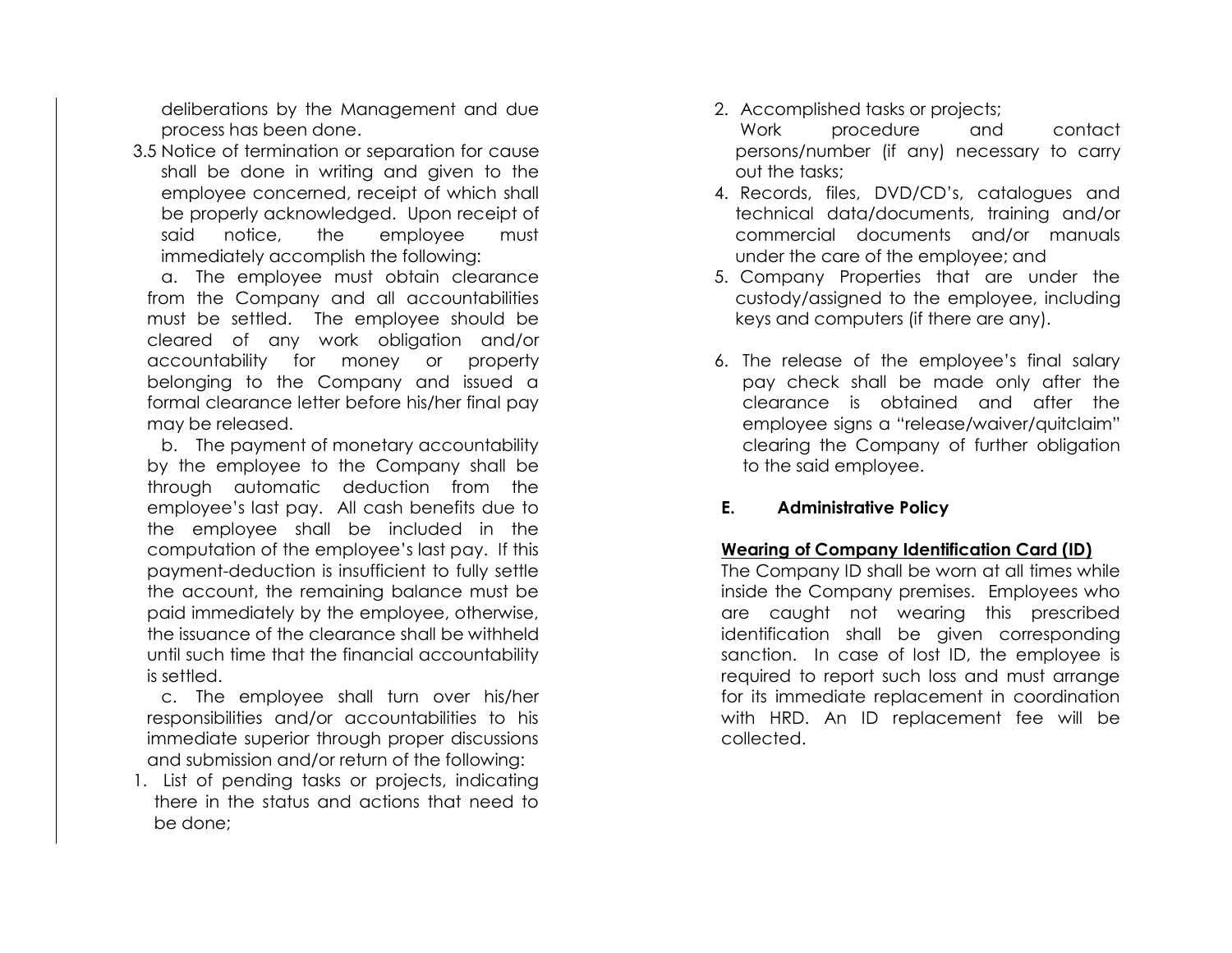deliberations by the Management and due process has been done.

3.5 Notice of termination or separation for cause shall be done in writing and given to the employee concerned, receipt of which shall be properly acknowledged. Upon receipt of said notice, the employee must immediately accomplish the following:

a. The employee must obtain clearance from the Company and all accountabilities must be settled. The employee should be cleared of any work obligation and/or accountability for money or property belonging to the Company and issued a formal clearance letter before his/her final pay may be released.

b. The payment of monetary accountability by the employee to the Company shall be through automatic deduction from the employee's last pay. All cash benefits due to the employee shall be included in the computation of the employee's last pay. If this payment-deduction is insufficient to fully settle the account, the remaining balance must be paid immediately by the employee, otherwise, the issuance of the clearance shall be withheld until such time that the financial accountability is settled.

c. The employee shall turn over his/her responsibilities and/or accountabilities to his immediate superior through proper discussions and submission and/or return of the following:

1. List of pending tasks or projects, indicating there in the status and actions that need to be done;
2. Accomplished tasks or projects;
   Work procedure and contact persons/number (if any) necessary to carry out the tasks;
4. Records, files, DVD/CD's, catalogues and technical data/documents, training and/or commercial documents and/or manuals under the care of the employee; and
5. Company Properties that are under the custody/assigned to the employee, including keys and computers (if there are any).

6. The release of the employee's final salary pay check shall be made only after the clearance is obtained and after the employee signs a "release/waiver/quitclaim" clearing the Company of further obligation to the said employee.

## E. Administrative Policy

**Wearing of Company Identification Card (ID)**

The Company ID shall be worn at all times while inside the Company premises. Employees who are caught not wearing this prescribed identification shall be given corresponding sanction. In case of lost ID, the employee is required to report such loss and must arrange for its immediate replacement in coordination with HRD. An ID replacement fee will be collected.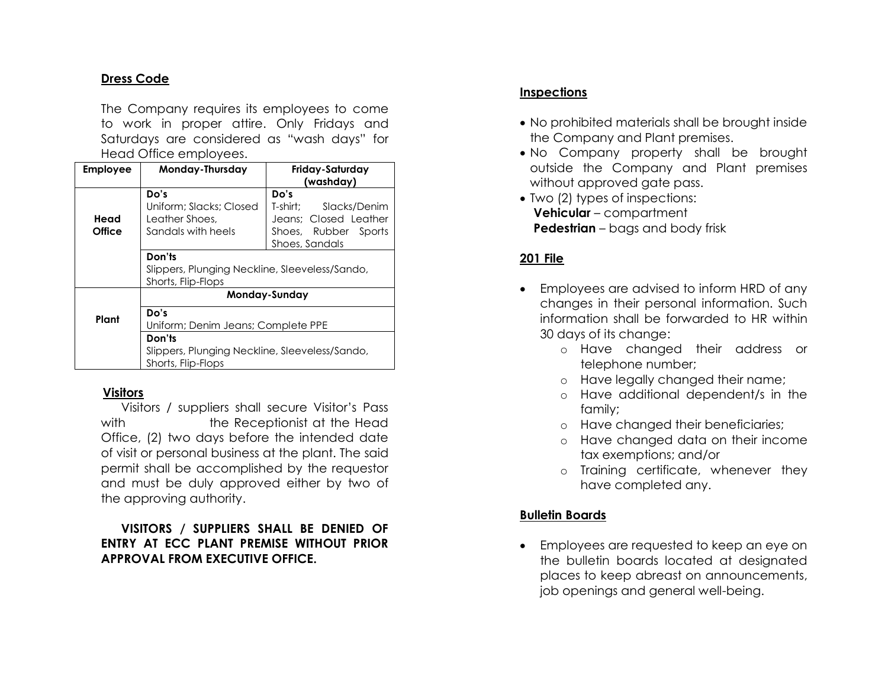## Dress Code

The Company requires its employees to come to work in proper attire. Only Fridays and Saturdays are considered as "wash days" for Head Office employees.

| Employee | Monday-Thursday | Friday-Saturday (washday) |
|---|---|---|
| Head Office | **Do's**<br>Uniform; Slacks; Closed Leather Shoes, Sandals with heels | **Do's**<br>T-shirt; Slacks/Denim Jeans; Closed Leather Shoes, Rubber Sports Shoes, Sandals |
| | **Don'ts**<br>Slippers, Plunging Neckline, Sleeveless/Sando, Shorts, Flip-Flops | |
| Plant | **Monday-Sunday** | |
| | **Do's**<br>Uniform; Denim Jeans; Complete PPE | |
| | **Don'ts**<br>Slippers, Plunging Neckline, Sleeveless/Sando, Shorts, Flip-Flops | |

## Visitors

Visitors / suppliers shall secure Visitor's Pass with the Receptionist at the Head Office, (2) two days before the intended date of visit or personal business at the plant. The said permit shall be accomplished by the requestor and must be duly approved either by two of the approving authority.

**VISITORS / SUPPLIERS SHALL BE DENIED OF ENTRY AT ECC PLANT PREMISE WITHOUT PRIOR APPROVAL FROM EXECUTIVE OFFICE.**

## Inspections

- No prohibited materials shall be brought inside the Company and Plant premises.
- No Company property shall be brought outside the Company and Plant premises without approved gate pass.
- Two (2) types of inspections:
  **Vehicular** – compartment
  **Pedestrian** – bags and body frisk

## 201 File

- Employees are advised to inform HRD of any changes in their personal information. Such information shall be forwarded to HR within 30 days of its change:
  - Have changed their address or telephone number;
  - Have legally changed their name;
  - Have additional dependent/s in the family;
  - Have changed their beneficiaries;
  - Have changed data on their income tax exemptions; and/or
  - Training certificate, whenever they have completed any.

## Bulletin Boards

- Employees are requested to keep an eye on the bulletin boards located at designated places to keep abreast on announcements, job openings and general well-being.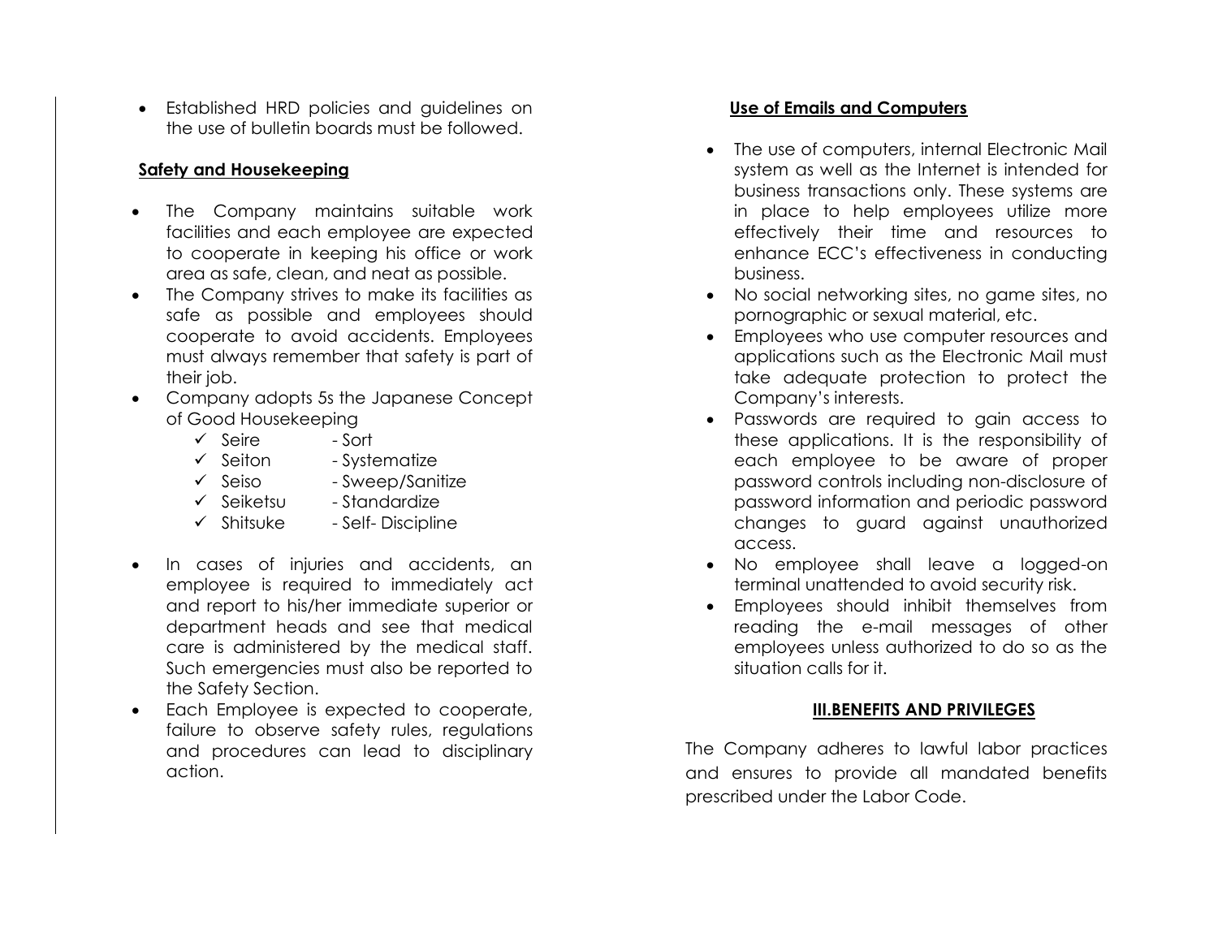- Established HRD policies and guidelines on the use of bulletin boards must be followed.

**Safety and Housekeeping**

- The Company maintains suitable work facilities and each employee are expected to cooperate in keeping his office or work area as safe, clean, and neat as possible.
- The Company strives to make its facilities as safe as possible and employees should cooperate to avoid accidents. Employees must always remember that safety is part of their job.
- Company adopts 5s the Japanese Concept of Good Housekeeping
  - ✓ Seire - Sort
  - ✓ Seiton - Systematize
  - ✓ Seiso - Sweep/Sanitize
  - ✓ Seiketsu - Standardize
  - ✓ Shitsuke - Self- Discipline
- In cases of injuries and accidents, an employee is required to immediately act and report to his/her immediate superior or department heads and see that medical care is administered by the medical staff. Such emergencies must also be reported to the Safety Section.
- Each Employee is expected to cooperate, failure to observe safety rules, regulations and procedures can lead to disciplinary action.

**Use of Emails and Computers**

- The use of computers, internal Electronic Mail system as well as the Internet is intended for business transactions only. These systems are in place to help employees utilize more effectively their time and resources to enhance ECC's effectiveness in conducting business.
- No social networking sites, no game sites, no pornographic or sexual material, etc.
- Employees who use computer resources and applications such as the Electronic Mail must take adequate protection to protect the Company's interests.
- Passwords are required to gain access to these applications. It is the responsibility of each employee to be aware of proper password controls including non-disclosure of password information and periodic password changes to guard against unauthorized access.
- No employee shall leave a logged-on terminal unattended to avoid security risk.
- Employees should inhibit themselves from reading the e-mail messages of other employees unless authorized to do so as the situation calls for it.

## III.BENEFITS AND PRIVILEGES

The Company adheres to lawful labor practices and ensures to provide all mandated benefits prescribed under the Labor Code.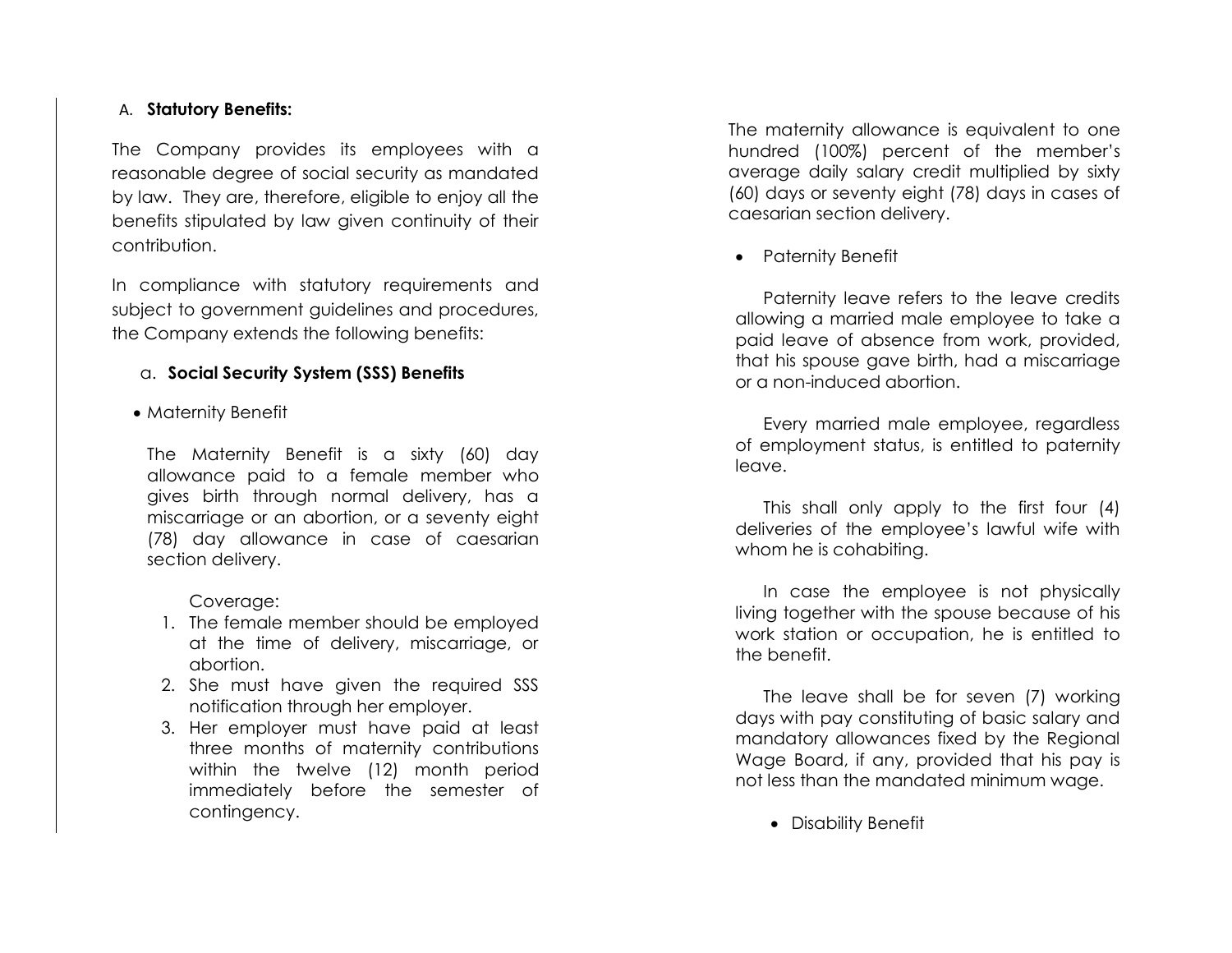A. **Statutory Benefits:**

The Company provides its employees with a reasonable degree of social security as mandated by law. They are, therefore, eligible to enjoy all the benefits stipulated by law given continuity of their contribution.

In compliance with statutory requirements and subject to government guidelines and procedures, the Company extends the following benefits:

a. **Social Security System (SSS) Benefits**

- Maternity Benefit

The Maternity Benefit is a sixty (60) day allowance paid to a female member who gives birth through normal delivery, has a miscarriage or an abortion, or a seventy eight (78) day allowance in case of caesarian section delivery.

Coverage:

1. The female member should be employed at the time of delivery, miscarriage, or abortion.
2. She must have given the required SSS notification through her employer.
3. Her employer must have paid at least three months of maternity contributions within the twelve (12) month period immediately before the semester of contingency.

The maternity allowance is equivalent to one hundred (100%) percent of the member's average daily salary credit multiplied by sixty (60) days or seventy eight (78) days in cases of caesarian section delivery.

- Paternity Benefit

Paternity leave refers to the leave credits allowing a married male employee to take a paid leave of absence from work, provided, that his spouse gave birth, had a miscarriage or a non-induced abortion.

Every married male employee, regardless of employment status, is entitled to paternity leave.

This shall only apply to the first four (4) deliveries of the employee's lawful wife with whom he is cohabiting.

In case the employee is not physically living together with the spouse because of his work station or occupation, he is entitled to the benefit.

The leave shall be for seven (7) working days with pay constituting of basic salary and mandatory allowances fixed by the Regional Wage Board, if any, provided that his pay is not less than the mandated minimum wage.

- Disability Benefit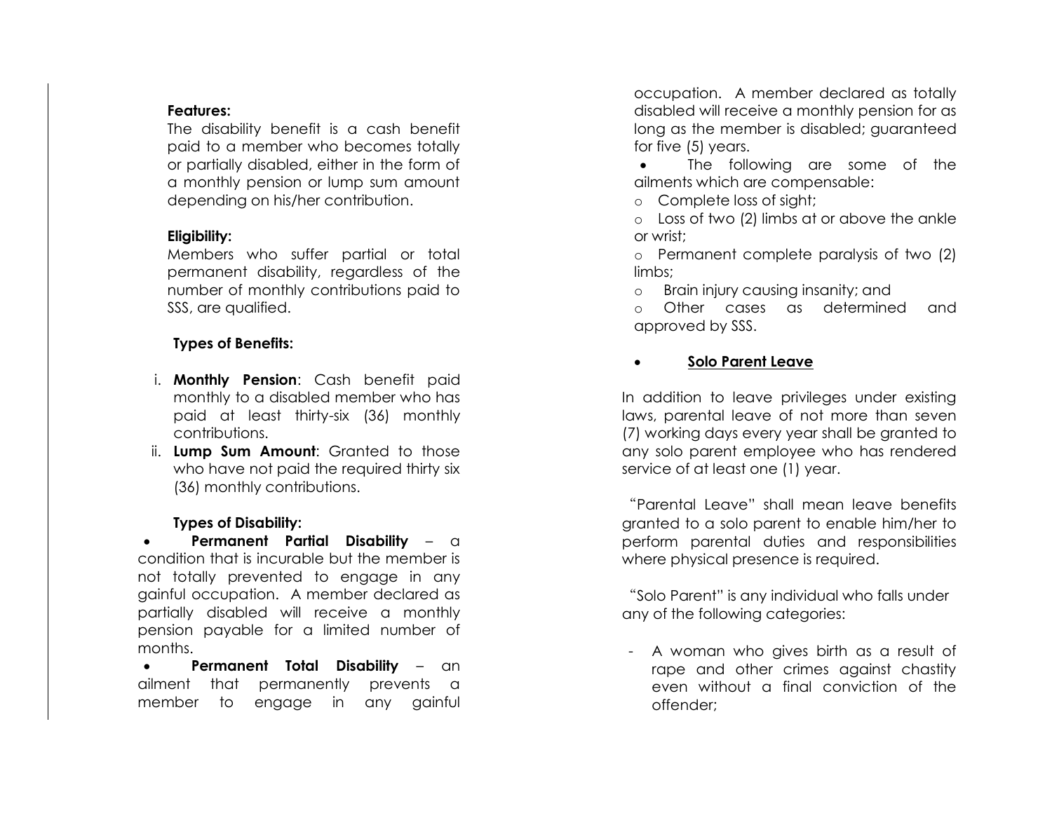**Features:**

The disability benefit is a cash benefit paid to a member who becomes totally or partially disabled, either in the form of a monthly pension or lump sum amount depending on his/her contribution.

**Eligibility:**

Members who suffer partial or total permanent disability, regardless of the number of monthly contributions paid to SSS, are qualified.

**Types of Benefits:**

i. **Monthly Pension**: Cash benefit paid monthly to a disabled member who has paid at least thirty-six (36) monthly contributions.
ii. **Lump Sum Amount**: Granted to those who have not paid the required thirty six (36) monthly contributions.

**Types of Disability:**

- **Permanent Partial Disability** – a condition that is incurable but the member is not totally prevented to engage in any gainful occupation. A member declared as partially disabled will receive a monthly pension payable for a limited number of months.
- **Permanent Total Disability** – an ailment that permanently prevents a member to engage in any gainful occupation. A member declared as totally disabled will receive a monthly pension for as long as the member is disabled; guaranteed for five (5) years.
- The following are some of the ailments which are compensable:
  - Complete loss of sight;
  - Loss of two (2) limbs at or above the ankle or wrist;
  - Permanent complete paralysis of two (2) limbs;
  - Brain injury causing insanity; and
  - Other cases as determined and approved by SSS.

- **Solo Parent Leave**

In addition to leave privileges under existing laws, parental leave of not more than seven (7) working days every year shall be granted to any solo parent employee who has rendered service of at least one (1) year.

"Parental Leave" shall mean leave benefits granted to a solo parent to enable him/her to perform parental duties and responsibilities where physical presence is required.

"Solo Parent" is any individual who falls under any of the following categories:

- A woman who gives birth as a result of rape and other crimes against chastity even without a final conviction of the offender;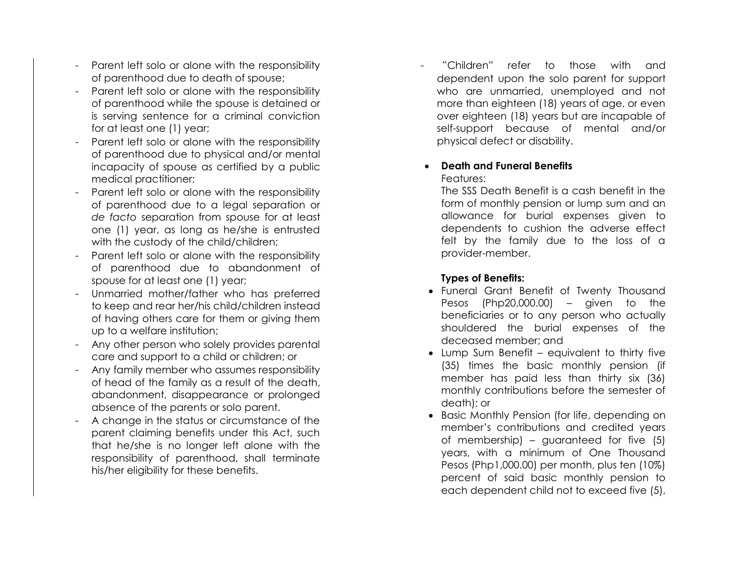- Parent left solo or alone with the responsibility of parenthood due to death of spouse;
- Parent left solo or alone with the responsibility of parenthood while the spouse is detained or is serving sentence for a criminal conviction for at least one (1) year;
- Parent left solo or alone with the responsibility of parenthood due to physical and/or mental incapacity of spouse as certified by a public medical practitioner;
- Parent left solo or alone with the responsibility of parenthood due to a legal separation or *de facto* separation from spouse for at least one (1) year, as long as he/she is entrusted with the custody of the child/children;
- Parent left solo or alone with the responsibility of parenthood due to abandonment of spouse for at least one (1) year;
- Unmarried mother/father who has preferred to keep and rear her/his child/children instead of having others care for them or giving them up to a welfare institution;
- Any other person who solely provides parental care and support to a child or children; or
- Any family member who assumes responsibility of head of the family as a result of the death, abandonment, disappearance or prolonged absence of the parents or solo parent.
- A change in the status or circumstance of the parent claiming benefits under this Act, such that he/she is no longer left alone with the responsibility of parenthood, shall terminate his/her eligibility for these benefits.
- "Children" refer to those with and dependent upon the solo parent for support who are unmarried, unemployed and not more than eighteen (18) years of age, or even over eighteen (18) years but are incapable of self-support because of mental and/or physical defect or disability.

- **Death and Funeral Benefits**

  Features:

  The SSS Death Benefit is a cash benefit in the form of monthly pension or lump sum and an allowance for burial expenses given to dependents to cushion the adverse effect felt by the family due to the loss of a provider-member.

  **Types of Benefits:**

  - Funeral Grant Benefit of Twenty Thousand Pesos (Php20,000.00) – given to the beneficiaries or to any person who actually shouldered the burial expenses of the deceased member; and
  - Lump Sum Benefit – equivalent to thirty five (35) times the basic monthly pension (if member has paid less than thirty six (36) monthly contributions before the semester of death); or
  - Basic Monthly Pension (for life, depending on member's contributions and credited years of membership) – guaranteed for five (5) years, with a minimum of One Thousand Pesos (Php1,000.00) per month, plus ten (10%) percent of said basic monthly pension to each dependent child not to exceed five (5),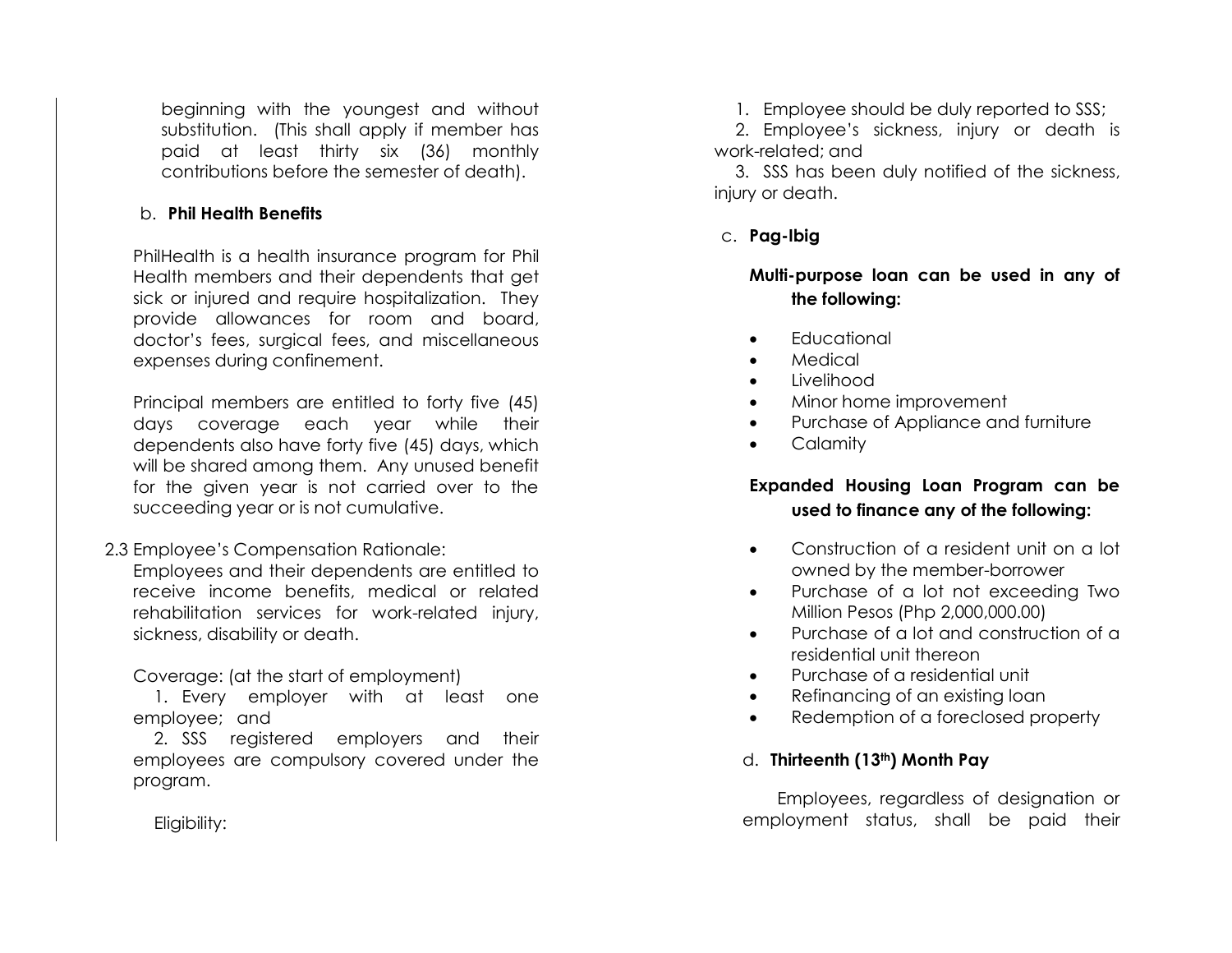beginning with the youngest and without substitution. (This shall apply if member has paid at least thirty six (36) monthly contributions before the semester of death).

b. **Phil Health Benefits**

PhilHealth is a health insurance program for Phil Health members and their dependents that get sick or injured and require hospitalization. They provide allowances for room and board, doctor's fees, surgical fees, and miscellaneous expenses during confinement.

Principal members are entitled to forty five (45) days coverage each year while their dependents also have forty five (45) days, which will be shared among them. Any unused benefit for the given year is not carried over to the succeeding year or is not cumulative.

2.3 Employee's Compensation Rationale:

Employees and their dependents are entitled to receive income benefits, medical or related rehabilitation services for work-related injury, sickness, disability or death.

Coverage: (at the start of employment)

1. Every employer with at least one employee; and
2. SSS registered employers and their employees are compulsory covered under the program.

Eligibility:

1. Employee should be duly reported to SSS;
2. Employee's sickness, injury or death is work-related; and
3. SSS has been duly notified of the sickness, injury or death.

c. **Pag-Ibig**

**Multi-purpose loan can be used in any of the following:**

- Educational
- Medical
- Livelihood
- Minor home improvement
- Purchase of Appliance and furniture
- Calamity

**Expanded Housing Loan Program can be used to finance any of the following:**

- Construction of a resident unit on a lot owned by the member-borrower
- Purchase of a lot not exceeding Two Million Pesos (Php 2,000,000.00)
- Purchase of a lot and construction of a residential unit thereon
- Purchase of a residential unit
- Refinancing of an existing loan
- Redemption of a foreclosed property

d. **Thirteenth (13th) Month Pay**

Employees, regardless of designation or employment status, shall be paid their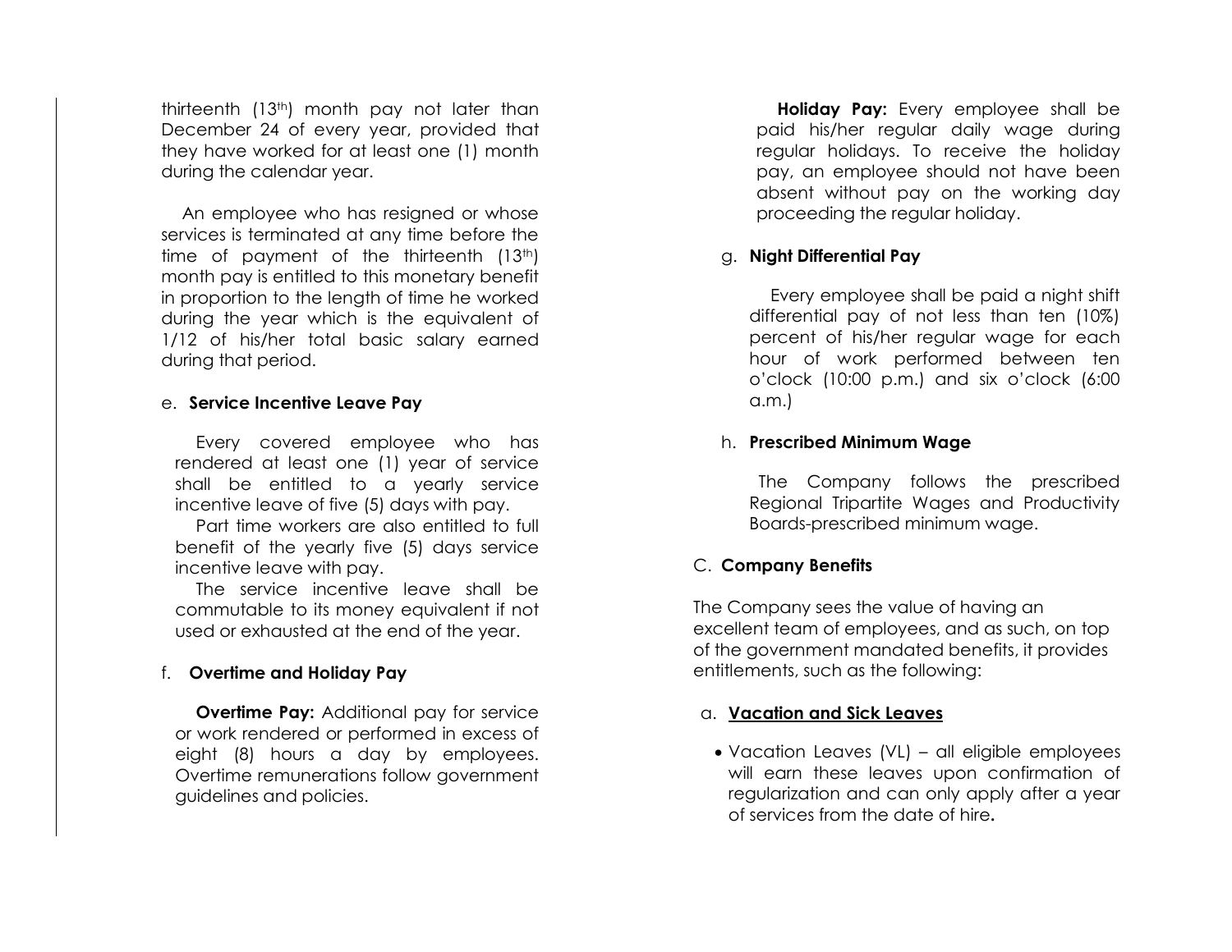thirteenth (13th) month pay not later than December 24 of every year, provided that they have worked for at least one (1) month during the calendar year.

An employee who has resigned or whose services is terminated at any time before the time of payment of the thirteenth (13th) month pay is entitled to this monetary benefit in proportion to the length of time he worked during the year which is the equivalent of 1/12 of his/her total basic salary earned during that period.

e. **Service Incentive Leave Pay**

Every covered employee who has rendered at least one (1) year of service shall be entitled to a yearly service incentive leave of five (5) days with pay.

Part time workers are also entitled to full benefit of the yearly five (5) days service incentive leave with pay.

The service incentive leave shall be commutable to its money equivalent if not used or exhausted at the end of the year.

f. **Overtime and Holiday Pay**

**Overtime Pay:** Additional pay for service or work rendered or performed in excess of eight (8) hours a day by employees. Overtime remunerations follow government guidelines and policies.

**Holiday Pay:** Every employee shall be paid his/her regular daily wage during regular holidays. To receive the holiday pay, an employee should not have been absent without pay on the working day proceeding the regular holiday.

g. **Night Differential Pay**

Every employee shall be paid a night shift differential pay of not less than ten (10%) percent of his/her regular wage for each hour of work performed between ten o'clock (10:00 p.m.) and six o'clock (6:00 a.m.)

h. **Prescribed Minimum Wage**

The Company follows the prescribed Regional Tripartite Wages and Productivity Boards-prescribed minimum wage.

C. **Company Benefits**

The Company sees the value of having an excellent team of employees, and as such, on top of the government mandated benefits, it provides entitlements, such as the following:

a. **<u>Vacation and Sick Leaves</u>**

- Vacation Leaves (VL) – all eligible employees will earn these leaves upon confirmation of regularization and can only apply after a year of services from the date of hire**.**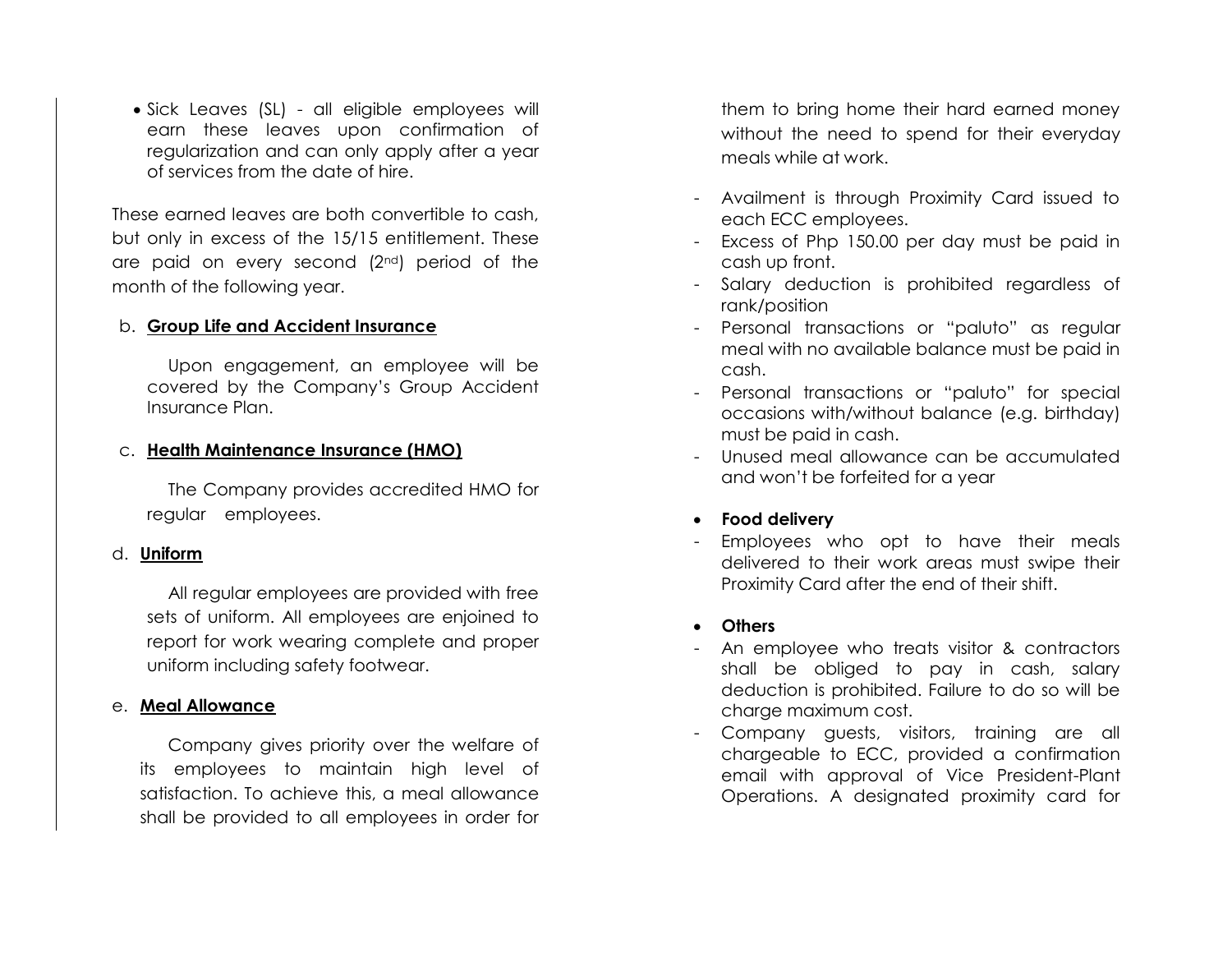- Sick Leaves (SL) - all eligible employees will earn these leaves upon confirmation of regularization and can only apply after a year of services from the date of hire.

These earned leaves are both convertible to cash, but only in excess of the 15/15 entitlement. These are paid on every second (2nd) period of the month of the following year.

b. **Group Life and Accident Insurance**

Upon engagement, an employee will be covered by the Company's Group Accident Insurance Plan.

c. **Health Maintenance Insurance (HMO)**

The Company provides accredited HMO for regular employees.

d. **Uniform**

All regular employees are provided with free sets of uniform. All employees are enjoined to report for work wearing complete and proper uniform including safety footwear.

e. **Meal Allowance**

Company gives priority over the welfare of its employees to maintain high level of satisfaction. To achieve this, a meal allowance shall be provided to all employees in order for them to bring home their hard earned money without the need to spend for their everyday meals while at work.

- Availment is through Proximity Card issued to each ECC employees.
- Excess of Php 150.00 per day must be paid in cash up front.
- Salary deduction is prohibited regardless of rank/position
- Personal transactions or "paluto" as regular meal with no available balance must be paid in cash.
- Personal transactions or "paluto" for special occasions with/without balance (e.g. birthday) must be paid in cash.
- Unused meal allowance can be accumulated and won't be forfeited for a year

- **Food delivery**

- Employees who opt to have their meals delivered to their work areas must swipe their Proximity Card after the end of their shift.

- **Others**

- An employee who treats visitor & contractors shall be obliged to pay in cash, salary deduction is prohibited. Failure to do so will be charge maximum cost.
- Company guests, visitors, training are all chargeable to ECC, provided a confirmation email with approval of Vice President-Plant Operations. A designated proximity card for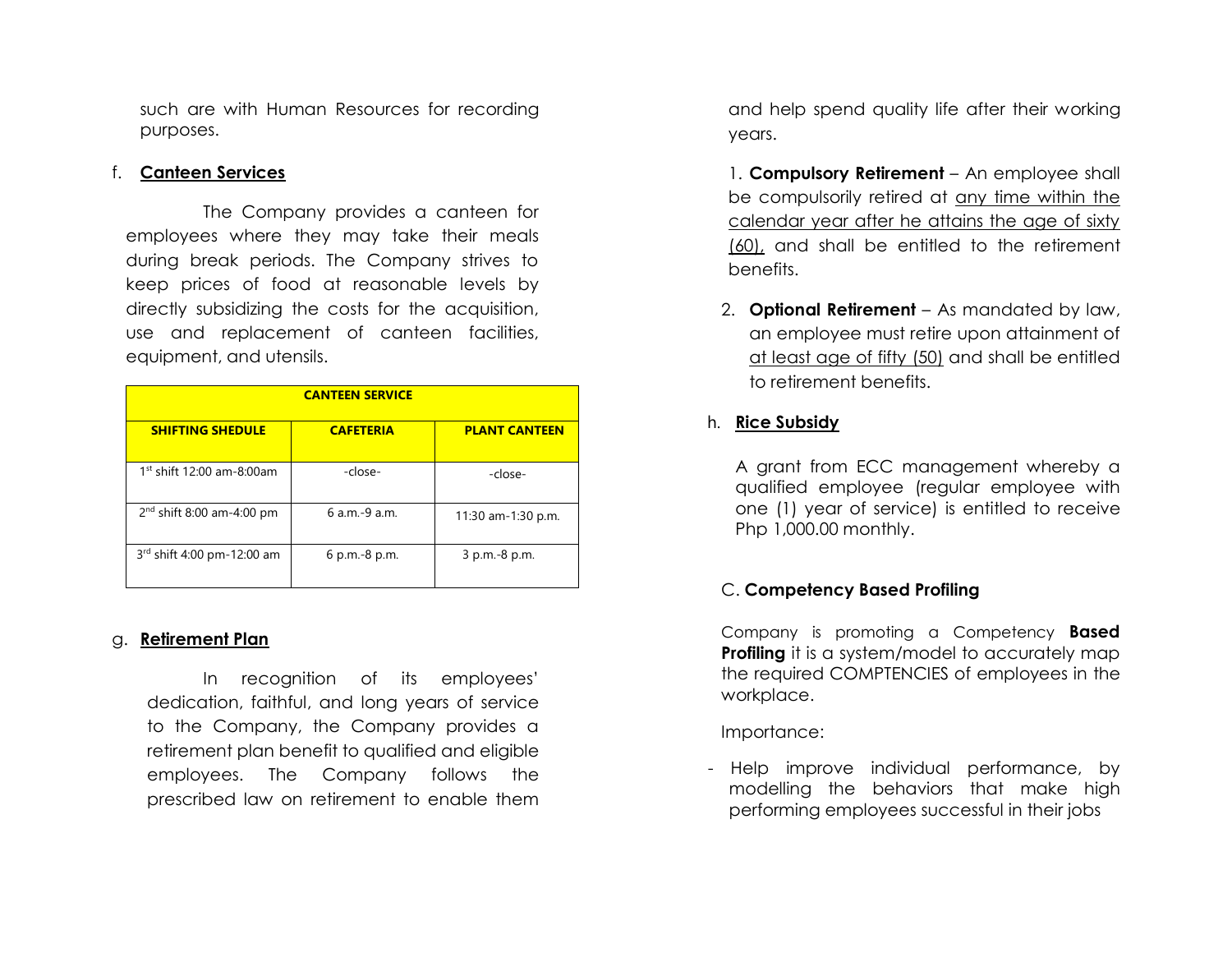such are with Human Resources for recording purposes.

f. **Canteen Services**

The Company provides a canteen for employees where they may take their meals during break periods. The Company strives to keep prices of food at reasonable levels by directly subsidizing the costs for the acquisition, use and replacement of canteen facilities, equipment, and utensils.

| **CANTEEN SERVICE** | | |
|---|---|---|
| **SHIFTING SHEDULE** | **CAFETERIA** | **PLANT CANTEEN** |
| 1st shift 12:00 am-8:00am | -close- | -close- |
| 2nd shift 8:00 am-4:00 pm | 6 a.m.-9 a.m. | 11:30 am-1:30 p.m. |
| 3rd shift 4:00 pm-12:00 am | 6 p.m.-8 p.m. | 3 p.m.-8 p.m. |

g. **Retirement Plan**

In recognition of its employees' dedication, faithful, and long years of service to the Company, the Company provides a retirement plan benefit to qualified and eligible employees. The Company follows the prescribed law on retirement to enable them and help spend quality life after their working years.

1. **Compulsory Retirement** – An employee shall be compulsorily retired at <u>any time within the calendar year after he attains the age of sixty (60),</u> and shall be entitled to the retirement benefits.

2. **Optional Retirement** – As mandated by law, an employee must retire upon attainment of <u>at least age of fifty (50)</u> and shall be entitled to retirement benefits.

h. **Rice Subsidy**

A grant from ECC management whereby a qualified employee (regular employee with one (1) year of service) is entitled to receive Php 1,000.00 monthly.

C. **Competency Based Profiling**

Company is promoting a Competency **Based Profiling** it is a system/model to accurately map the required COMPTENCIES of employees in the workplace.

Importance:

- Help improve individual performance, by modelling the behaviors that make high performing employees successful in their jobs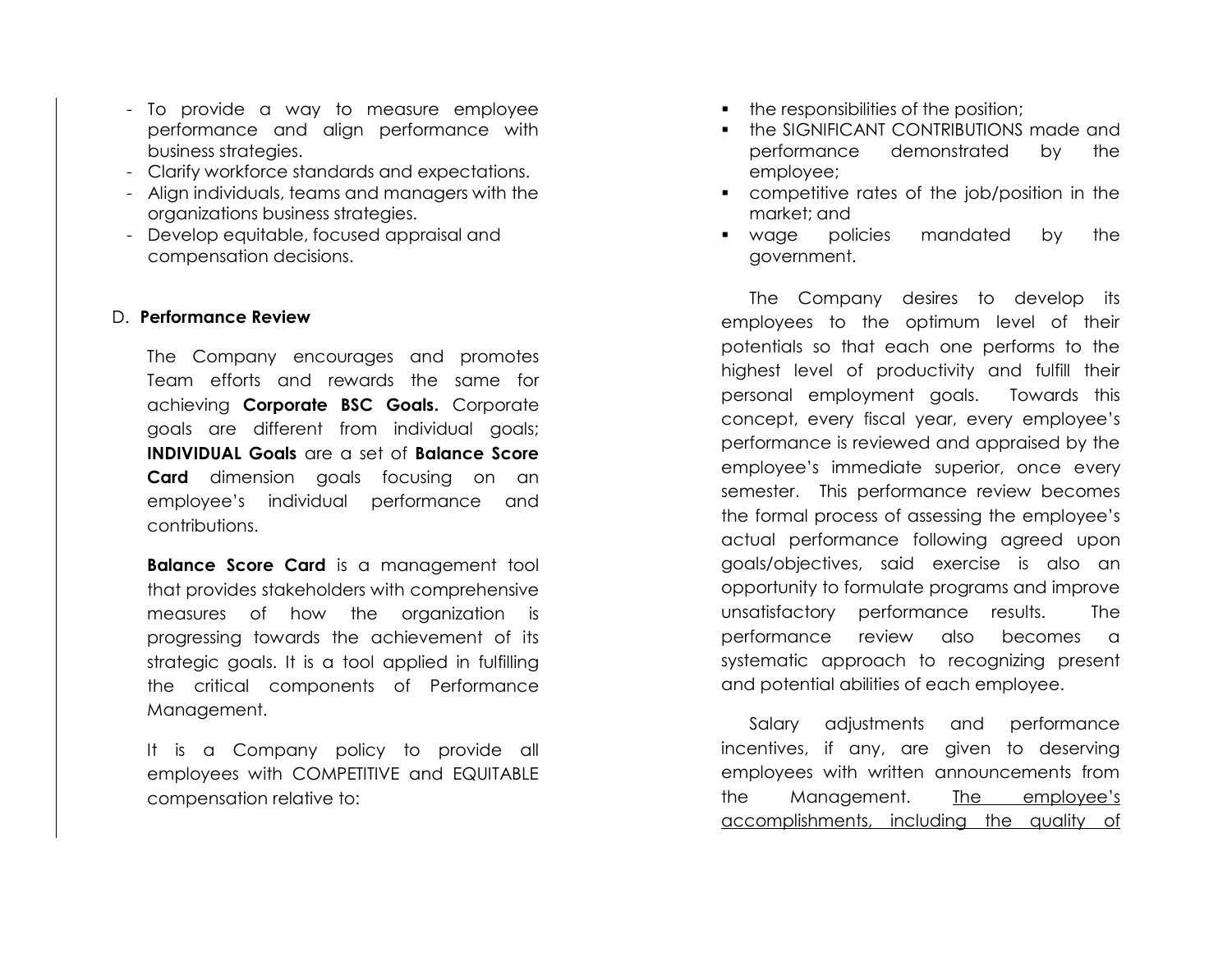- To provide a way to measure employee performance and align performance with business strategies.
- Clarify workforce standards and expectations.
- Align individuals, teams and managers with the organizations business strategies.
- Develop equitable, focused appraisal and compensation decisions.

D. **Performance Review**

The Company encourages and promotes Team efforts and rewards the same for achieving **Corporate BSC Goals.** Corporate goals are different from individual goals; **INDIVIDUAL Goals** are a set of **Balance Score Card** dimension goals focusing on an employee's individual performance and contributions.

**Balance Score Card** is a management tool that provides stakeholders with comprehensive measures of how the organization is progressing towards the achievement of its strategic goals. It is a tool applied in fulfilling the critical components of Performance Management.

It is a Company policy to provide all employees with COMPETITIVE and EQUITABLE compensation relative to:

- the responsibilities of the position;
- the SIGNIFICANT CONTRIBUTIONS made and performance demonstrated by the employee;
- competitive rates of the job/position in the market; and
- wage policies mandated by the government.

The Company desires to develop its employees to the optimum level of their potentials so that each one performs to the highest level of productivity and fulfill their personal employment goals. Towards this concept, every fiscal year, every employee's performance is reviewed and appraised by the employee's immediate superior, once every semester. This performance review becomes the formal process of assessing the employee's actual performance following agreed upon goals/objectives, said exercise is also an opportunity to formulate programs and improve unsatisfactory performance results. The performance review also becomes a systematic approach to recognizing present and potential abilities of each employee.

Salary adjustments and performance incentives, if any, are given to deserving employees with written announcements from the Management. <u>The employee's accomplishments, including the quality of</u>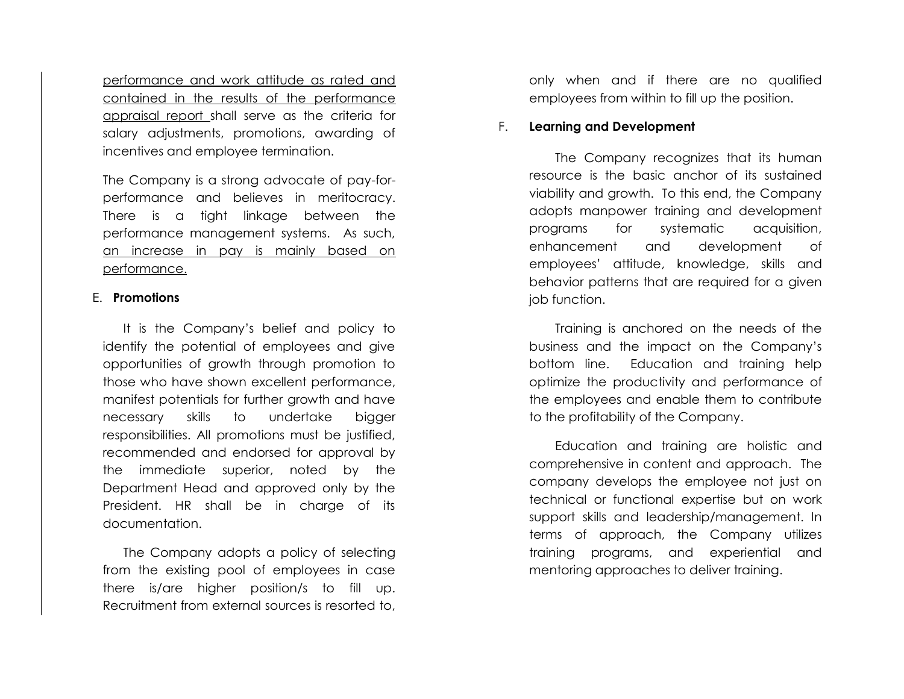<u>performance and work attitude as rated and contained in the results of the performance appraisal report</u> shall serve as the criteria for salary adjustments, promotions, awarding of incentives and employee termination.

The Company is a strong advocate of pay-for-performance and believes in meritocracy. There is a tight linkage between the performance management systems. As such, <u>an increase in pay is mainly based on performance.</u>

E. **Promotions**

It is the Company's belief and policy to identify the potential of employees and give opportunities of growth through promotion to those who have shown excellent performance, manifest potentials for further growth and have necessary skills to undertake bigger responsibilities. All promotions must be justified, recommended and endorsed for approval by the immediate superior, noted by the Department Head and approved only by the President. HR shall be in charge of its documentation.

The Company adopts a policy of selecting from the existing pool of employees in case there is/are higher position/s to fill up. Recruitment from external sources is resorted to, only when and if there are no qualified employees from within to fill up the position.

F. **Learning and Development**

The Company recognizes that its human resource is the basic anchor of its sustained viability and growth. To this end, the Company adopts manpower training and development programs for systematic acquisition, enhancement and development of employees' attitude, knowledge, skills and behavior patterns that are required for a given job function.

Training is anchored on the needs of the business and the impact on the Company's bottom line. Education and training help optimize the productivity and performance of the employees and enable them to contribute to the profitability of the Company.

Education and training are holistic and comprehensive in content and approach. The company develops the employee not just on technical or functional expertise but on work support skills and leadership/management. In terms of approach, the Company utilizes training programs, and experiential and mentoring approaches to deliver training.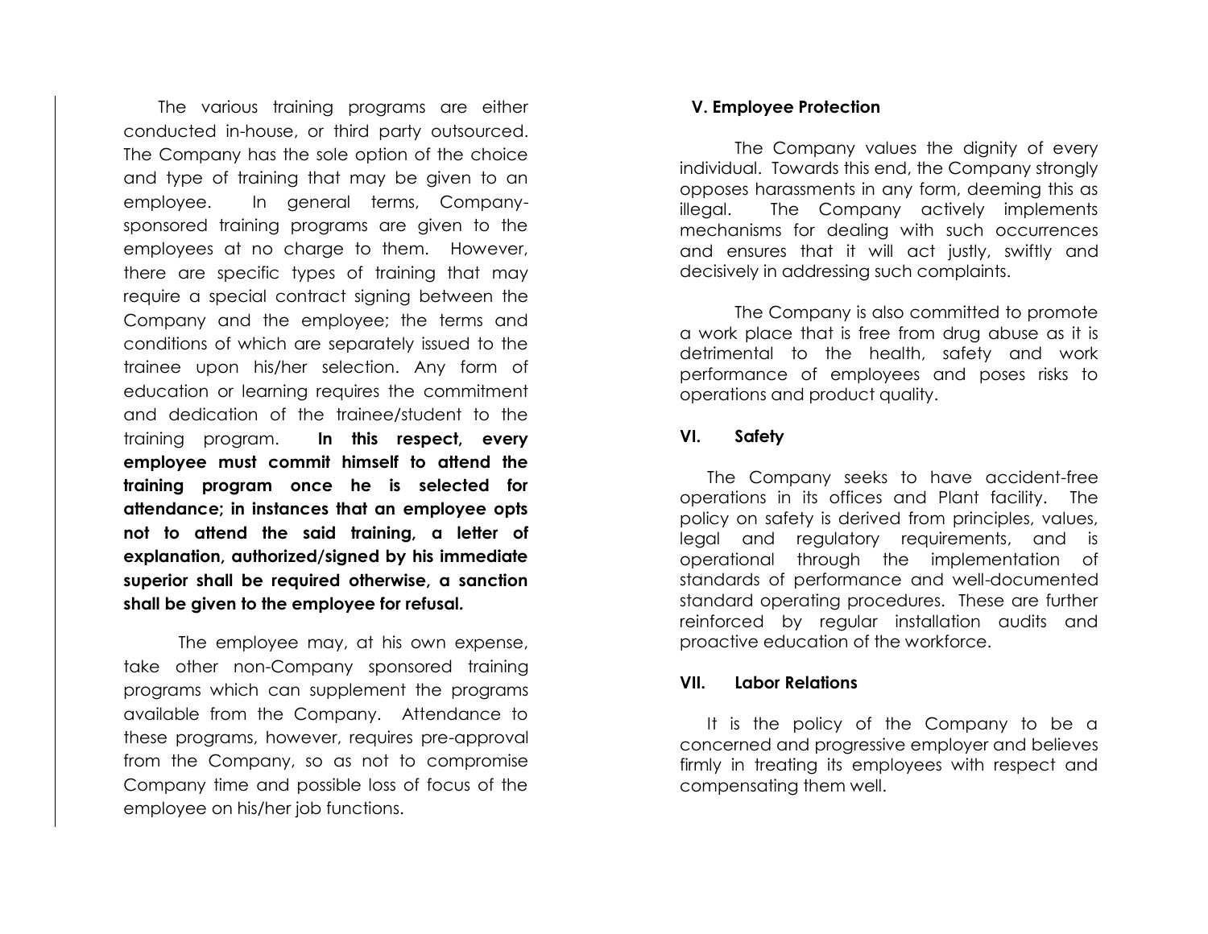The various training programs are either conducted in-house, or third party outsourced. The Company has the sole option of the choice and type of training that may be given to an employee. In general terms, Company-sponsored training programs are given to the employees at no charge to them. However, there are specific types of training that may require a special contract signing between the Company and the employee; the terms and conditions of which are separately issued to the trainee upon his/her selection. Any form of education or learning requires the commitment and dedication of the trainee/student to the training program. **In this respect, every employee must commit himself to attend the training program once he is selected for attendance; in instances that an employee opts not to attend the said training, a letter of explanation, authorized/signed by his immediate superior shall be required otherwise, a sanction shall be given to the employee for refusal.**

The employee may, at his own expense, take other non-Company sponsored training programs which can supplement the programs available from the Company. Attendance to these programs, however, requires pre-approval from the Company, so as not to compromise Company time and possible loss of focus of the employee on his/her job functions.

## V. Employee Protection

The Company values the dignity of every individual. Towards this end, the Company strongly opposes harassments in any form, deeming this as illegal. The Company actively implements mechanisms for dealing with such occurrences and ensures that it will act justly, swiftly and decisively in addressing such complaints.

The Company is also committed to promote a work place that is free from drug abuse as it is detrimental to the health, safety and work performance of employees and poses risks to operations and product quality.

## VI. Safety

The Company seeks to have accident-free operations in its offices and Plant facility. The policy on safety is derived from principles, values, legal and regulatory requirements, and is operational through the implementation of standards of performance and well-documented standard operating procedures. These are further reinforced by regular installation audits and proactive education of the workforce.

## VII. Labor Relations

It is the policy of the Company to be a concerned and progressive employer and believes firmly in treating its employees with respect and compensating them well.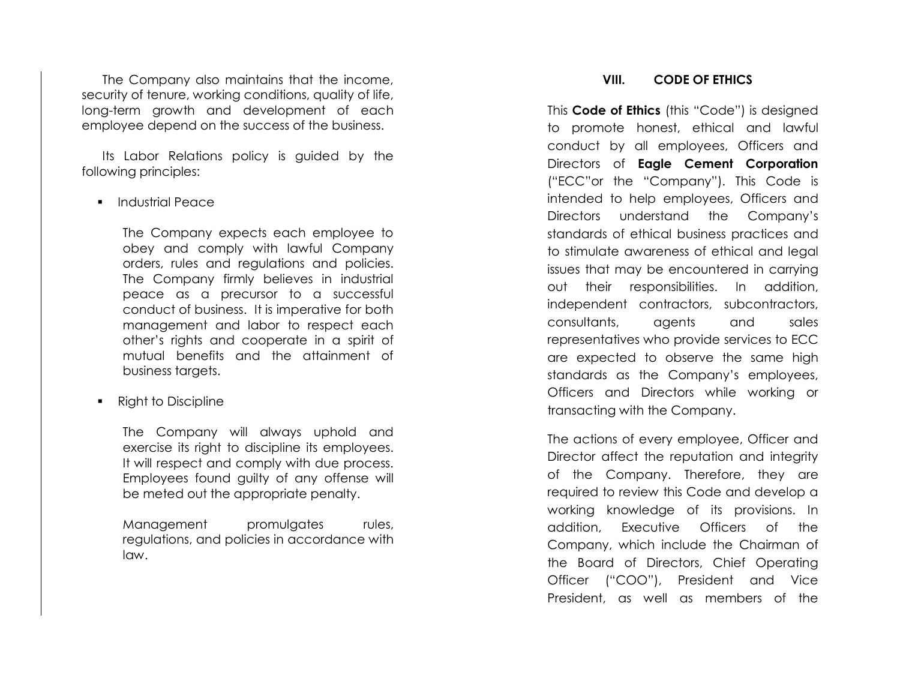The Company also maintains that the income, security of tenure, working conditions, quality of life, long-term growth and development of each employee depend on the success of the business.

Its Labor Relations policy is guided by the following principles:

- Industrial Peace

  The Company expects each employee to obey and comply with lawful Company orders, rules and regulations and policies. The Company firmly believes in industrial peace as a precursor to a successful conduct of business. It is imperative for both management and labor to respect each other's rights and cooperate in a spirit of mutual benefits and the attainment of business targets.

- Right to Discipline

  The Company will always uphold and exercise its right to discipline its employees. It will respect and comply with due process. Employees found guilty of any offense will be meted out the appropriate penalty.

  Management promulgates rules, regulations, and policies in accordance with law.

## VIII. CODE OF ETHICS

This **Code of Ethics** (this "Code") is designed to promote honest, ethical and lawful conduct by all employees, Officers and Directors of **Eagle Cement Corporation** ("ECC"or the "Company"). This Code is intended to help employees, Officers and Directors understand the Company's standards of ethical business practices and to stimulate awareness of ethical and legal issues that may be encountered in carrying out their responsibilities. In addition, independent contractors, subcontractors, consultants, agents and sales representatives who provide services to ECC are expected to observe the same high standards as the Company's employees, Officers and Directors while working or transacting with the Company.

The actions of every employee, Officer and Director affect the reputation and integrity of the Company. Therefore, they are required to review this Code and develop a working knowledge of its provisions. In addition, Executive Officers of the Company, which include the Chairman of the Board of Directors, Chief Operating Officer ("COO"), President and Vice President, as well as members of the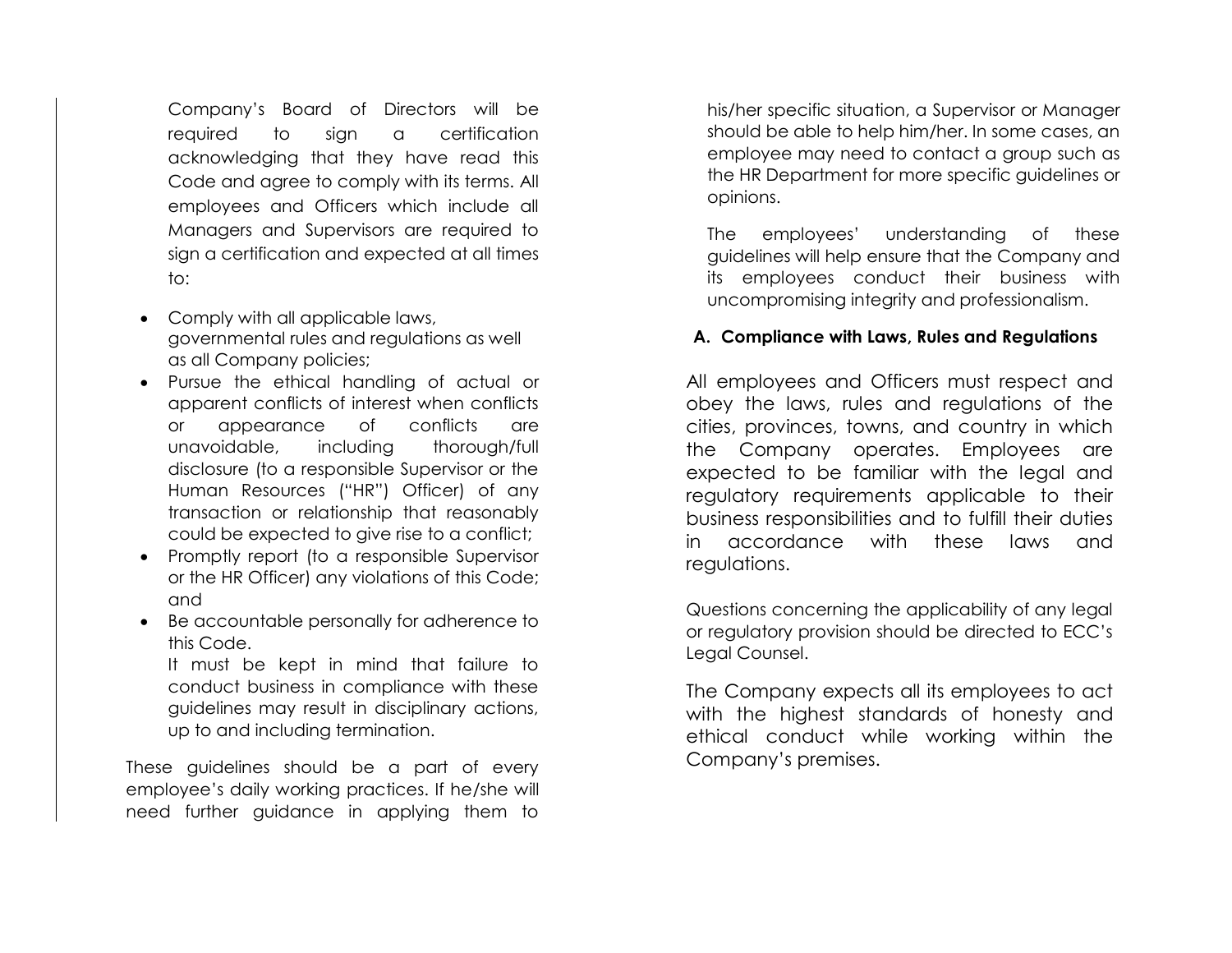Company's Board of Directors will be required to sign a certification acknowledging that they have read this Code and agree to comply with its terms. All employees and Officers which include all Managers and Supervisors are required to sign a certification and expected at all times to:

- Comply with all applicable laws, governmental rules and regulations as well as all Company policies;
- Pursue the ethical handling of actual or apparent conflicts of interest when conflicts or appearance of conflicts are unavoidable, including thorough/full disclosure (to a responsible Supervisor or the Human Resources ("HR") Officer) of any transaction or relationship that reasonably could be expected to give rise to a conflict;
- Promptly report (to a responsible Supervisor or the HR Officer) any violations of this Code; and
- Be accountable personally for adherence to this Code.

  It must be kept in mind that failure to conduct business in compliance with these guidelines may result in disciplinary actions, up to and including termination.

These guidelines should be a part of every employee's daily working practices. If he/she will need further guidance in applying them to his/her specific situation, a Supervisor or Manager should be able to help him/her. In some cases, an employee may need to contact a group such as the HR Department for more specific guidelines or opinions.

The employees' understanding of these guidelines will help ensure that the Company and its employees conduct their business with uncompromising integrity and professionalism.

### A. Compliance with Laws, Rules and Regulations

All employees and Officers must respect and obey the laws, rules and regulations of the cities, provinces, towns, and country in which the Company operates. Employees are expected to be familiar with the legal and regulatory requirements applicable to their business responsibilities and to fulfill their duties in accordance with these laws and regulations.

Questions concerning the applicability of any legal or regulatory provision should be directed to ECC's Legal Counsel.

The Company expects all its employees to act with the highest standards of honesty and ethical conduct while working within the Company's premises.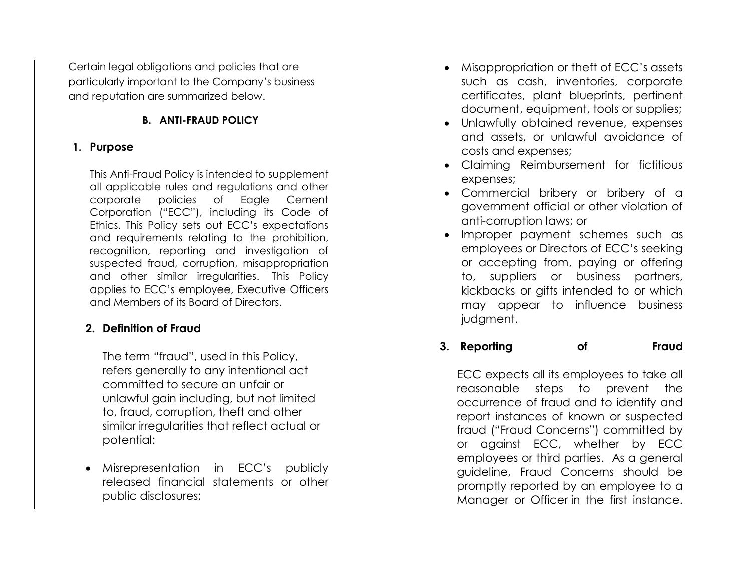Certain legal obligations and policies that are particularly important to the Company's business and reputation are summarized below.

## B. ANTI-FRAUD POLICY

### 1. Purpose

This Anti-Fraud Policy is intended to supplement all applicable rules and regulations and other corporate policies of Eagle Cement Corporation ("ECC"), including its Code of Ethics. This Policy sets out ECC's expectations and requirements relating to the prohibition, recognition, reporting and investigation of suspected fraud, corruption, misappropriation and other similar irregularities. This Policy applies to ECC's employee, Executive Officers and Members of its Board of Directors.

### 2. Definition of Fraud

The term "fraud", used in this Policy, refers generally to any intentional act committed to secure an unfair or unlawful gain including, but not limited to, fraud, corruption, theft and other similar irregularities that reflect actual or potential:

- Misrepresentation in ECC's publicly released financial statements or other public disclosures;
- Misappropriation or theft of ECC's assets such as cash, inventories, corporate certificates, plant blueprints, pertinent document, equipment, tools or supplies;
- Unlawfully obtained revenue, expenses and assets, or unlawful avoidance of costs and expenses;
- Claiming Reimbursement for fictitious expenses;
- Commercial bribery or bribery of a government official or other violation of anti-corruption laws; or
- Improper payment schemes such as employees or Directors of ECC's seeking or accepting from, paying or offering to, suppliers or business partners, kickbacks or gifts intended to or which may appear to influence business judgment.

### 3. Reporting of Fraud

ECC expects all its employees to take all reasonable steps to prevent the occurrence of fraud and to identify and report instances of known or suspected fraud ("Fraud Concerns") committed by or against ECC, whether by ECC employees or third parties. As a general guideline, Fraud Concerns should be promptly reported by an employee to a Manager or Officer in the first instance.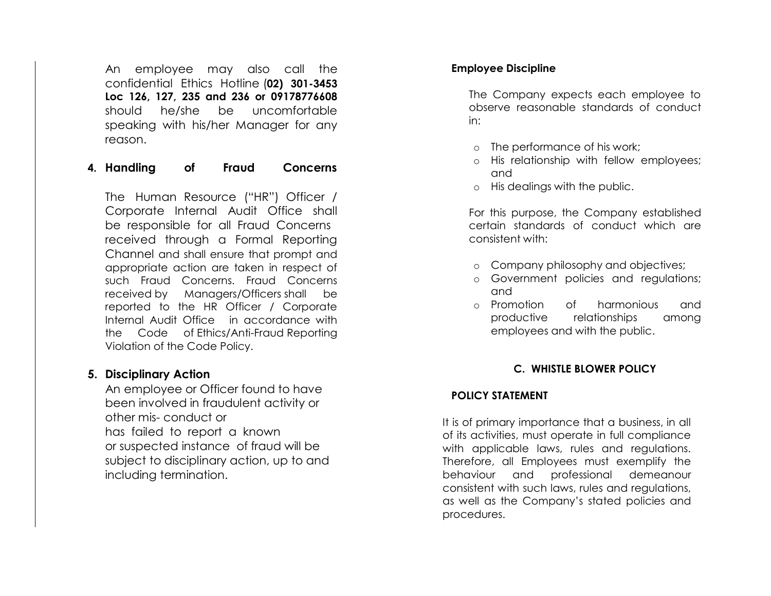An employee may also call the confidential Ethics Hotline (**02) 301-3453 Loc 126, 127, 235 and 236 or 09178776608** should he/she be uncomfortable speaking with his/her Manager for any reason.

**4. Handling of Fraud Concerns**

The Human Resource ("HR") Officer / Corporate Internal Audit Office shall be responsible for all Fraud Concerns received through a Formal Reporting Channel and shall ensure that prompt and appropriate action are taken in respect of such Fraud Concerns. Fraud Concerns received by Managers/Officers shall be reported to the HR Officer / Corporate Internal Audit Office in accordance with the Code of Ethics/Anti-Fraud Reporting Violation of the Code Policy.

**5. Disciplinary Action**

An employee or Officer found to have been involved in fraudulent activity or other mis- conduct or has failed to report a known or suspected instance of fraud will be subject to disciplinary action, up to and including termination.

**Employee Discipline**

The Company expects each employee to observe reasonable standards of conduct in:

- The performance of his work;
- His relationship with fellow employees; and
- His dealings with the public.

For this purpose, the Company established certain standards of conduct which are consistent with:

- Company philosophy and objectives;
- Government policies and regulations; and
- Promotion of harmonious and productive relationships among employees and with the public.

## C. WHISTLE BLOWER POLICY

**POLICY STATEMENT**

It is of primary importance that a business, in all of its activities, must operate in full compliance with applicable laws, rules and regulations. Therefore, all Employees must exemplify the behaviour and professional demeanour consistent with such laws, rules and regulations, as well as the Company's stated policies and procedures.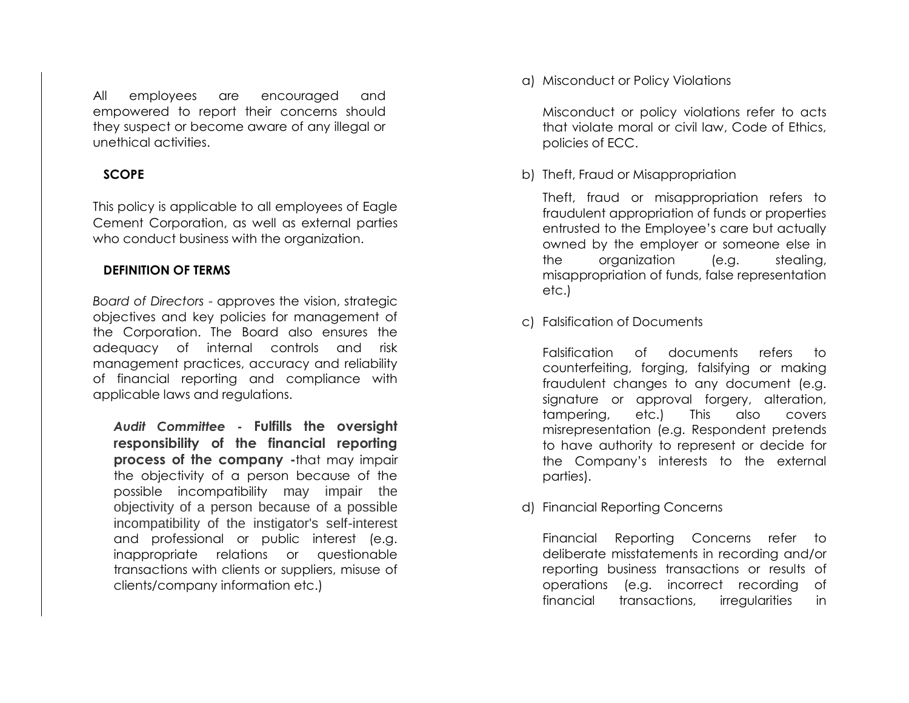All employees are encouraged and empowered to report their concerns should they suspect or become aware of any illegal or unethical activities.

## SCOPE

This policy is applicable to all employees of Eagle Cement Corporation, as well as external parties who conduct business with the organization.

## DEFINITION OF TERMS

*Board of Directors* - approves the vision, strategic objectives and key policies for management of the Corporation. The Board also ensures the adequacy of internal controls and risk management practices, accuracy and reliability of financial reporting and compliance with applicable laws and regulations.

***Audit Committee*** - **Fulfills the oversight responsibility of the financial reporting process of the company -**that may impair the objectivity of a person because of the possible incompatibility may impair the objectivity of a person because of a possible incompatibility of the instigator's self-interest and professional or public interest (e.g. inappropriate relations or questionable transactions with clients or suppliers, misuse of clients/company information etc.)

a) Misconduct or Policy Violations

   Misconduct or policy violations refer to acts that violate moral or civil law, Code of Ethics, policies of ECC.

b) Theft, Fraud or Misappropriation

   Theft, fraud or misappropriation refers to fraudulent appropriation of funds or properties entrusted to the Employee's care but actually owned by the employer or someone else in the organization (e.g. stealing, misappropriation of funds, false representation etc.)

c) Falsification of Documents

   Falsification of documents refers to counterfeiting, forging, falsifying or making fraudulent changes to any document (e.g. signature or approval forgery, alteration, tampering, etc.) This also covers misrepresentation (e.g. Respondent pretends to have authority to represent or decide for the Company's interests to the external parties).

d) Financial Reporting Concerns

   Financial Reporting Concerns refer to deliberate misstatements in recording and/or reporting business transactions or results of operations (e.g. incorrect recording of financial transactions, irregularities in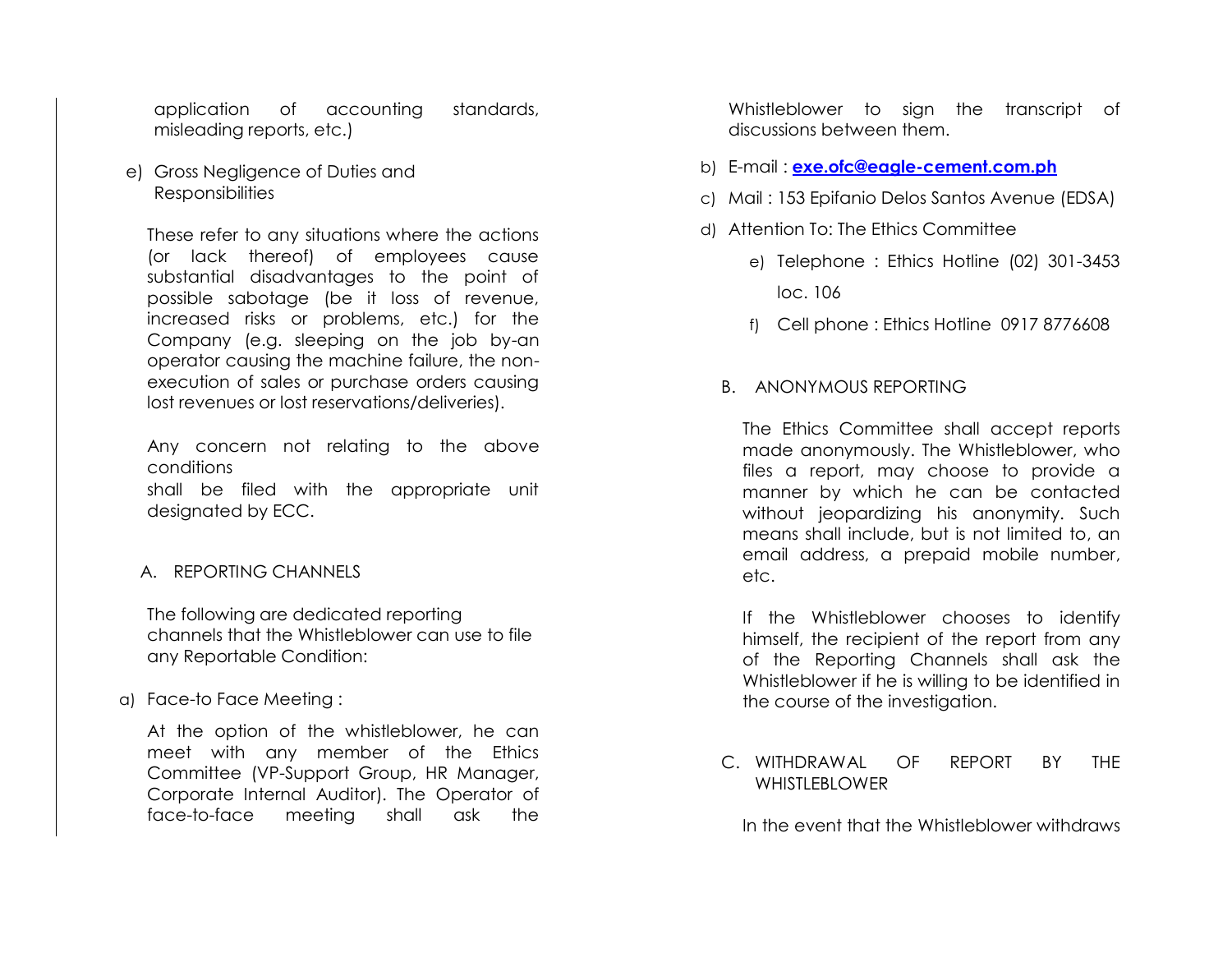application of accounting standards, misleading reports, etc.)

e) Gross Negligence of Duties and Responsibilities

These refer to any situations where the actions (or lack thereof) of employees cause substantial disadvantages to the point of possible sabotage (be it loss of revenue, increased risks or problems, etc.) for the Company (e.g. sleeping on the job by-an operator causing the machine failure, the non-execution of sales or purchase orders causing lost revenues or lost reservations/deliveries).

Any concern not relating to the above conditions
shall be filed with the appropriate unit designated by ECC.

A. REPORTING CHANNELS

The following are dedicated reporting channels that the Whistleblower can use to file any Reportable Condition:

a) Face-to Face Meeting :

At the option of the whistleblower, he can meet with any member of the Ethics Committee (VP-Support Group, HR Manager, Corporate Internal Auditor). The Operator of face-to-face meeting shall ask the Whistleblower to sign the transcript of discussions between them.

b) E-mail : **exe.ofc@eagle-cement.com.ph**

c) Mail : 153 Epifanio Delos Santos Avenue (EDSA)

d) Attention To: The Ethics Committee

   e) Telephone : Ethics Hotline (02) 301-3453 loc. 106

   f) Cell phone : Ethics Hotline 0917 8776608

B. ANONYMOUS REPORTING

The Ethics Committee shall accept reports made anonymously. The Whistleblower, who files a report, may choose to provide a manner by which he can be contacted without jeopardizing his anonymity. Such means shall include, but is not limited to, an email address, a prepaid mobile number, etc.

If the Whistleblower chooses to identify himself, the recipient of the report from any of the Reporting Channels shall ask the Whistleblower if he is willing to be identified in the course of the investigation.

C. WITHDRAWAL OF REPORT BY THE WHISTLEBLOWER

In the event that the Whistleblower withdraws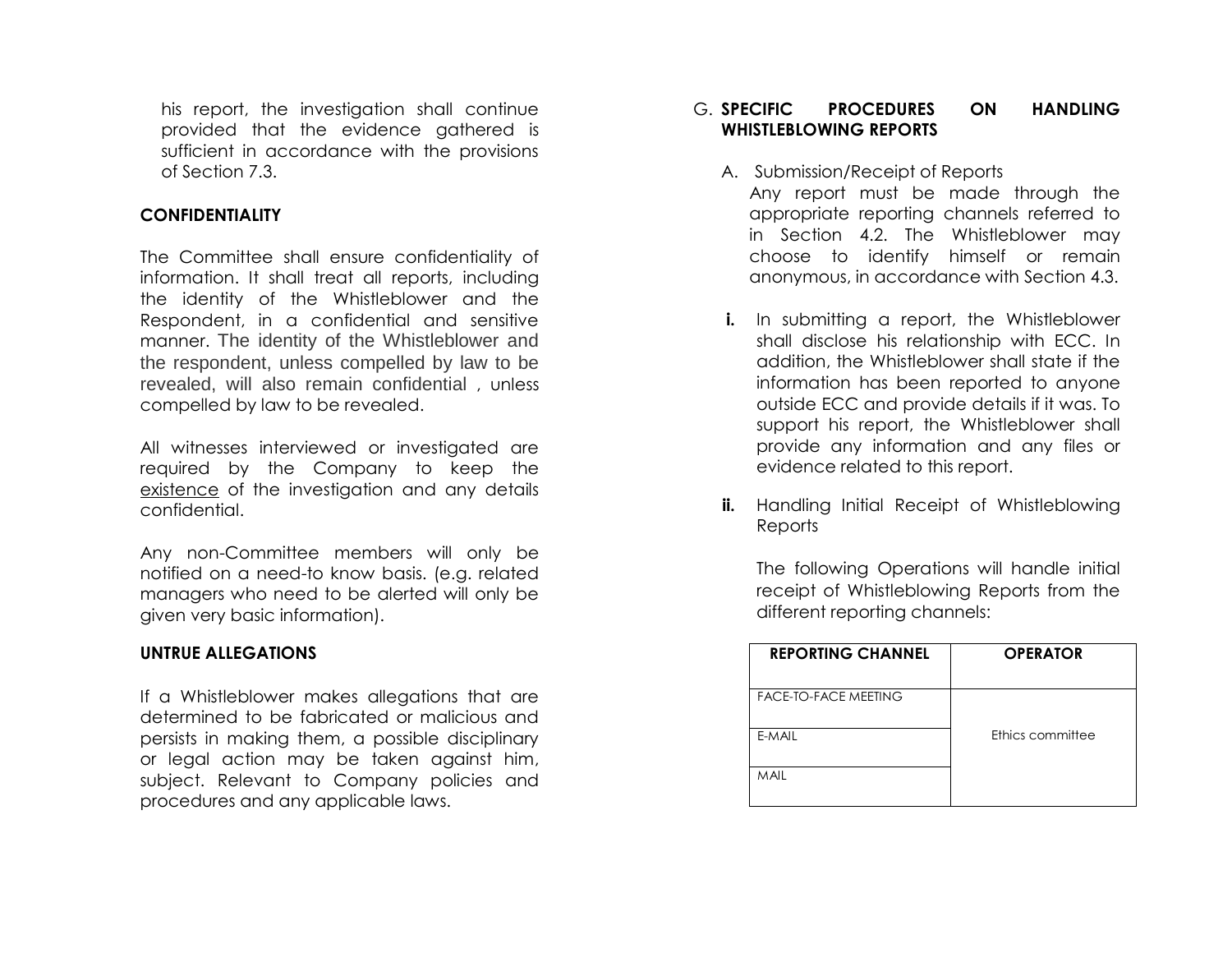his report, the investigation shall continue provided that the evidence gathered is sufficient in accordance with the provisions of Section 7.3.

**CONFIDENTIALITY**

The Committee shall ensure confidentiality of information. It shall treat all reports, including the identity of the Whistleblower and the Respondent, in a confidential and sensitive manner. The identity of the Whistleblower and the respondent, unless compelled by law to be revealed, will also remain confidential , unless compelled by law to be revealed.

All witnesses interviewed or investigated are required by the Company to keep the existence of the investigation and any details confidential.

Any non-Committee members will only be notified on a need-to know basis. (e.g. related managers who need to be alerted will only be given very basic information).

**UNTRUE ALLEGATIONS**

If a Whistleblower makes allegations that are determined to be fabricated or malicious and persists in making them, a possible disciplinary or legal action may be taken against him, subject. Relevant to Company policies and procedures and any applicable laws.

G. **SPECIFIC PROCEDURES ON HANDLING WHISTLEBLOWING REPORTS**

A. Submission/Receipt of Reports

Any report must be made through the appropriate reporting channels referred to in Section 4.2. The Whistleblower may choose to identify himself or remain anonymous, in accordance with Section 4.3.

**i.** In submitting a report, the Whistleblower shall disclose his relationship with ECC. In addition, the Whistleblower shall state if the information has been reported to anyone outside ECC and provide details if it was. To support his report, the Whistleblower shall provide any information and any files or evidence related to this report.

**ii.** Handling Initial Receipt of Whistleblowing Reports

The following Operations will handle initial receipt of Whistleblowing Reports from the different reporting channels:

| REPORTING CHANNEL | OPERATOR |
|---|---|
| FACE-TO-FACE MEETING | Ethics committee |
| E-MAIL | |
| MAIL | |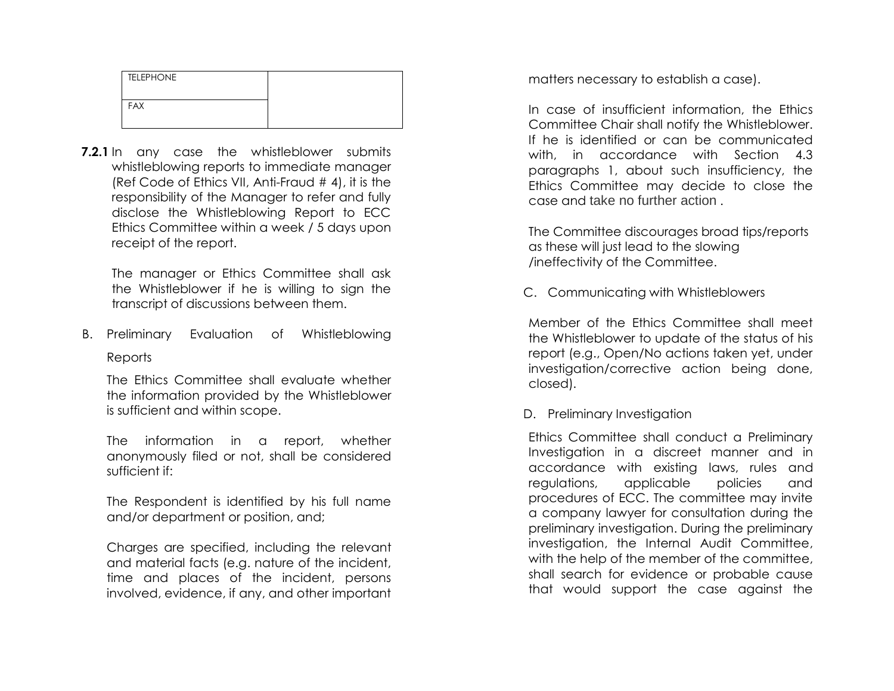| TELEPHONE | |
| --- | --- |
| FAX | |

**7.2.1** In any case the whistleblower submits whistleblowing reports to immediate manager (Ref Code of Ethics VII, Anti-Fraud # 4), it is the responsibility of the Manager to refer and fully disclose the Whistleblowing Report to ECC Ethics Committee within a week / 5 days upon receipt of the report.

The manager or Ethics Committee shall ask the Whistleblower if he is willing to sign the transcript of discussions between them.

B. Preliminary Evaluation of Whistleblowing Reports

The Ethics Committee shall evaluate whether the information provided by the Whistleblower is sufficient and within scope.

The information in a report, whether anonymously filed or not, shall be considered sufficient if:

The Respondent is identified by his full name and/or department or position, and;

Charges are specified, including the relevant and material facts (e.g. nature of the incident, time and places of the incident, persons involved, evidence, if any, and other important matters necessary to establish a case).

In case of insufficient information, the Ethics Committee Chair shall notify the Whistleblower. If he is identified or can be communicated with, in accordance with Section 4.3 paragraphs 1, about such insufficiency, the Ethics Committee may decide to close the case and take no further action .

The Committee discourages broad tips/reports as these will just lead to the slowing /ineffectivity of the Committee.

C. Communicating with Whistleblowers

Member of the Ethics Committee shall meet the Whistleblower to update of the status of his report (e.g., Open/No actions taken yet, under investigation/corrective action being done, closed).

D. Preliminary Investigation

Ethics Committee shall conduct a Preliminary Investigation in a discreet manner and in accordance with existing laws, rules and regulations, applicable policies and procedures of ECC. The committee may invite a company lawyer for consultation during the preliminary investigation. During the preliminary investigation, the Internal Audit Committee, with the help of the member of the committee, shall search for evidence or probable cause that would support the case against the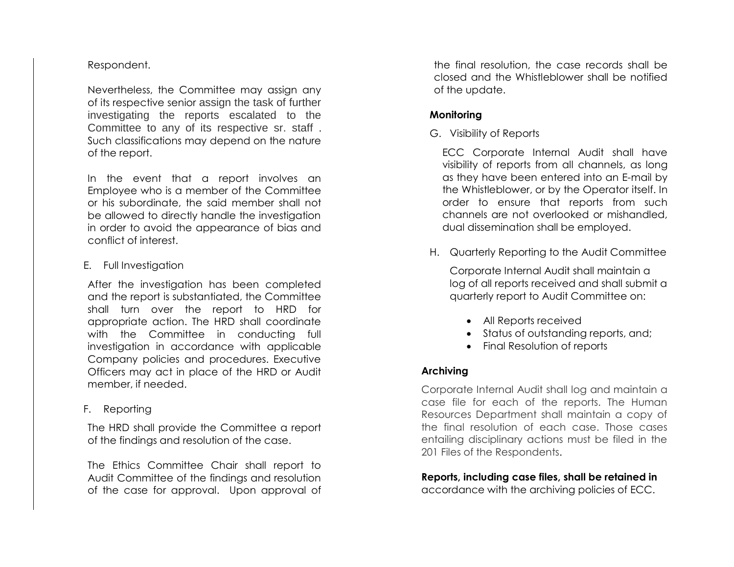Respondent.

Nevertheless, the Committee may assign any of its respective senior assign the task of further investigating the reports escalated to the Committee to any of its respective sr. staff . Such classifications may depend on the nature of the report.

In the event that a report involves an Employee who is a member of the Committee or his subordinate, the said member shall not be allowed to directly handle the investigation in order to avoid the appearance of bias and conflict of interest.

E. Full Investigation

After the investigation has been completed and the report is substantiated, the Committee shall turn over the report to HRD for appropriate action. The HRD shall coordinate with the Committee in conducting full investigation in accordance with applicable Company policies and procedures. Executive Officers may act in place of the HRD or Audit member, if needed.

F. Reporting

The HRD shall provide the Committee a report of the findings and resolution of the case.

The Ethics Committee Chair shall report to Audit Committee of the findings and resolution of the case for approval. Upon approval of the final resolution, the case records shall be closed and the Whistleblower shall be notified of the update.

**Monitoring**

G. Visibility of Reports

ECC Corporate Internal Audit shall have visibility of reports from all channels, as long as they have been entered into an E-mail by the Whistleblower, or by the Operator itself. In order to ensure that reports from such channels are not overlooked or mishandled, dual dissemination shall be employed.

H. Quarterly Reporting to the Audit Committee

Corporate Internal Audit shall maintain a log of all reports received and shall submit a quarterly report to Audit Committee on:

- All Reports received
- Status of outstanding reports, and;
- Final Resolution of reports

**Archiving**

Corporate Internal Audit shall log and maintain a case file for each of the reports. The Human Resources Department shall maintain a copy of the final resolution of each case. Those cases entailing disciplinary actions must be filed in the 201 Files of the Respondents.

**Reports, including case files, shall be retained in** accordance with the archiving policies of ECC.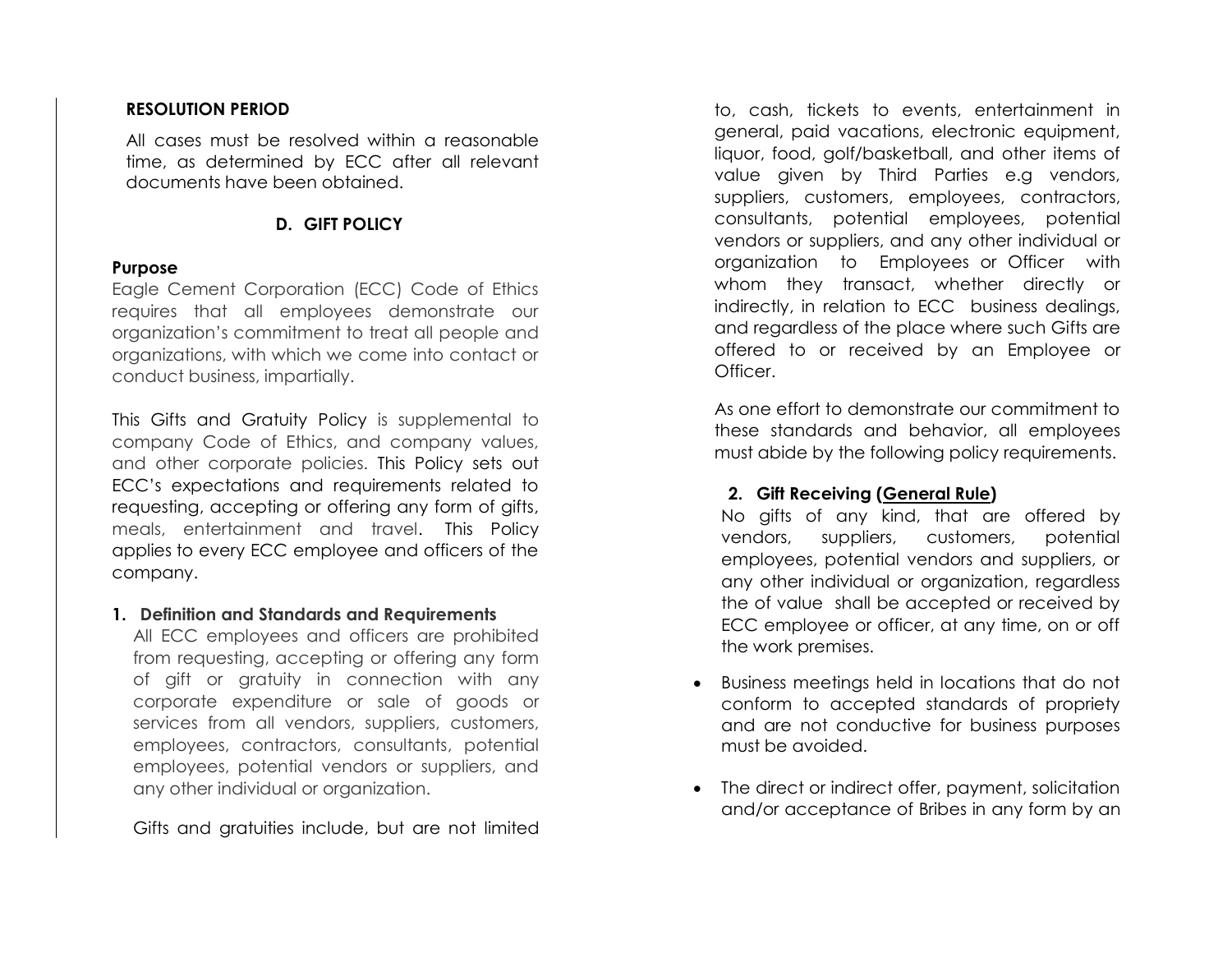**RESOLUTION PERIOD**

All cases must be resolved within a reasonable time, as determined by ECC after all relevant documents have been obtained.

## D. GIFT POLICY

**Purpose**

Eagle Cement Corporation (ECC) Code of Ethics requires that all employees demonstrate our organization's commitment to treat all people and organizations, with which we come into contact or conduct business, impartially.

This Gifts and Gratuity Policy is supplemental to company Code of Ethics, and company values, and other corporate policies. This Policy sets out ECC's expectations and requirements related to requesting, accepting or offering any form of gifts, meals, entertainment and travel. This Policy applies to every ECC employee and officers of the company.

**1. Definition and Standards and Requirements**

All ECC employees and officers are prohibited from requesting, accepting or offering any form of gift or gratuity in connection with any corporate expenditure or sale of goods or services from all vendors, suppliers, customers, employees, contractors, consultants, potential employees, potential vendors or suppliers, and any other individual or organization.

Gifts and gratuities include, but are not limited to, cash, tickets to events, entertainment in general, paid vacations, electronic equipment, liquor, food, golf/basketball, and other items of value given by Third Parties e.g vendors, suppliers, customers, employees, contractors, consultants, potential employees, potential vendors or suppliers, and any other individual or organization to Employees or Officer with whom they transact, whether directly or indirectly, in relation to ECC business dealings, and regardless of the place where such Gifts are offered to or received by an Employee or Officer.

As one effort to demonstrate our commitment to these standards and behavior, all employees must abide by the following policy requirements.

**2. Gift Receiving (<u>General Rule</u>)**

No gifts of any kind, that are offered by vendors, suppliers, customers, potential employees, potential vendors and suppliers, or any other individual or organization, regardless the of value shall be accepted or received by ECC employee or officer, at any time, on or off the work premises.

- Business meetings held in locations that do not conform to accepted standards of propriety and are not conductive for business purposes must be avoided.
- The direct or indirect offer, payment, solicitation and/or acceptance of Bribes in any form by an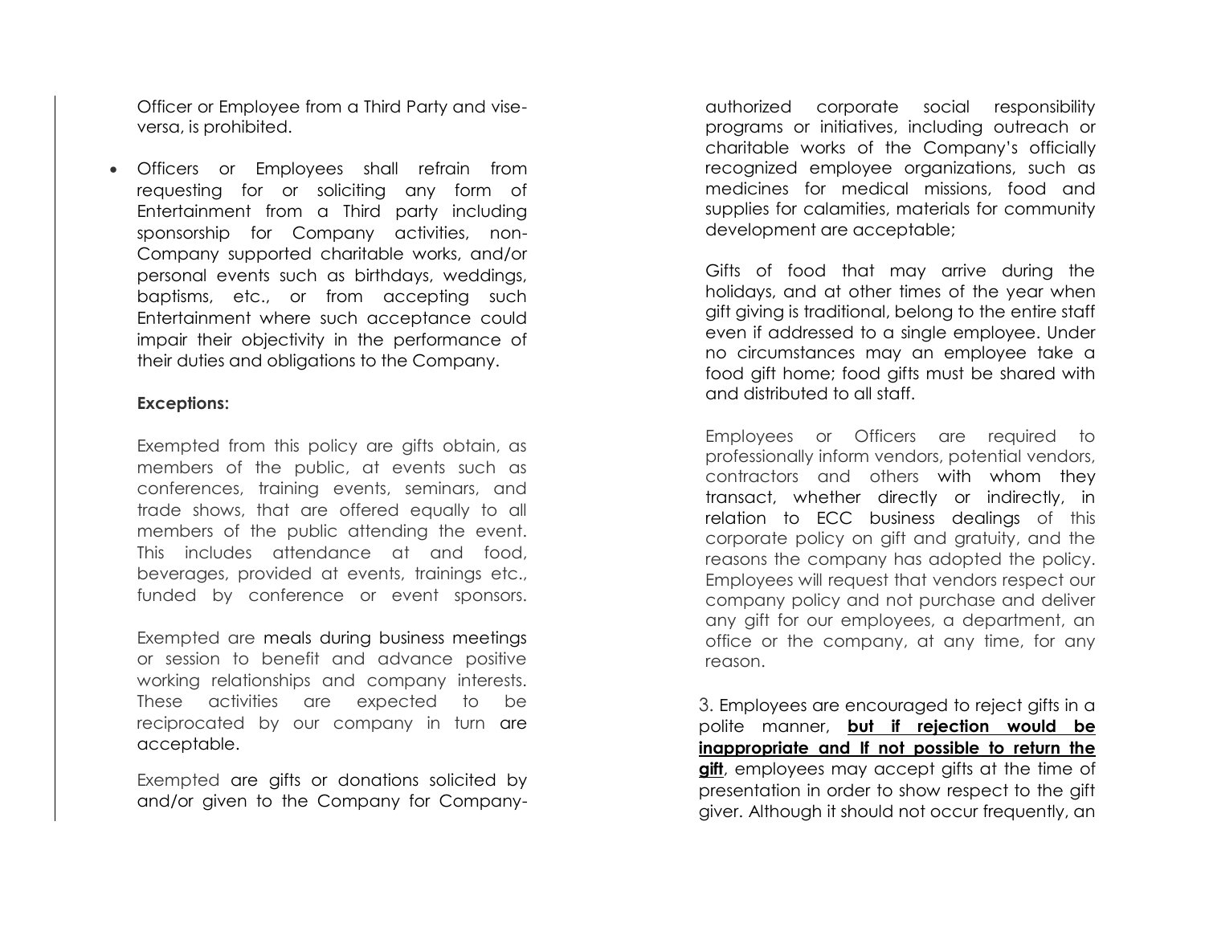Officer or Employee from a Third Party and vise-versa, is prohibited.

- Officers or Employees shall refrain from requesting for or soliciting any form of Entertainment from a Third party including sponsorship for Company activities, non-Company supported charitable works, and/or personal events such as birthdays, weddings, baptisms, etc., or from accepting such Entertainment where such acceptance could impair their objectivity in the performance of their duties and obligations to the Company.

**Exceptions:**

Exempted from this policy are gifts obtain, as members of the public, at events such as conferences, training events, seminars, and trade shows, that are offered equally to all members of the public attending the event. This includes attendance at and food, beverages, provided at events, trainings etc., funded by conference or event sponsors.

Exempted are meals during business meetings or session to benefit and advance positive working relationships and company interests. These activities are expected to be reciprocated by our company in turn are acceptable.

Exempted are gifts or donations solicited by and/or given to the Company for Company-authorized corporate social responsibility programs or initiatives, including outreach or charitable works of the Company's officially recognized employee organizations, such as medicines for medical missions, food and supplies for calamities, materials for community development are acceptable;

Gifts of food that may arrive during the holidays, and at other times of the year when gift giving is traditional, belong to the entire staff even if addressed to a single employee. Under no circumstances may an employee take a food gift home; food gifts must be shared with and distributed to all staff.

Employees or Officers are required to professionally inform vendors, potential vendors, contractors and others with whom they transact, whether directly or indirectly, in relation to ECC business dealings of this corporate policy on gift and gratuity, and the reasons the company has adopted the policy. Employees will request that vendors respect our company policy and not purchase and deliver any gift for our employees, a department, an office or the company, at any time, for any reason.

3. Employees are encouraged to reject gifts in a polite manner, **but if rejection would be inappropriate and If not possible to return the gift**, employees may accept gifts at the time of presentation in order to show respect to the gift giver. Although it should not occur frequently, an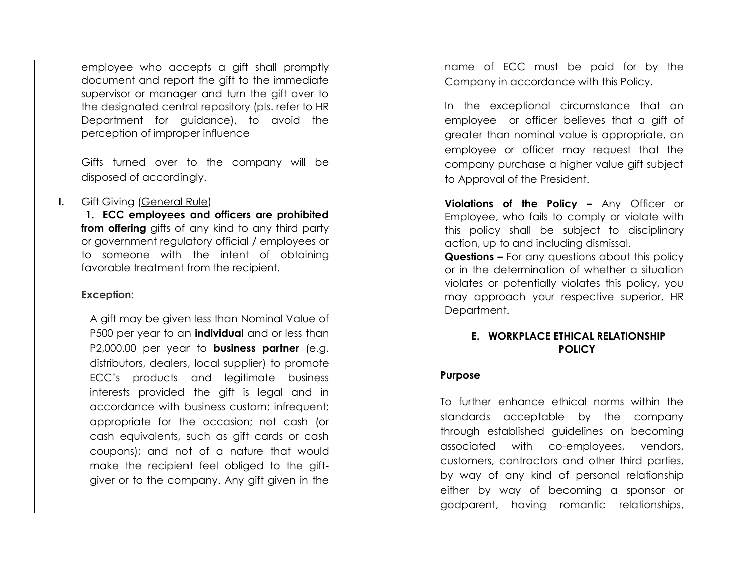employee who accepts a gift shall promptly document and report the gift to the immediate supervisor or manager and turn the gift over to the designated central repository (pls. refer to HR Department for guidance), to avoid the perception of improper influence

Gifts turned over to the company will be disposed of accordingly.

**I.** Gift Giving (General Rule)

**1. ECC employees and officers are prohibited from offering** gifts of any kind to any third party or government regulatory official / employees or to someone with the intent of obtaining favorable treatment from the recipient.

**Exception:**

A gift may be given less than Nominal Value of P500 per year to an **individual** and or less than P2,000.00 per year to **business partner** (e.g. distributors, dealers, local supplier) to promote ECC's products and legitimate business interests provided the gift is legal and in accordance with business custom; infrequent; appropriate for the occasion; not cash (or cash equivalents, such as gift cards or cash coupons); and not of a nature that would make the recipient feel obliged to the gift-giver or to the company. Any gift given in the name of ECC must be paid for by the Company in accordance with this Policy.

In the exceptional circumstance that an employee or officer believes that a gift of greater than nominal value is appropriate, an employee or officer may request that the company purchase a higher value gift subject to Approval of the President.

**Violations of the Policy –** Any Officer or Employee, who fails to comply or violate with this policy shall be subject to disciplinary action, up to and including dismissal.

**Questions –** For any questions about this policy or in the determination of whether a situation violates or potentially violates this policy, you may approach your respective superior, HR Department.

## E. WORKPLACE ETHICAL RELATIONSHIP POLICY

**Purpose**

To further enhance ethical norms within the standards acceptable by the company through established guidelines on becoming associated with co-employees, vendors, customers, contractors and other third parties, by way of any kind of personal relationship either by way of becoming a sponsor or godparent, having romantic relationships,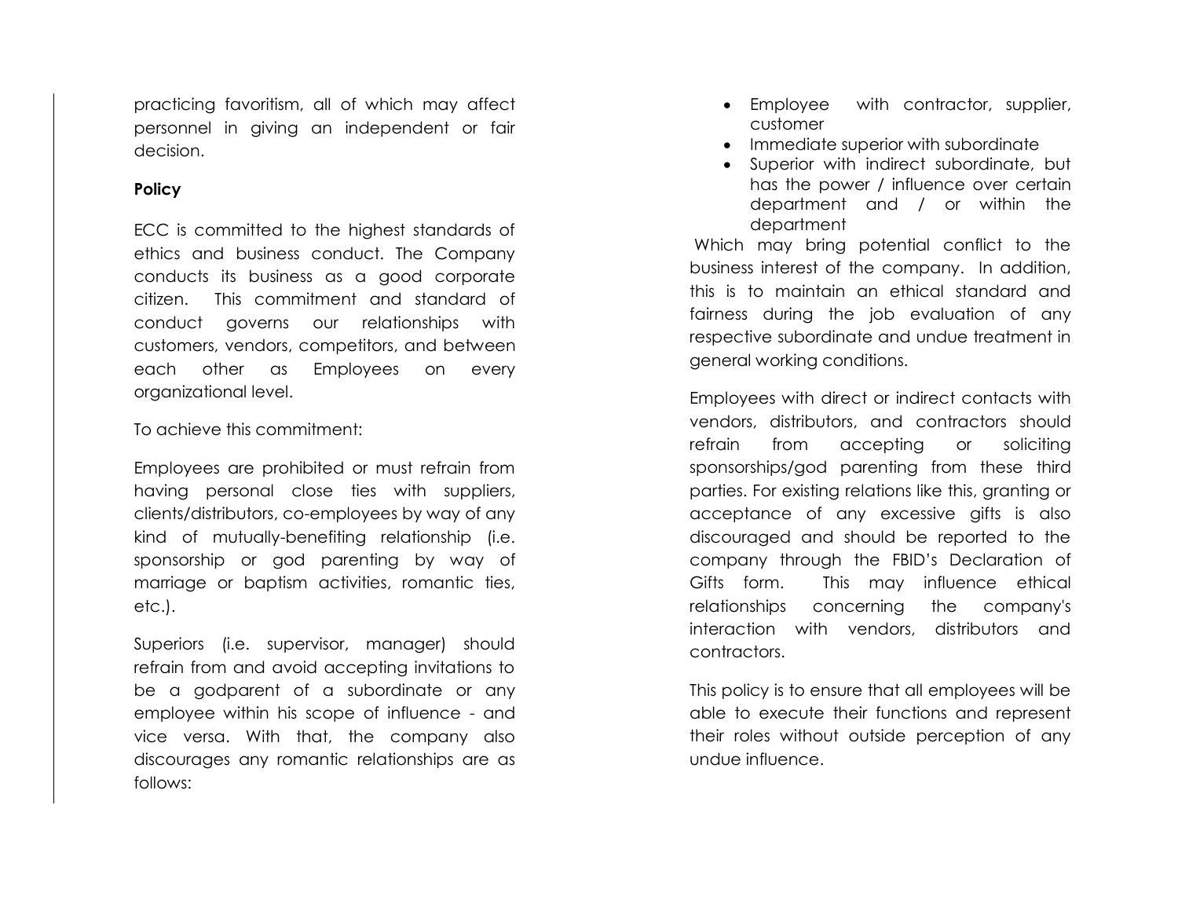practicing favoritism, all of which may affect personnel in giving an independent or fair decision.

**Policy**

ECC is committed to the highest standards of ethics and business conduct. The Company conducts its business as a good corporate citizen. This commitment and standard of conduct governs our relationships with customers, vendors, competitors, and between each other as Employees on every organizational level.

To achieve this commitment:

Employees are prohibited or must refrain from having personal close ties with suppliers, clients/distributors, co-employees by way of any kind of mutually-benefiting relationship (i.e. sponsorship or god parenting by way of marriage or baptism activities, romantic ties, etc.).

Superiors (i.e. supervisor, manager) should refrain from and avoid accepting invitations to be a godparent of a subordinate or any employee within his scope of influence - and vice versa. With that, the company also discourages any romantic relationships are as follows:

- Employee with contractor, supplier, customer
- Immediate superior with subordinate
- Superior with indirect subordinate, but has the power / influence over certain department and / or within the department

Which may bring potential conflict to the business interest of the company. In addition, this is to maintain an ethical standard and fairness during the job evaluation of any respective subordinate and undue treatment in general working conditions.

Employees with direct or indirect contacts with vendors, distributors, and contractors should refrain from accepting or soliciting sponsorships/god parenting from these third parties. For existing relations like this, granting or acceptance of any excessive gifts is also discouraged and should be reported to the company through the FBID's Declaration of Gifts form. This may influence ethical relationships concerning the company's interaction with vendors, distributors and contractors.

This policy is to ensure that all employees will be able to execute their functions and represent their roles without outside perception of any undue influence.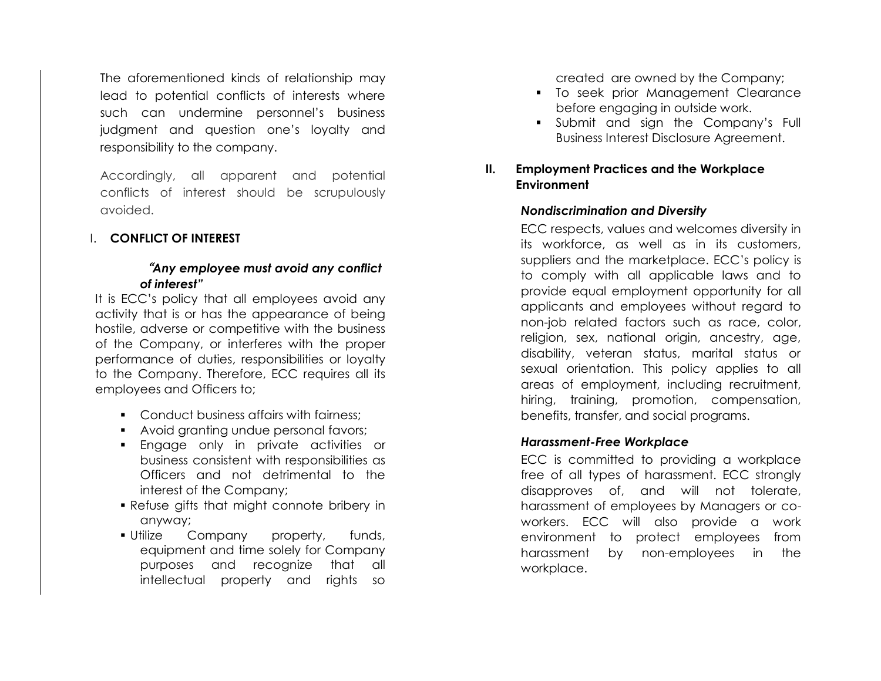The aforementioned kinds of relationship may lead to potential conflicts of interests where such can undermine personnel's business judgment and question one's loyalty and responsibility to the company.

Accordingly, all apparent and potential conflicts of interest should be scrupulously avoided.

## I. CONFLICT OF INTEREST

***"Any employee must avoid any conflict of interest"***

It is ECC's policy that all employees avoid any activity that is or has the appearance of being hostile, adverse or competitive with the business of the Company, or interferes with the proper performance of duties, responsibilities or loyalty to the Company. Therefore, ECC requires all its employees and Officers to;

- Conduct business affairs with fairness;
- Avoid granting undue personal favors;
- Engage only in private activities or business consistent with responsibilities as Officers and not detrimental to the interest of the Company;
- Refuse gifts that might connote bribery in anyway;
- Utilize Company property, funds, equipment and time solely for Company purposes and recognize that all intellectual property and rights so created are owned by the Company;
- To seek prior Management Clearance before engaging in outside work.
- Submit and sign the Company's Full Business Interest Disclosure Agreement.

## II. Employment Practices and the Workplace Environment

### *Nondiscrimination and Diversity*

ECC respects, values and welcomes diversity in its workforce, as well as in its customers, suppliers and the marketplace. ECC's policy is to comply with all applicable laws and to provide equal employment opportunity for all applicants and employees without regard to non-job related factors such as race, color, religion, sex, national origin, ancestry, age, disability, veteran status, marital status or sexual orientation. This policy applies to all areas of employment, including recruitment, hiring, training, promotion, compensation, benefits, transfer, and social programs.

### *Harassment-Free Workplace*

ECC is committed to providing a workplace free of all types of harassment. ECC strongly disapproves of, and will not tolerate, harassment of employees by Managers or co-workers. ECC will also provide a work environment to protect employees from harassment by non-employees in the workplace.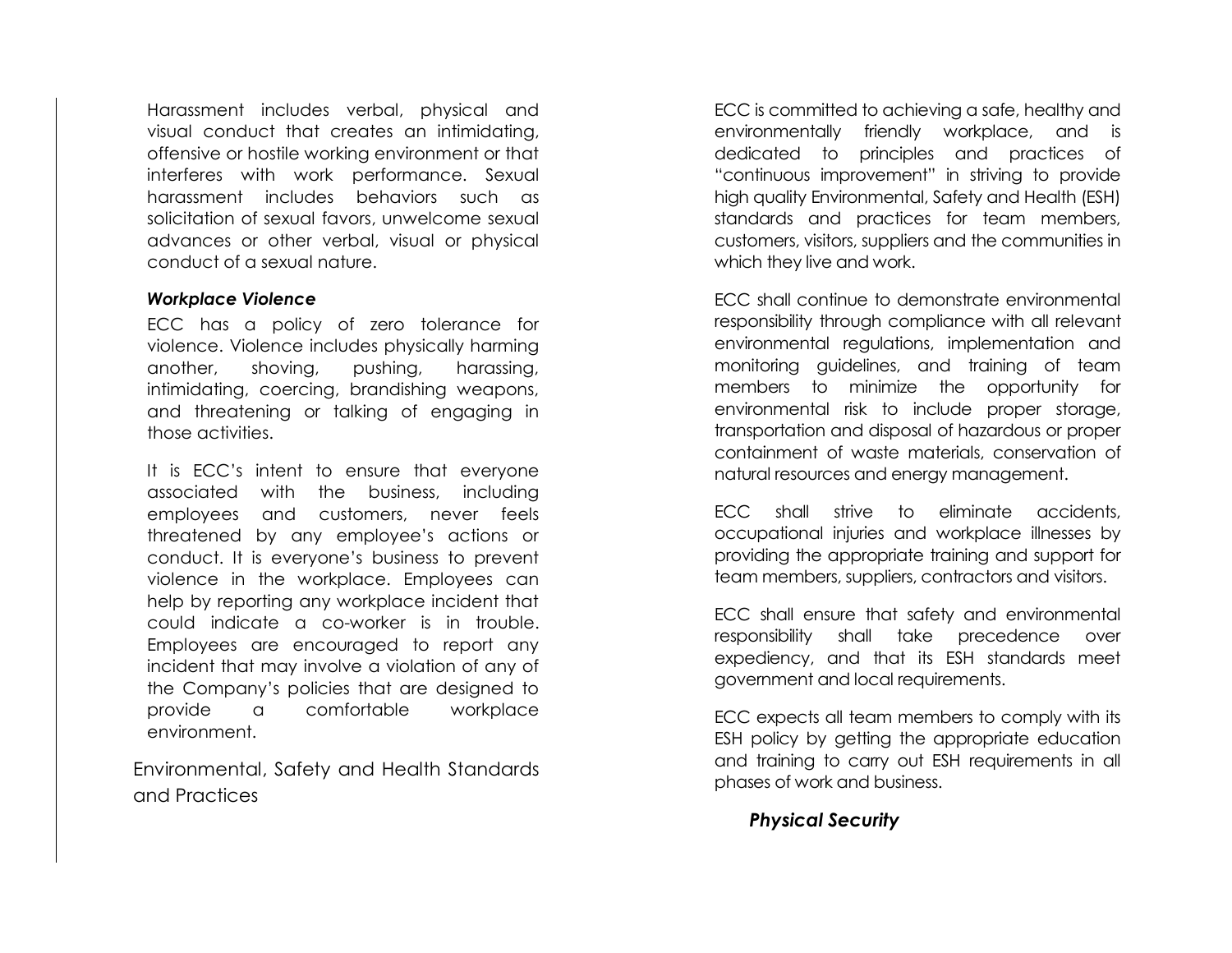Harassment includes verbal, physical and visual conduct that creates an intimidating, offensive or hostile working environment or that interferes with work performance. Sexual harassment includes behaviors such as solicitation of sexual favors, unwelcome sexual advances or other verbal, visual or physical conduct of a sexual nature.

***Workplace Violence***

ECC has a policy of zero tolerance for violence. Violence includes physically harming another, shoving, pushing, harassing, intimidating, coercing, brandishing weapons, and threatening or talking of engaging in those activities.

It is ECC's intent to ensure that everyone associated with the business, including employees and customers, never feels threatened by any employee's actions or conduct. It is everyone's business to prevent violence in the workplace. Employees can help by reporting any workplace incident that could indicate a co-worker is in trouble. Employees are encouraged to report any incident that may involve a violation of any of the Company's policies that are designed to provide a comfortable workplace environment.

## Environmental, Safety and Health Standards and Practices

ECC is committed to achieving a safe, healthy and environmentally friendly workplace, and is dedicated to principles and practices of "continuous improvement" in striving to provide high quality Environmental, Safety and Health (ESH) standards and practices for team members, customers, visitors, suppliers and the communities in which they live and work.

ECC shall continue to demonstrate environmental responsibility through compliance with all relevant environmental regulations, implementation and monitoring guidelines, and training of team members to minimize the opportunity for environmental risk to include proper storage, transportation and disposal of hazardous or proper containment of waste materials, conservation of natural resources and energy management.

ECC shall strive to eliminate accidents, occupational injuries and workplace illnesses by providing the appropriate training and support for team members, suppliers, contractors and visitors.

ECC shall ensure that safety and environmental responsibility shall take precedence over expediency, and that its ESH standards meet government and local requirements.

ECC expects all team members to comply with its ESH policy by getting the appropriate education and training to carry out ESH requirements in all phases of work and business.

***Physical Security***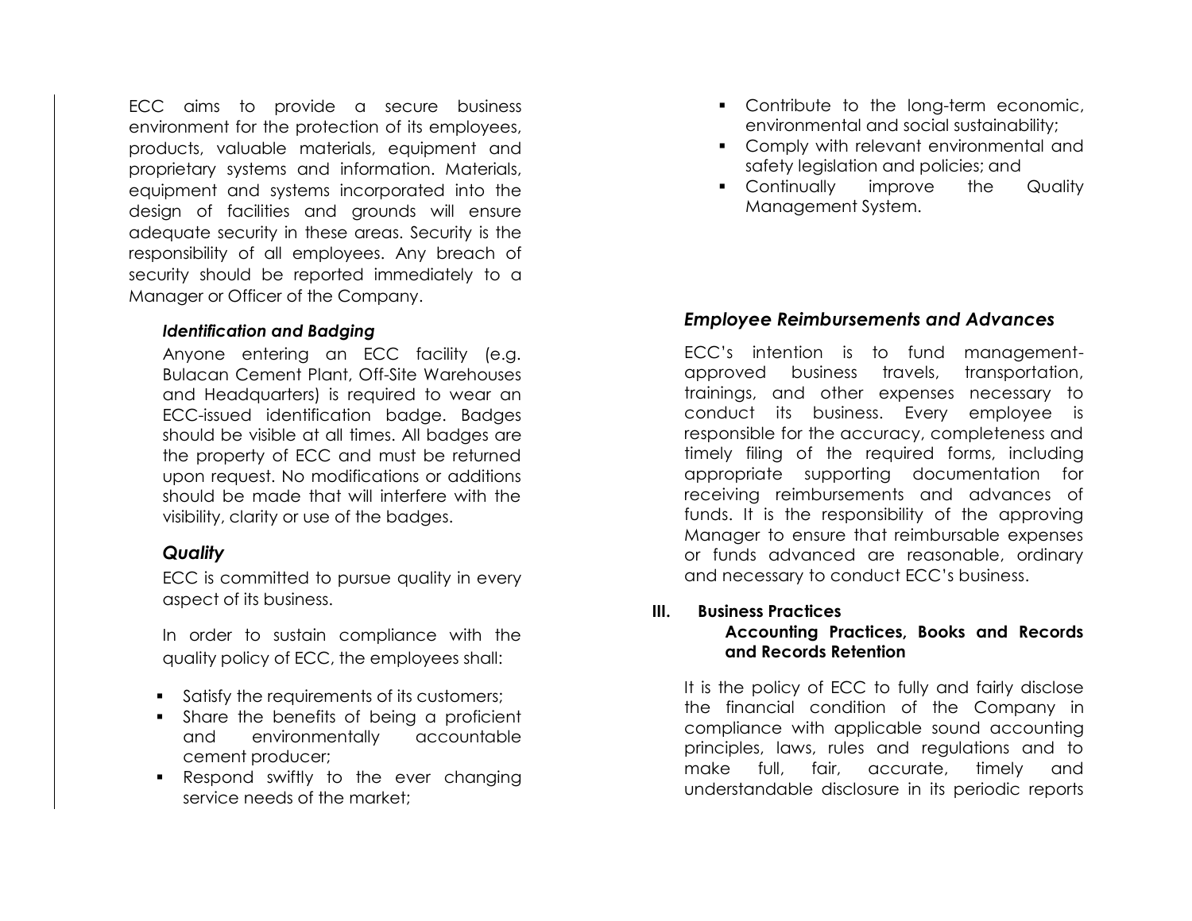ECC aims to provide a secure business environment for the protection of its employees, products, valuable materials, equipment and proprietary systems and information. Materials, equipment and systems incorporated into the design of facilities and grounds will ensure adequate security in these areas. Security is the responsibility of all employees. Any breach of security should be reported immediately to a Manager or Officer of the Company.

#### *Identification and Badging*

Anyone entering an ECC facility (e.g. Bulacan Cement Plant, Off-Site Warehouses and Headquarters) is required to wear an ECC-issued identification badge. Badges should be visible at all times. All badges are the property of ECC and must be returned upon request. No modifications or additions should be made that will interfere with the visibility, clarity or use of the badges.

### *Quality*

ECC is committed to pursue quality in every aspect of its business.

In order to sustain compliance with the quality policy of ECC, the employees shall:

- Satisfy the requirements of its customers;
- Share the benefits of being a proficient and environmentally accountable cement producer;
- Respond swiftly to the ever changing service needs of the market;
- Contribute to the long-term economic, environmental and social sustainability;
- Comply with relevant environmental and safety legislation and policies; and
- Continually improve the Quality Management System.

### *Employee Reimbursements and Advances*

ECC's intention is to fund management-approved business travels, transportation, trainings, and other expenses necessary to conduct its business. Every employee is responsible for the accuracy, completeness and timely filing of the required forms, including appropriate supporting documentation for receiving reimbursements and advances of funds. It is the responsibility of the approving Manager to ensure that reimbursable expenses or funds advanced are reasonable, ordinary and necessary to conduct ECC's business.

## III. Business Practices

### Accounting Practices, Books and Records and Records Retention

It is the policy of ECC to fully and fairly disclose the financial condition of the Company in compliance with applicable sound accounting principles, laws, rules and regulations and to make full, fair, accurate, timely and understandable disclosure in its periodic reports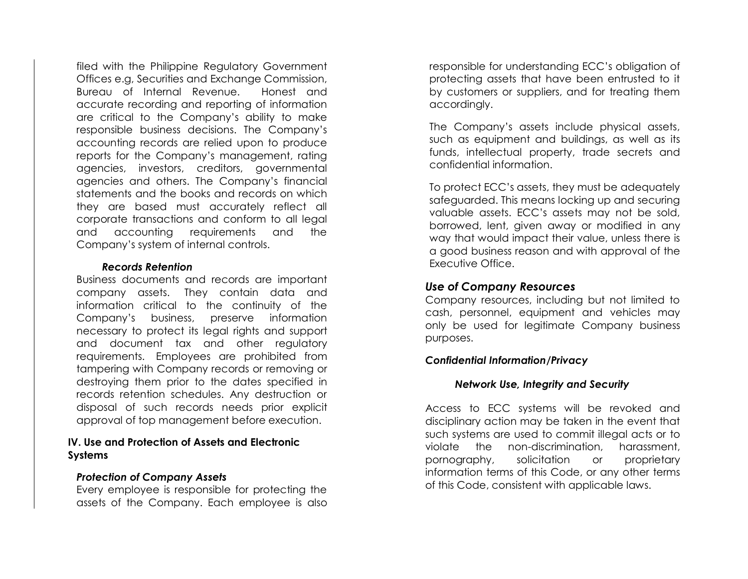filed with the Philippine Regulatory Government Offices e.g, Securities and Exchange Commission, Bureau of Internal Revenue. Honest and accurate recording and reporting of information are critical to the Company's ability to make responsible business decisions. The Company's accounting records are relied upon to produce reports for the Company's management, rating agencies, investors, creditors, governmental agencies and others. The Company's financial statements and the books and records on which they are based must accurately reflect all corporate transactions and conform to all legal and accounting requirements and the Company's system of internal controls.

***Records Retention***

Business documents and records are important company assets. They contain data and information critical to the continuity of the Company's business, preserve information necessary to protect its legal rights and support and document tax and other regulatory requirements. Employees are prohibited from tampering with Company records or removing or destroying them prior to the dates specified in records retention schedules. Any destruction or disposal of such records needs prior explicit approval of top management before execution.

## IV. Use and Protection of Assets and Electronic Systems

***Protection of Company Assets***

Every employee is responsible for protecting the assets of the Company. Each employee is also responsible for understanding ECC's obligation of protecting assets that have been entrusted to it by customers or suppliers, and for treating them accordingly.

The Company's assets include physical assets, such as equipment and buildings, as well as its funds, intellectual property, trade secrets and confidential information.

To protect ECC's assets, they must be adequately safeguarded. This means locking up and securing valuable assets. ECC's assets may not be sold, borrowed, lent, given away or modified in any way that would impact their value, unless there is a good business reason and with approval of the Executive Office.

### *Use of Company Resources*

Company resources, including but not limited to cash, personnel, equipment and vehicles may only be used for legitimate Company business purposes.

***Confidential Information/Privacy***

***Network Use, Integrity and Security***

Access to ECC systems will be revoked and disciplinary action may be taken in the event that such systems are used to commit illegal acts or to violate the non-discrimination, harassment, pornography, solicitation or proprietary information terms of this Code, or any other terms of this Code, consistent with applicable laws.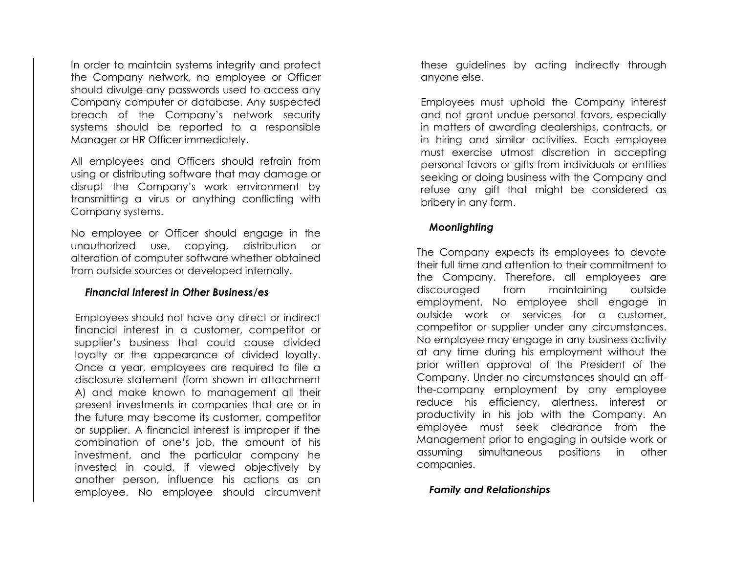In order to maintain systems integrity and protect the Company network, no employee or Officer should divulge any passwords used to access any Company computer or database. Any suspected breach of the Company's network security systems should be reported to a responsible Manager or HR Officer immediately.

All employees and Officers should refrain from using or distributing software that may damage or disrupt the Company's work environment by transmitting a virus or anything conflicting with Company systems.

No employee or Officer should engage in the unauthorized use, copying, distribution or alteration of computer software whether obtained from outside sources or developed internally.

***Financial Interest in Other Business/es***

Employees should not have any direct or indirect financial interest in a customer, competitor or supplier's business that could cause divided loyalty or the appearance of divided loyalty. Once a year, employees are required to file a disclosure statement (form shown in attachment A) and make known to management all their present investments in companies that are or in the future may become its customer, competitor or supplier. A financial interest is improper if the combination of one's job, the amount of his investment, and the particular company he invested in could, if viewed objectively by another person, influence his actions as an employee. No employee should circumvent these guidelines by acting indirectly through anyone else.

Employees must uphold the Company interest and not grant undue personal favors, especially in matters of awarding dealerships, contracts, or in hiring and similar activities. Each employee must exercise utmost discretion in accepting personal favors or gifts from individuals or entities seeking or doing business with the Company and refuse any gift that might be considered as bribery in any form.

***Moonlighting***

The Company expects its employees to devote their full time and attention to their commitment to the Company. Therefore, all employees are discouraged from maintaining outside employment. No employee shall engage in outside work or services for a customer, competitor or supplier under any circumstances. No employee may engage in any business activity at any time during his employment without the prior written approval of the President of the Company. Under no circumstances should an off-the-company employment by any employee reduce his efficiency, alertness, interest or productivity in his job with the Company. An employee must seek clearance from the Management prior to engaging in outside work or assuming simultaneous positions in other companies.

***Family and Relationships***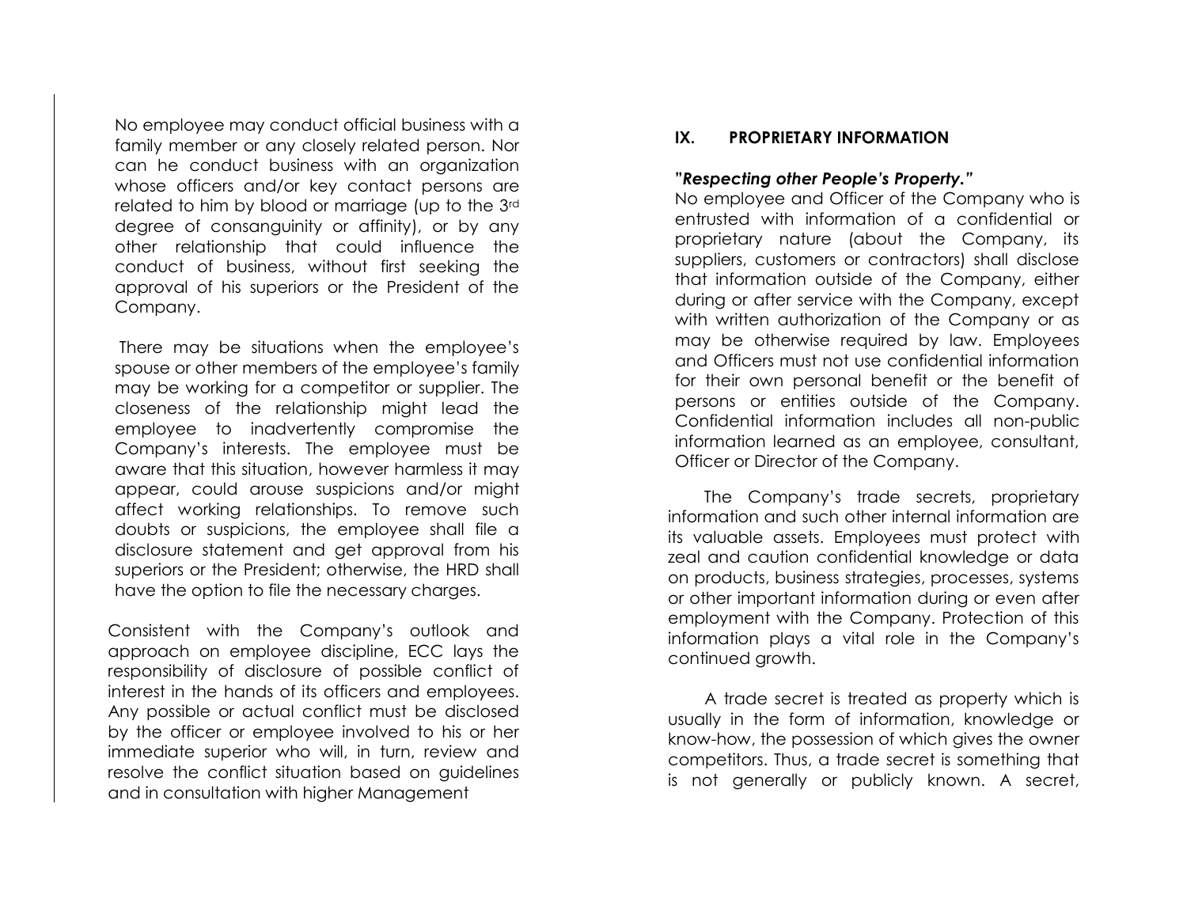No employee may conduct official business with a family member or any closely related person. Nor can he conduct business with an organization whose officers and/or key contact persons are related to him by blood or marriage (up to the 3rd degree of consanguinity or affinity), or by any other relationship that could influence the conduct of business, without first seeking the approval of his superiors or the President of the Company.

There may be situations when the employee's spouse or other members of the employee's family may be working for a competitor or supplier. The closeness of the relationship might lead the employee to inadvertently compromise the Company's interests. The employee must be aware that this situation, however harmless it may appear, could arouse suspicions and/or might affect working relationships. To remove such doubts or suspicions, the employee shall file a disclosure statement and get approval from his superiors or the President; otherwise, the HRD shall have the option to file the necessary charges.

Consistent with the Company's outlook and approach on employee discipline, ECC lays the responsibility of disclosure of possible conflict of interest in the hands of its officers and employees. Any possible or actual conflict must be disclosed by the officer or employee involved to his or her immediate superior who will, in turn, review and resolve the conflict situation based on guidelines and in consultation with higher Management

## IX. PROPRIETARY INFORMATION

***"Respecting other People's Property."***

No employee and Officer of the Company who is entrusted with information of a confidential or proprietary nature (about the Company, its suppliers, customers or contractors) shall disclose that information outside of the Company, either during or after service with the Company, except with written authorization of the Company or as may be otherwise required by law. Employees and Officers must not use confidential information for their own personal benefit or the benefit of persons or entities outside of the Company. Confidential information includes all non-public information learned as an employee, consultant, Officer or Director of the Company.

The Company's trade secrets, proprietary information and such other internal information are its valuable assets. Employees must protect with zeal and caution confidential knowledge or data on products, business strategies, processes, systems or other important information during or even after employment with the Company. Protection of this information plays a vital role in the Company's continued growth.

A trade secret is treated as property which is usually in the form of information, knowledge or know-how, the possession of which gives the owner competitors. Thus, a trade secret is something that is not generally or publicly known. A secret,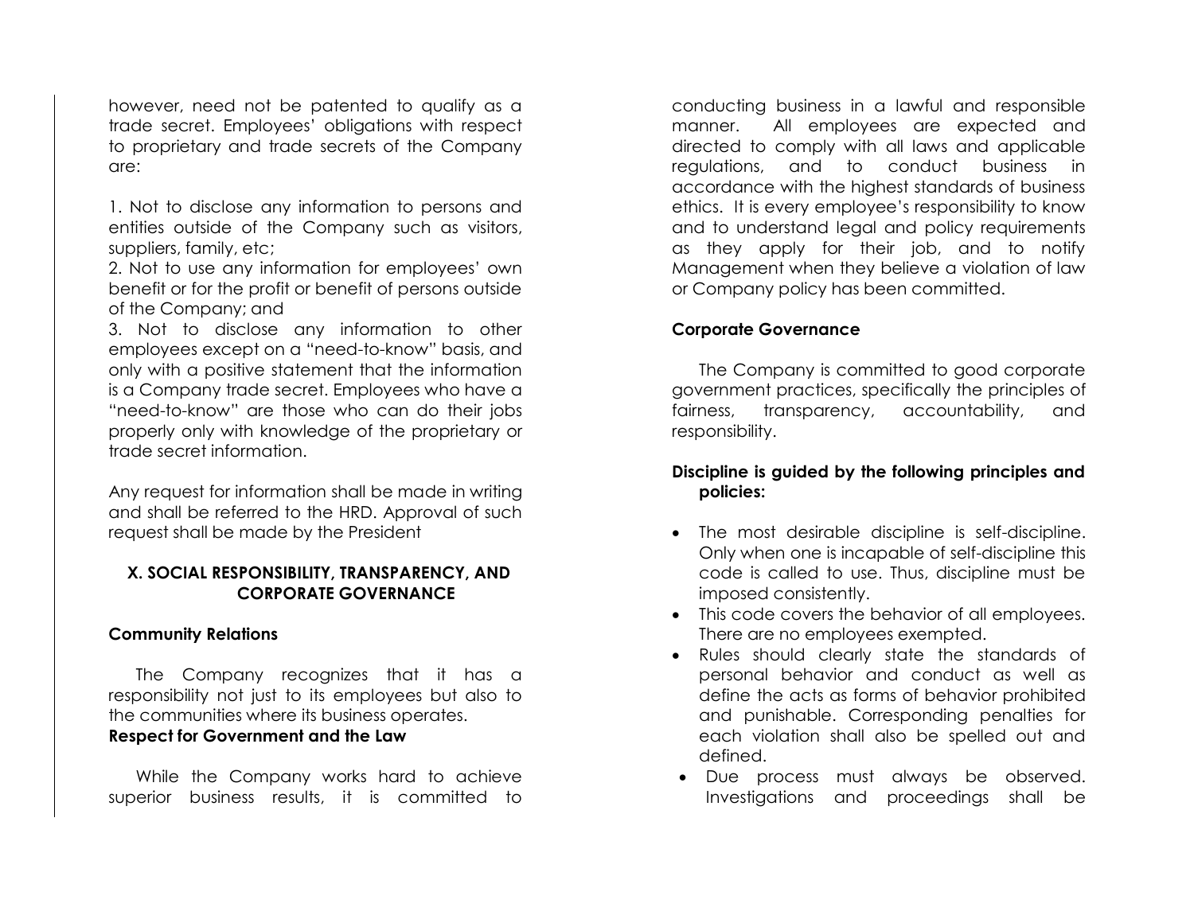however, need not be patented to qualify as a trade secret. Employees' obligations with respect to proprietary and trade secrets of the Company are:

1. Not to disclose any information to persons and entities outside of the Company such as visitors, suppliers, family, etc;
2. Not to use any information for employees' own benefit or for the profit or benefit of persons outside of the Company; and
3. Not to disclose any information to other employees except on a "need-to-know" basis, and only with a positive statement that the information is a Company trade secret. Employees who have a "need-to-know" are those who can do their jobs properly only with knowledge of the proprietary or trade secret information.

Any request for information shall be made in writing and shall be referred to the HRD. Approval of such request shall be made by the President

## X. SOCIAL RESPONSIBILITY, TRANSPARENCY, AND CORPORATE GOVERNANCE

**Community Relations**

The Company recognizes that it has a responsibility not just to its employees but also to the communities where its business operates.

**Respect for Government and the Law**

While the Company works hard to achieve superior business results, it is committed to conducting business in a lawful and responsible manner. All employees are expected and directed to comply with all laws and applicable regulations, and to conduct business in accordance with the highest standards of business ethics. It is every employee's responsibility to know and to understand legal and policy requirements as they apply for their job, and to notify Management when they believe a violation of law or Company policy has been committed.

**Corporate Governance**

The Company is committed to good corporate government practices, specifically the principles of fairness, transparency, accountability, and responsibility.

**Discipline is guided by the following principles and policies:**

- The most desirable discipline is self-discipline. Only when one is incapable of self-discipline this code is called to use. Thus, discipline must be imposed consistently.
- This code covers the behavior of all employees. There are no employees exempted.
- Rules should clearly state the standards of personal behavior and conduct as well as define the acts as forms of behavior prohibited and punishable. Corresponding penalties for each violation shall also be spelled out and defined.
- Due process must always be observed. Investigations and proceedings shall be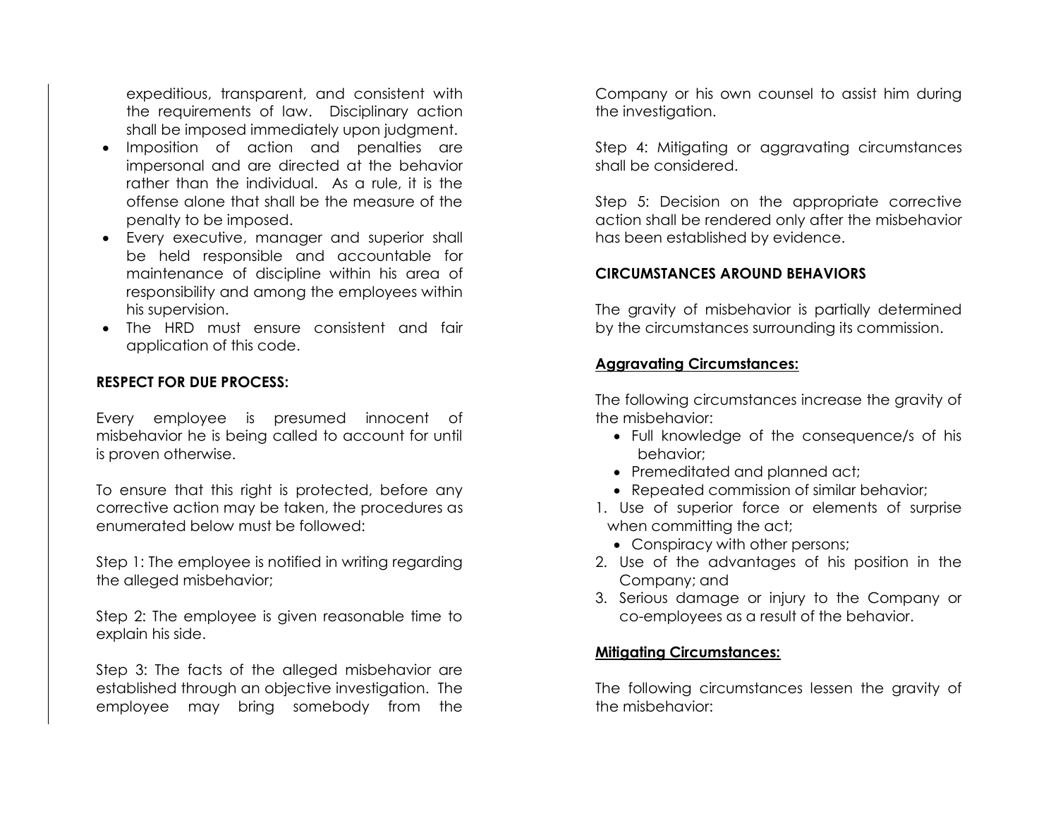expeditious, transparent, and consistent with the requirements of law. Disciplinary action shall be imposed immediately upon judgment.

- Imposition of action and penalties are impersonal and are directed at the behavior rather than the individual. As a rule, it is the offense alone that shall be the measure of the penalty to be imposed.
- Every executive, manager and superior shall be held responsible and accountable for maintenance of discipline within his area of responsibility and among the employees within his supervision.
- The HRD must ensure consistent and fair application of this code.

**RESPECT FOR DUE PROCESS:**

Every employee is presumed innocent of misbehavior he is being called to account for until is proven otherwise.

To ensure that this right is protected, before any corrective action may be taken, the procedures as enumerated below must be followed:

Step 1: The employee is notified in writing regarding the alleged misbehavior;

Step 2: The employee is given reasonable time to explain his side.

Step 3: The facts of the alleged misbehavior are established through an objective investigation. The employee may bring somebody from the Company or his own counsel to assist him during the investigation.

Step 4: Mitigating or aggravating circumstances shall be considered.

Step 5: Decision on the appropriate corrective action shall be rendered only after the misbehavior has been established by evidence.

**CIRCUMSTANCES AROUND BEHAVIORS**

The gravity of misbehavior is partially determined by the circumstances surrounding its commission.

**Aggravating Circumstances:**

The following circumstances increase the gravity of the misbehavior:

- Full knowledge of the consequence/s of his behavior;
- Premeditated and planned act;
- Repeated commission of similar behavior;

1. Use of superior force or elements of surprise when committing the act;

- Conspiracy with other persons;

2. Use of the advantages of his position in the Company; and
3. Serious damage or injury to the Company or co-employees as a result of the behavior.

**Mitigating Circumstances:**

The following circumstances lessen the gravity of the misbehavior: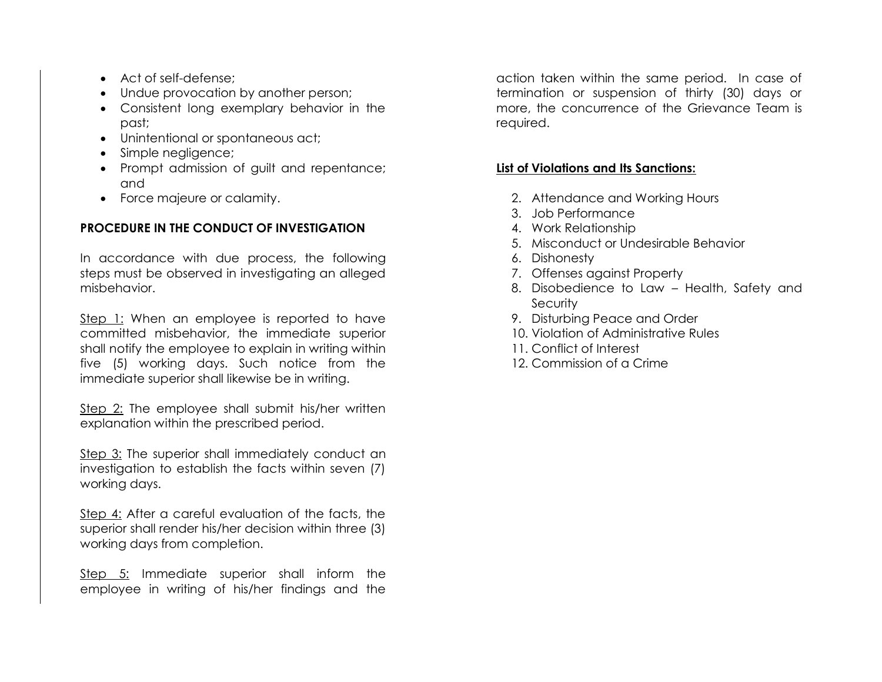- Act of self-defense;
- Undue provocation by another person;
- Consistent long exemplary behavior in the past;
- Unintentional or spontaneous act;
- Simple negligence;
- Prompt admission of guilt and repentance; and
- Force majeure or calamity.

**PROCEDURE IN THE CONDUCT OF INVESTIGATION**

In accordance with due process, the following steps must be observed in investigating an alleged misbehavior.

Step 1: When an employee is reported to have committed misbehavior, the immediate superior shall notify the employee to explain in writing within five (5) working days. Such notice from the immediate superior shall likewise be in writing.

Step 2: The employee shall submit his/her written explanation within the prescribed period.

Step 3: The superior shall immediately conduct an investigation to establish the facts within seven (7) working days.

Step 4: After a careful evaluation of the facts, the superior shall render his/her decision within three (3) working days from completion.

Step 5: Immediate superior shall inform the employee in writing of his/her findings and the action taken within the same period. In case of termination or suspension of thirty (30) days or more, the concurrence of the Grievance Team is required.

**List of Violations and Its Sanctions:**

2. Attendance and Working Hours
3. Job Performance
4. Work Relationship
5. Misconduct or Undesirable Behavior
6. Dishonesty
7. Offenses against Property
8. Disobedience to Law – Health, Safety and Security
9. Disturbing Peace and Order
10. Violation of Administrative Rules
11. Conflict of Interest
12. Commission of a Crime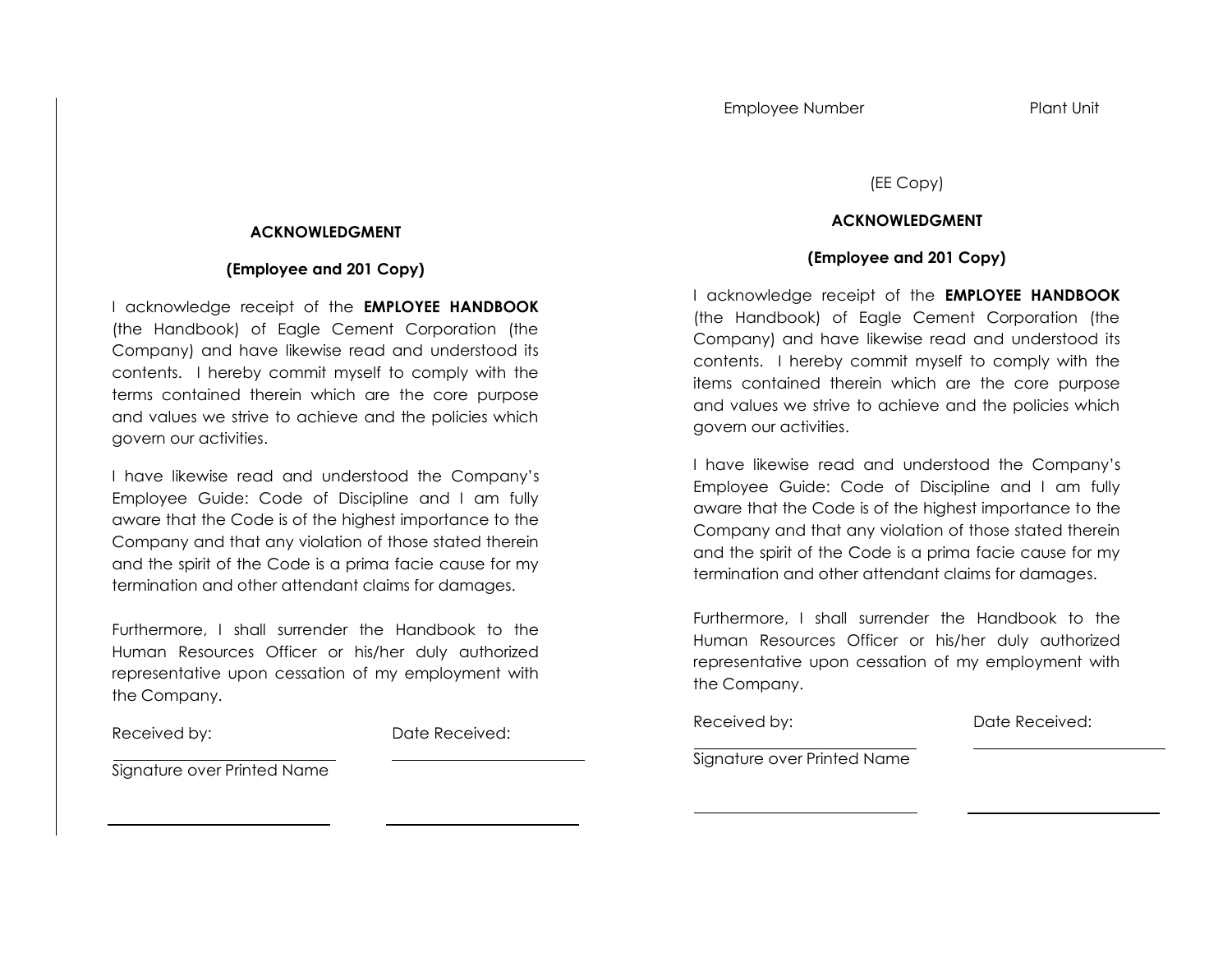## ACKNOWLEDGMENT

### (Employee and 201 Copy)

I acknowledge receipt of the **EMPLOYEE HANDBOOK** (the Handbook) of Eagle Cement Corporation (the Company) and have likewise read and understood its contents. I hereby commit myself to comply with the terms contained therein which are the core purpose and values we strive to achieve and the policies which govern our activities.

I have likewise read and understood the Company's Employee Guide: Code of Discipline and I am fully aware that the Code is of the highest importance to the Company and that any violation of those stated therein and the spirit of the Code is a prima facie cause for my termination and other attendant claims for damages.

Furthermore, I shall surrender the Handbook to the Human Resources Officer or his/her duly authorized representative upon cessation of my employment with the Company.

Received by: ______________________ Date Received: ______________________

Signature over Printed Name

______________________ ______________________

---

Employee Number Plant Unit

(EE Copy)

## ACKNOWLEDGMENT

### (Employee and 201 Copy)

I acknowledge receipt of the **EMPLOYEE HANDBOOK** (the Handbook) of Eagle Cement Corporation (the Company) and have likewise read and understood its contents. I hereby commit myself to comply with the items contained therein which are the core purpose and values we strive to achieve and the policies which govern our activities.

I have likewise read and understood the Company's Employee Guide: Code of Discipline and I am fully aware that the Code is of the highest importance to the Company and that any violation of those stated therein and the spirit of the Code is a prima facie cause for my termination and other attendant claims for damages.

Furthermore, I shall surrender the Handbook to the Human Resources Officer or his/her duly authorized representative upon cessation of my employment with the Company.

Received by: ______________________ Date Received: ______________________

Signature over Printed Name

______________________ ______________________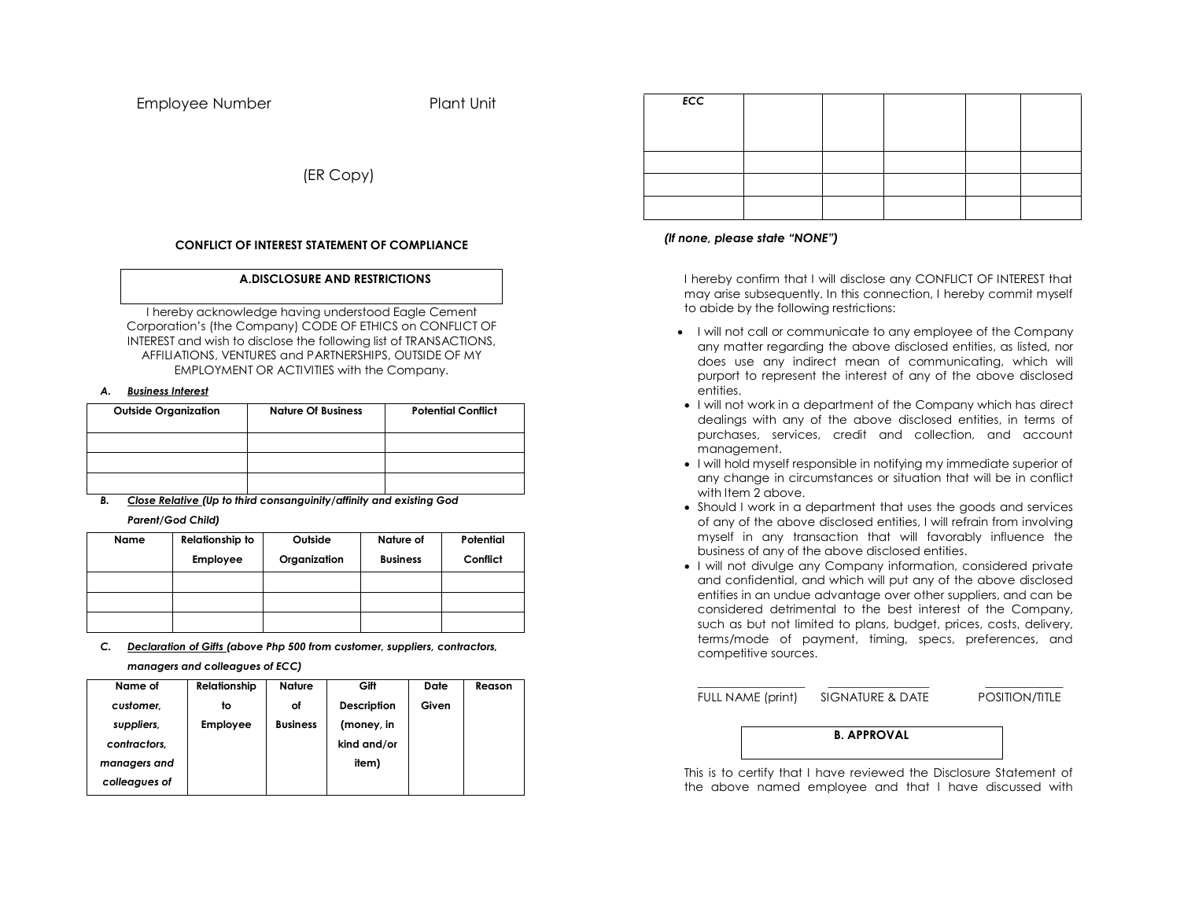Employee Number Plant Unit

(ER Copy)

**CONFLICT OF INTEREST STATEMENT OF COMPLIANCE**

**A.DISCLOSURE AND RESTRICTIONS**

I hereby acknowledge having understood Eagle Cement Corporation's (the Company) CODE OF ETHICS on CONFLICT OF INTEREST and wish to disclose the following list of TRANSACTIONS, AFFILIATIONS, VENTURES and PARTNERSHIPS, OUTSIDE OF MY EMPLOYMENT OR ACTIVITIES with the Company.

***A. Business Interest***

| Outside Organization | Nature Of Business | Potential Conflict |
|---|---|---|
| | | |
| | | |
| | | |

***B. Close Relative (Up to third consanguinity/affinity and existing God Parent/God Child)***

| Name | Relationship to Employee | Outside Organization | Nature of Business | Potential Conflict |
|---|---|---|---|---|
| | | | | |
| | | | | |
| | | | | |

***C. Declaration of Gifts (above Php 500 from customer, suppliers, contractors, managers and colleagues of ECC)***

| Name of *customer, suppliers, contractors, managers and colleagues of ECC* | Relationship to Employee | Nature of Business | Gift Description (money, in kind and/or item) | Date Given | Reason |
|---|---|---|---|---|---|
| | | | | | |
| | | | | | |
| | | | | | |
| | | | | | |

***(If none, please state "NONE")***

I hereby confirm that I will disclose any CONFLICT OF INTEREST that may arise subsequently. In this connection, I hereby commit myself to abide by the following restrictions:

- I will not call or communicate to any employee of the Company any matter regarding the above disclosed entities, as listed, nor does use any indirect mean of communicating, which will purport to represent the interest of any of the above disclosed entities.
- I will not work in a department of the Company which has direct dealings with any of the above disclosed entities, in terms of purchases, services, credit and collection, and account management.
- I will hold myself responsible in notifying my immediate superior of any change in circumstances or situation that will be in conflict with Item 2 above.
- Should I work in a department that uses the goods and services of any of the above disclosed entities, I will refrain from involving myself in any transaction that will favorably influence the business of any of the above disclosed entities.
- I will not divulge any Company information, considered private and confidential, and which will put any of the above disclosed entities in an undue advantage over other suppliers, and can be considered detrimental to the best interest of the Company, such as but not limited to plans, budget, prices, costs, delivery, terms/mode of payment, timing, specs, preferences, and competitive sources.

\_\_\_\_\_\_\_\_\_\_\_\_\_\_\_\_ \_\_\_\_\_\_\_\_\_\_\_\_\_\_\_\_ \_\_\_\_\_\_\_\_\_\_\_\_\_\_\_\_

FULL NAME (print) SIGNATURE & DATE POSITION/TITLE

**B. APPROVAL**

This is to certify that I have reviewed the Disclosure Statement of the above named employee and that I have discussed with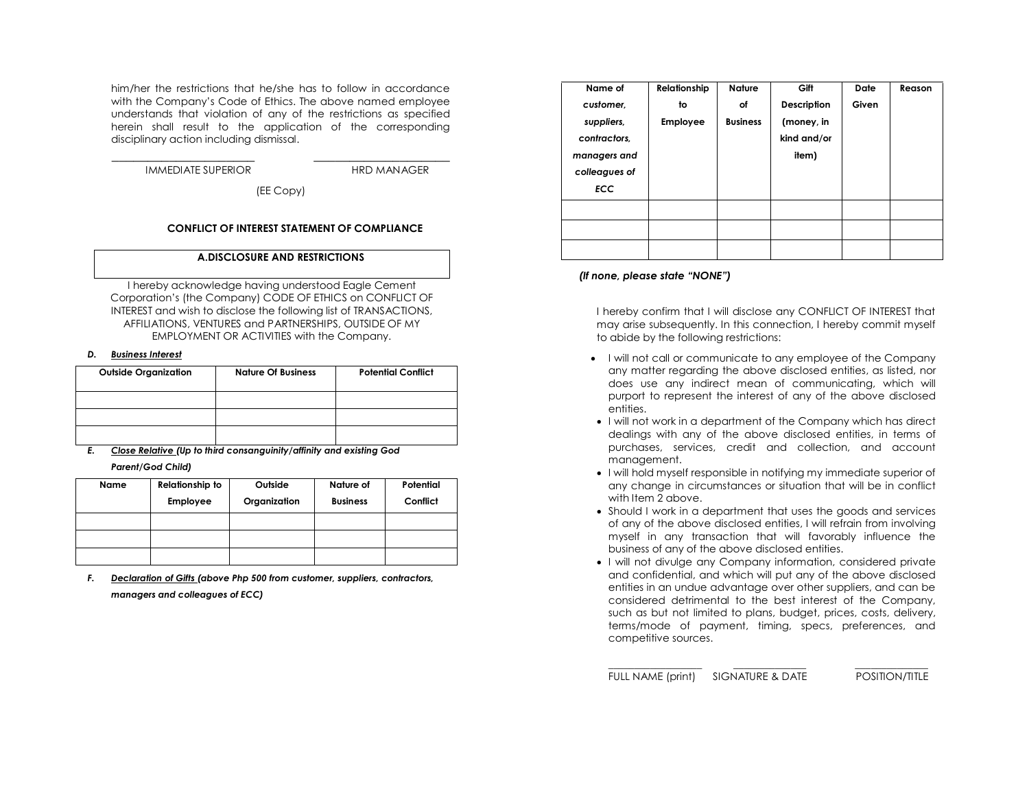him/her the restrictions that he/she has to follow in accordance with the Company's Code of Ethics. The above named employee understands that violation of any of the restrictions as specified herein shall result to the application of the corresponding disciplinary action including dismissal.

\_\_\_\_\_\_\_\_\_\_\_\_\_\_\_\_\_\_\_\_\_\_\_\_\_ \_\_\_\_\_\_\_\_\_\_\_\_\_\_\_\_\_\_\_\_\_\_\_\_\_

IMMEDIATE SUPERIOR HRD MANAGER

(EE Copy)

## CONFLICT OF INTEREST STATEMENT OF COMPLIANCE

### A.DISCLOSURE AND RESTRICTIONS

I hereby acknowledge having understood Eagle Cement Corporation's (the Company) CODE OF ETHICS on CONFLICT OF INTEREST and wish to disclose the following list of TRANSACTIONS, AFFILIATIONS, VENTURES and PARTNERSHIPS, OUTSIDE OF MY EMPLOYMENT OR ACTIVITIES with the Company.

**D. *Business Interest***

| Outside Organization | Nature Of Business | Potential Conflict |
|---|---|---|
| | | |
| | | |
| | | |

**E. *Close Relative (Up to third consanguinity/affinity and existing God Parent/God Child)***

| Name | Relationship to Employee | Outside Organization | Nature of Business | Potential Conflict |
|---|---|---|---|---|
| | | | | |
| | | | | |
| | | | | |

**F. *Declaration of Gifts (above Php 500 from customer, suppliers, contractors, managers and colleagues of ECC)***

| Name of *customer, suppliers, contractors, managers and colleagues of ECC* | Relationship to Employee | Nature of Business | Gift Description (money, in kind and/or item) | Date Given | Reason |
|---|---|---|---|---|---|
| | | | | | |
| | | | | | |
| | | | | | |

***(If none, please state "NONE")***

I hereby confirm that I will disclose any CONFLICT OF INTEREST that may arise subsequently. In this connection, I hereby commit myself to abide by the following restrictions:

- I will not call or communicate to any employee of the Company any matter regarding the above disclosed entities, as listed, nor does use any indirect mean of communicating, which will purport to represent the interest of any of the above disclosed entities.
- I will not work in a department of the Company which has direct dealings with any of the above disclosed entities, in terms of purchases, services, credit and collection, and account management.
- I will hold myself responsible in notifying my immediate superior of any change in circumstances or situation that will be in conflict with Item 2 above.
- Should I work in a department that uses the goods and services of any of the above disclosed entities, I will refrain from involving myself in any transaction that will favorably influence the business of any of the above disclosed entities.
- I will not divulge any Company information, considered private and confidential, and which will put any of the above disclosed entities in an undue advantage over other suppliers, and can be considered detrimental to the best interest of the Company, such as but not limited to plans, budget, prices, costs, delivery, terms/mode of payment, timing, specs, preferences, and competitive sources.

\_\_\_\_\_\_\_\_\_\_\_\_\_\_\_\_\_\_ \_\_\_\_\_\_\_\_\_\_\_\_\_\_ \_\_\_\_\_\_\_\_\_\_\_\_\_\_

FULL NAME (print) SIGNATURE & DATE POSITION/TITLE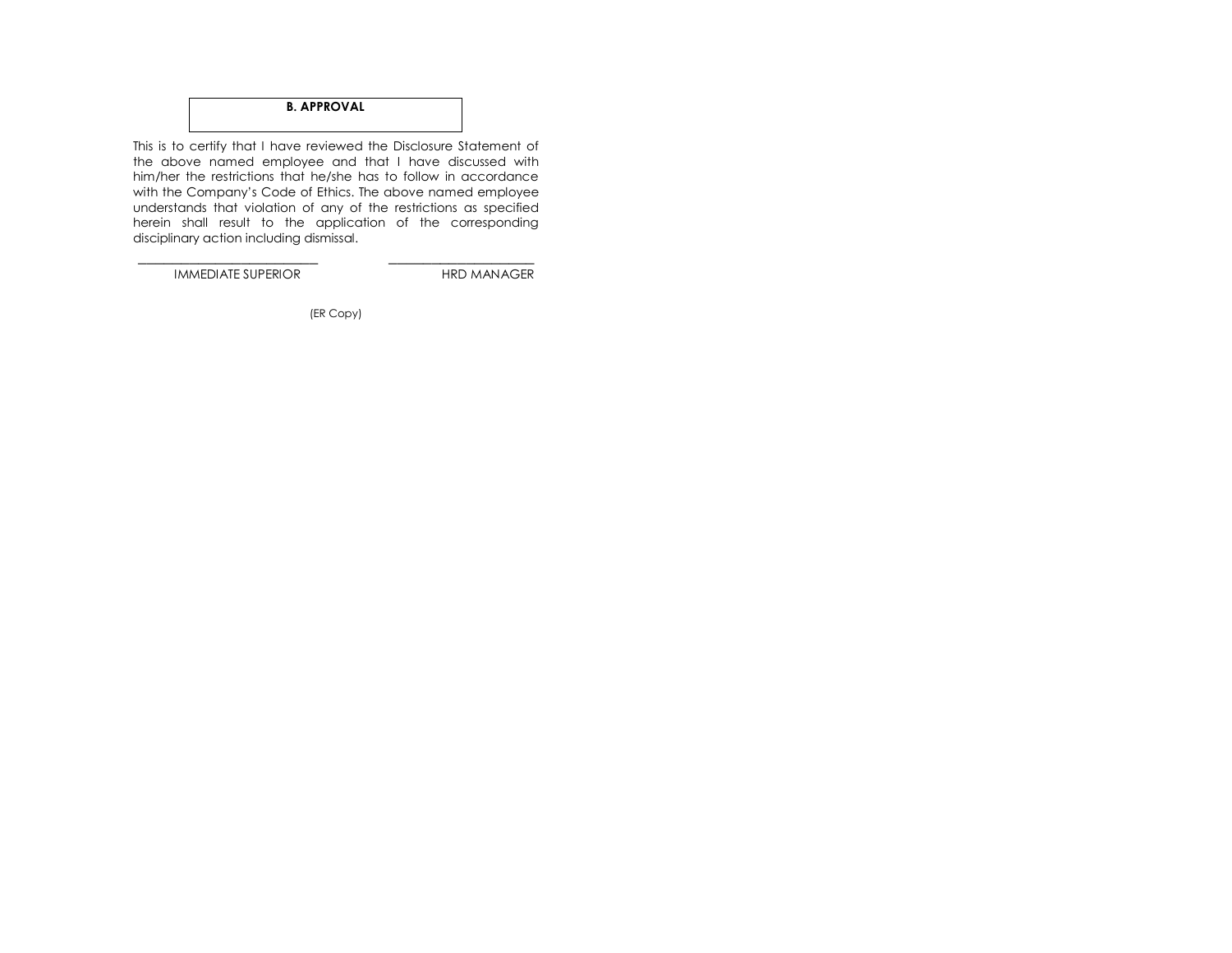## B. APPROVAL

This is to certify that I have reviewed the Disclosure Statement of the above named employee and that I have discussed with him/her the restrictions that he/she has to follow in accordance with the Company's Code of Ethics. The above named employee understands that violation of any of the restrictions as specified herein shall result to the application of the corresponding disciplinary action including dismissal.

| | |
|---|---|
| ___________________________ | ______________________ |
| IMMEDIATE SUPERIOR | HRD MANAGER |

(ER Copy)